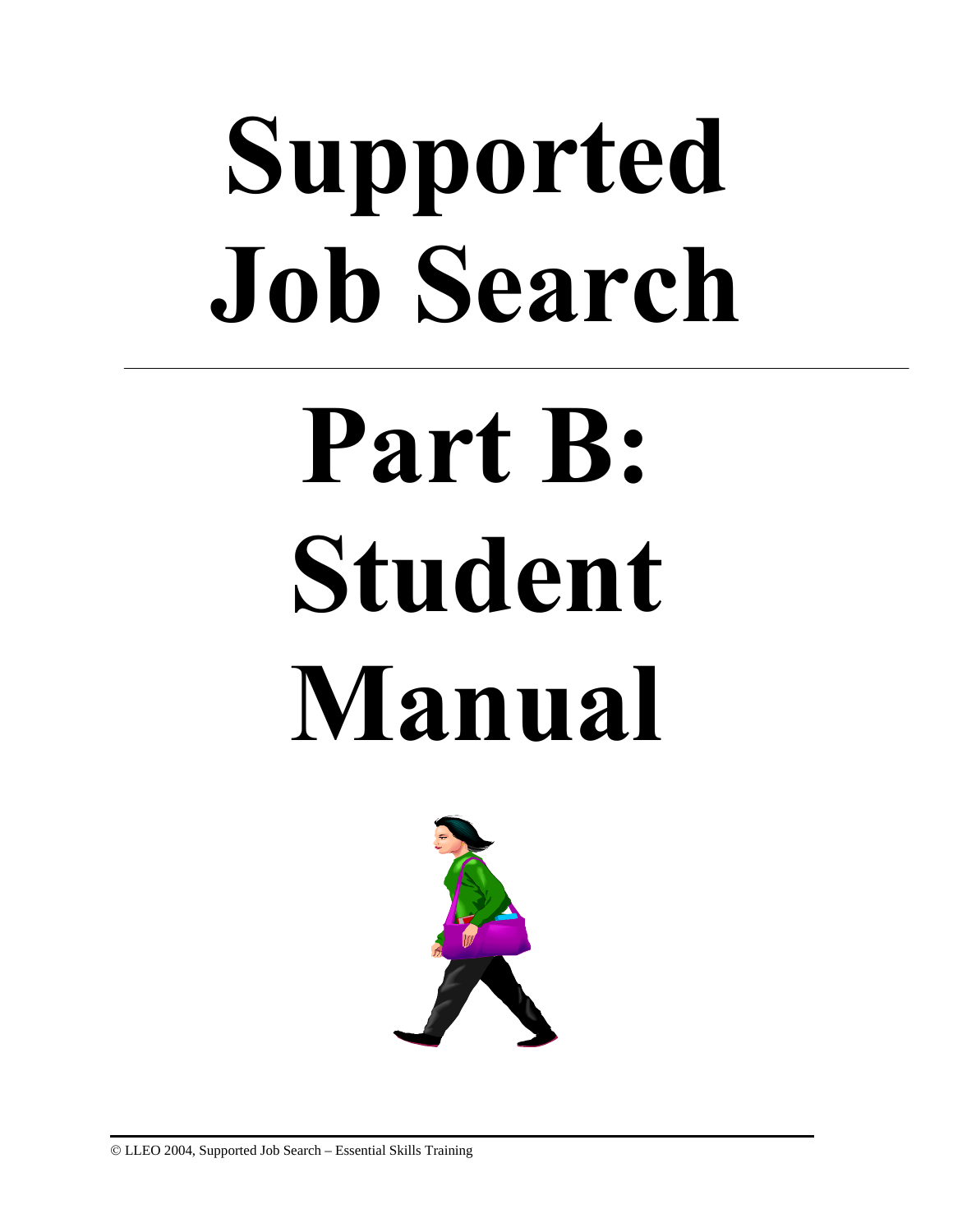# Supported Job Search

# Part B: Student Manual

© LLEO 2004, Supported Job Search – Essential Skills Training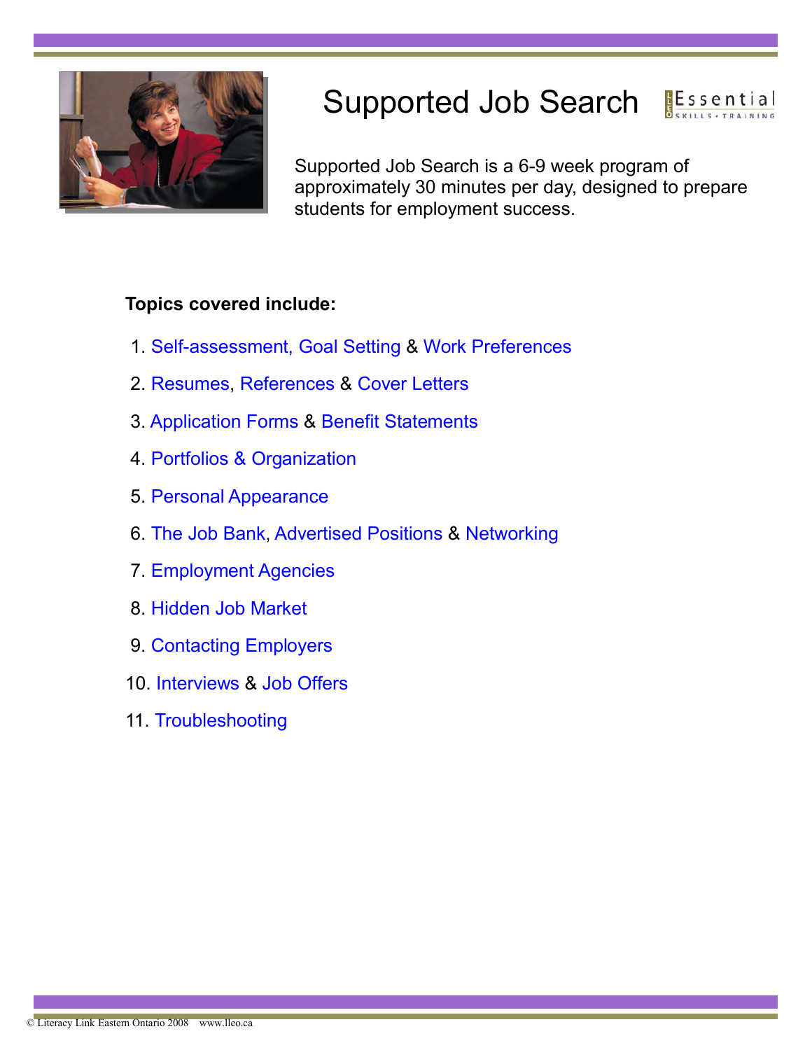# Supported Job Search

Supported Job Search is a 6-9 week program of approximately 30 minutes per day, designed to prepare students for employment success.

**Topics covered include:**

1. Self-assessment, Goal Setting & Work Preferences
2. Resumes, References & Cover Letters
3. Application Forms & Benefit Statements
4. Portfolios & Organization
5. Personal Appearance
6. The Job Bank, Advertised Positions & Networking
7. Employment Agencies
8. Hidden Job Market
9. Contacting Employers
10. Interviews & Job Offers
11. Troubleshooting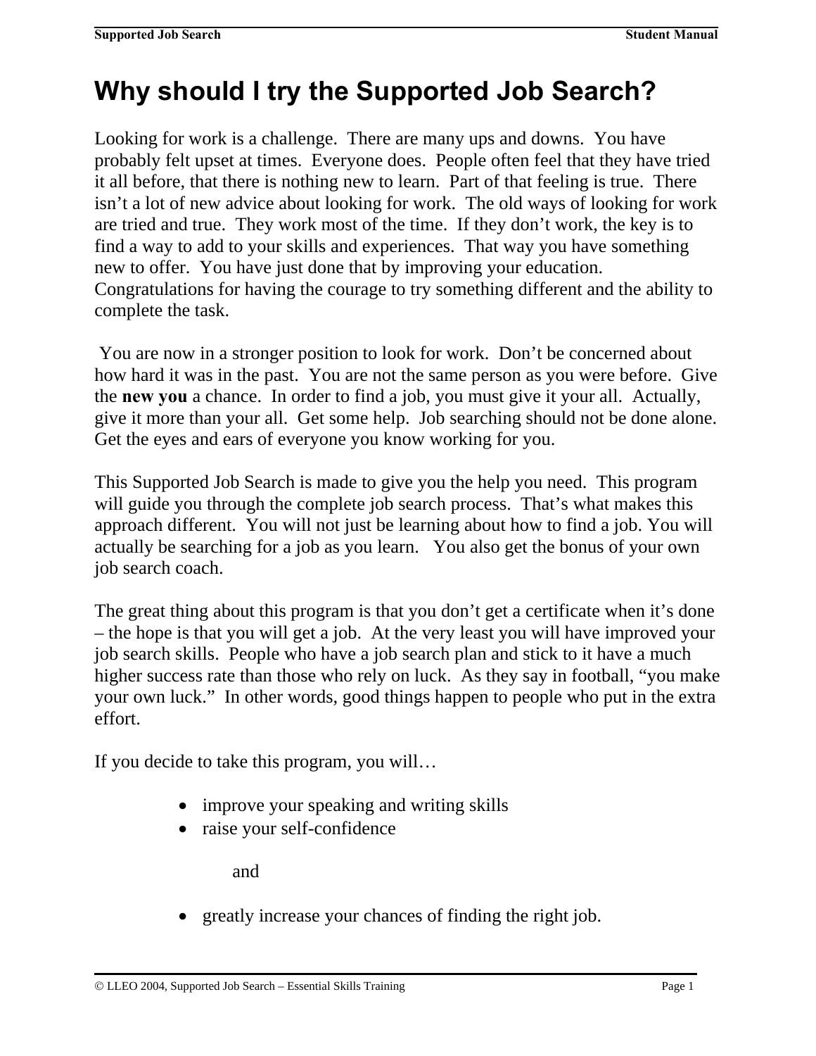# Why should I try the Supported Job Search?

Looking for work is a challenge. There are many ups and downs. You have probably felt upset at times. Everyone does. People often feel that they have tried it all before, that there is nothing new to learn. Part of that feeling is true. There isn't a lot of new advice about looking for work. The old ways of looking for work are tried and true. They work most of the time. If they don't work, the key is to find a way to add to your skills and experiences. That way you have something new to offer. You have just done that by improving your education. Congratulations for having the courage to try something different and the ability to complete the task.

You are now in a stronger position to look for work. Don't be concerned about how hard it was in the past. You are not the same person as you were before. Give the **new you** a chance. In order to find a job, you must give it your all. Actually, give it more than your all. Get some help. Job searching should not be done alone. Get the eyes and ears of everyone you know working for you.

This Supported Job Search is made to give you the help you need. This program will guide you through the complete job search process. That's what makes this approach different. You will not just be learning about how to find a job. You will actually be searching for a job as you learn. You also get the bonus of your own job search coach.

The great thing about this program is that you don't get a certificate when it's done – the hope is that you will get a job. At the very least you will have improved your job search skills. People who have a job search plan and stick to it have a much higher success rate than those who rely on luck. As they say in football, "you make your own luck." In other words, good things happen to people who put in the extra effort.

If you decide to take this program, you will…

- improve your speaking and writing skills
- raise your self-confidence

  and

- greatly increase your chances of finding the right job.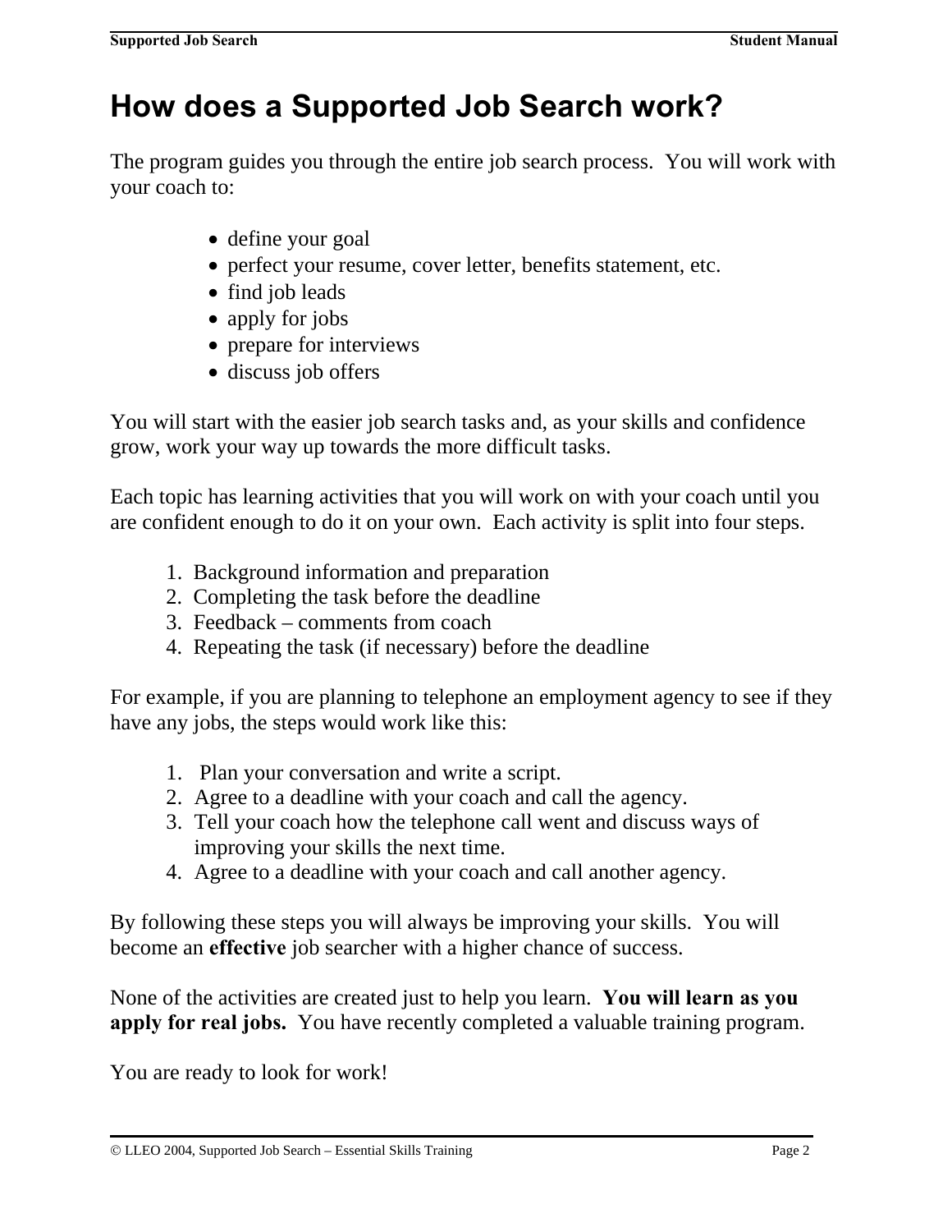# How does a Supported Job Search work?

The program guides you through the entire job search process. You will work with your coach to:

- define your goal
- perfect your resume, cover letter, benefits statement, etc.
- find job leads
- apply for jobs
- prepare for interviews
- discuss job offers

You will start with the easier job search tasks and, as your skills and confidence grow, work your way up towards the more difficult tasks.

Each topic has learning activities that you will work on with your coach until you are confident enough to do it on your own. Each activity is split into four steps.

1. Background information and preparation
2. Completing the task before the deadline
3. Feedback – comments from coach
4. Repeating the task (if necessary) before the deadline

For example, if you are planning to telephone an employment agency to see if they have any jobs, the steps would work like this:

1. Plan your conversation and write a script.
2. Agree to a deadline with your coach and call the agency.
3. Tell your coach how the telephone call went and discuss ways of improving your skills the next time.
4. Agree to a deadline with your coach and call another agency.

By following these steps you will always be improving your skills. You will become an **effective** job searcher with a higher chance of success.

None of the activities are created just to help you learn. **You will learn as you apply for real jobs.** You have recently completed a valuable training program.

You are ready to look for work!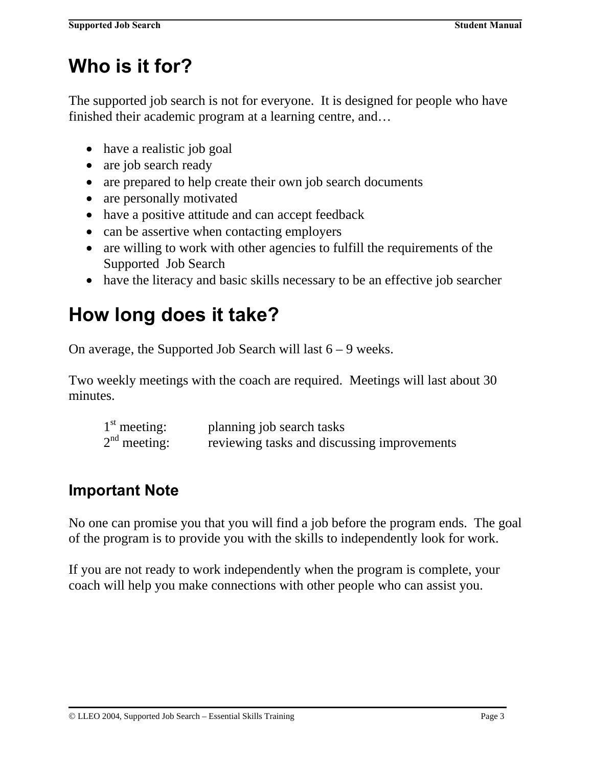# Who is it for?

The supported job search is not for everyone. It is designed for people who have finished their academic program at a learning centre, and…

- have a realistic job goal
- are job search ready
- are prepared to help create their own job search documents
- are personally motivated
- have a positive attitude and can accept feedback
- can be assertive when contacting employers
- are willing to work with other agencies to fulfill the requirements of the Supported Job Search
- have the literacy and basic skills necessary to be an effective job searcher

# How long does it take?

On average, the Supported Job Search will last 6 – 9 weeks.

Two weekly meetings with the coach are required. Meetings will last about 30 minutes.

1st meeting: planning job search tasks
2nd meeting: reviewing tasks and discussing improvements

## Important Note

No one can promise you that you will find a job before the program ends. The goal of the program is to provide you with the skills to independently look for work.

If you are not ready to work independently when the program is complete, your coach will help you make connections with other people who can assist you.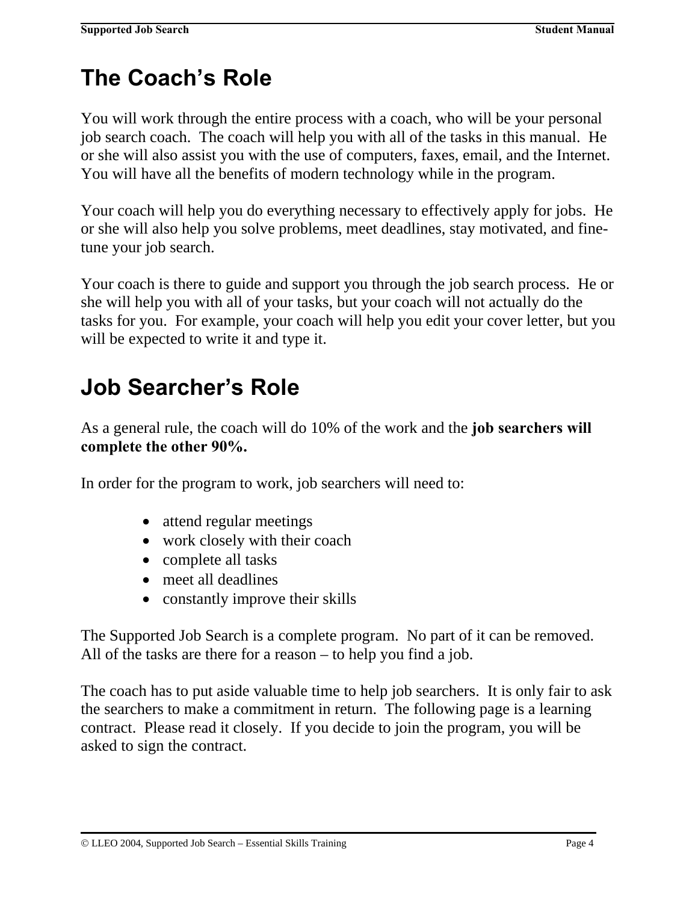# The Coach's Role

You will work through the entire process with a coach, who will be your personal job search coach. The coach will help you with all of the tasks in this manual. He or she will also assist you with the use of computers, faxes, email, and the Internet. You will have all the benefits of modern technology while in the program.

Your coach will help you do everything necessary to effectively apply for jobs. He or she will also help you solve problems, meet deadlines, stay motivated, and fine-tune your job search.

Your coach is there to guide and support you through the job search process. He or she will help you with all of your tasks, but your coach will not actually do the tasks for you. For example, your coach will help you edit your cover letter, but you will be expected to write it and type it.

# Job Searcher's Role

As a general rule, the coach will do 10% of the work and the **job searchers will complete the other 90%.**

In order for the program to work, job searchers will need to:

- attend regular meetings
- work closely with their coach
- complete all tasks
- meet all deadlines
- constantly improve their skills

The Supported Job Search is a complete program. No part of it can be removed. All of the tasks are there for a reason – to help you find a job.

The coach has to put aside valuable time to help job searchers. It is only fair to ask the searchers to make a commitment in return. The following page is a learning contract. Please read it closely. If you decide to join the program, you will be asked to sign the contract.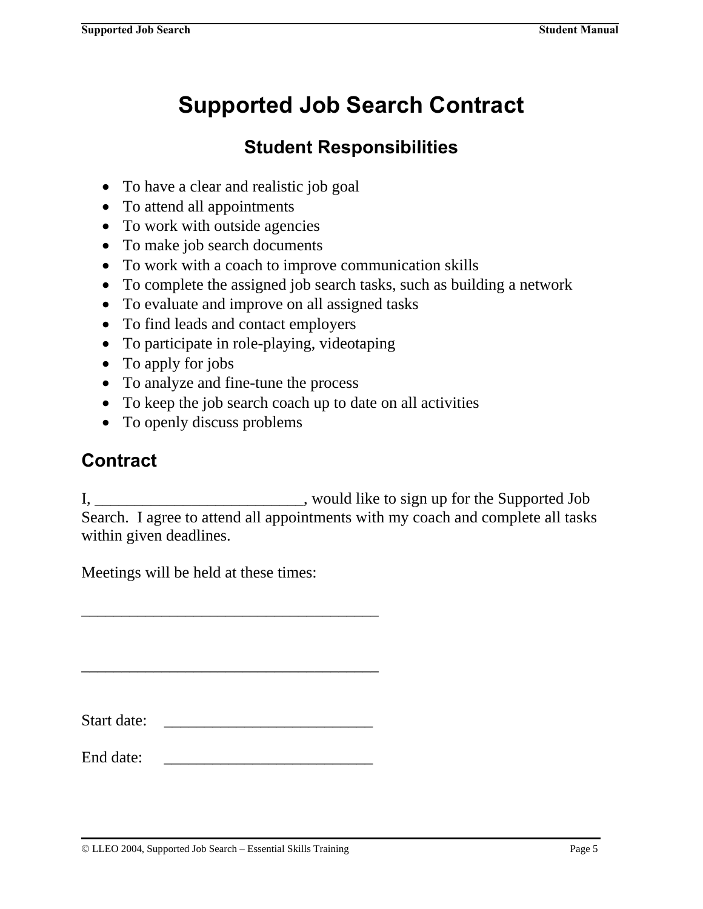# Supported Job Search Contract

## Student Responsibilities

- To have a clear and realistic job goal
- To attend all appointments
- To work with outside agencies
- To make job search documents
- To work with a coach to improve communication skills
- To complete the assigned job search tasks, such as building a network
- To evaluate and improve on all assigned tasks
- To find leads and contact employers
- To participate in role-playing, videotaping
- To apply for jobs
- To analyze and fine-tune the process
- To keep the job search coach up to date on all activities
- To openly discuss problems

## Contract

I, __________________________, would like to sign up for the Supported Job Search. I agree to attend all appointments with my coach and complete all tasks within given deadlines.

Meetings will be held at these times:

_____________________________________

_____________________________________

Start date: __________________________

End date: __________________________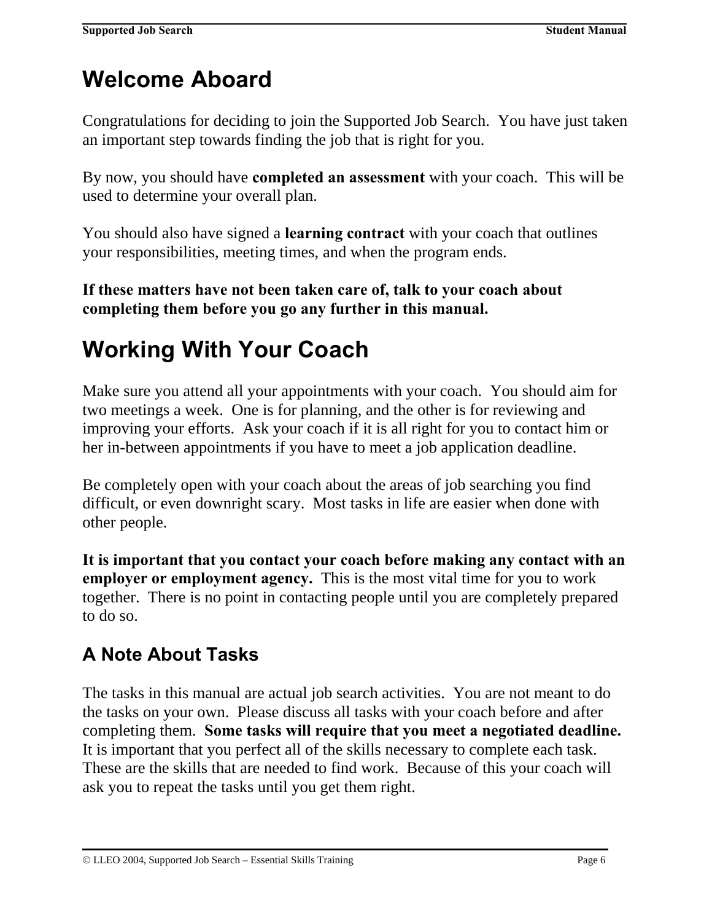# Welcome Aboard

Congratulations for deciding to join the Supported Job Search. You have just taken an important step towards finding the job that is right for you.

By now, you should have **completed an assessment** with your coach. This will be used to determine your overall plan.

You should also have signed a **learning contract** with your coach that outlines your responsibilities, meeting times, and when the program ends.

**If these matters have not been taken care of, talk to your coach about completing them before you go any further in this manual.**

# Working With Your Coach

Make sure you attend all your appointments with your coach. You should aim for two meetings a week. One is for planning, and the other is for reviewing and improving your efforts. Ask your coach if it is all right for you to contact him or her in-between appointments if you have to meet a job application deadline.

Be completely open with your coach about the areas of job searching you find difficult, or even downright scary. Most tasks in life are easier when done with other people.

**It is important that you contact your coach before making any contact with an employer or employment agency.** This is the most vital time for you to work together. There is no point in contacting people until you are completely prepared to do so.

## A Note About Tasks

The tasks in this manual are actual job search activities. You are not meant to do the tasks on your own. Please discuss all tasks with your coach before and after completing them. **Some tasks will require that you meet a negotiated deadline.** It is important that you perfect all of the skills necessary to complete each task. These are the skills that are needed to find work. Because of this your coach will ask you to repeat the tasks until you get them right.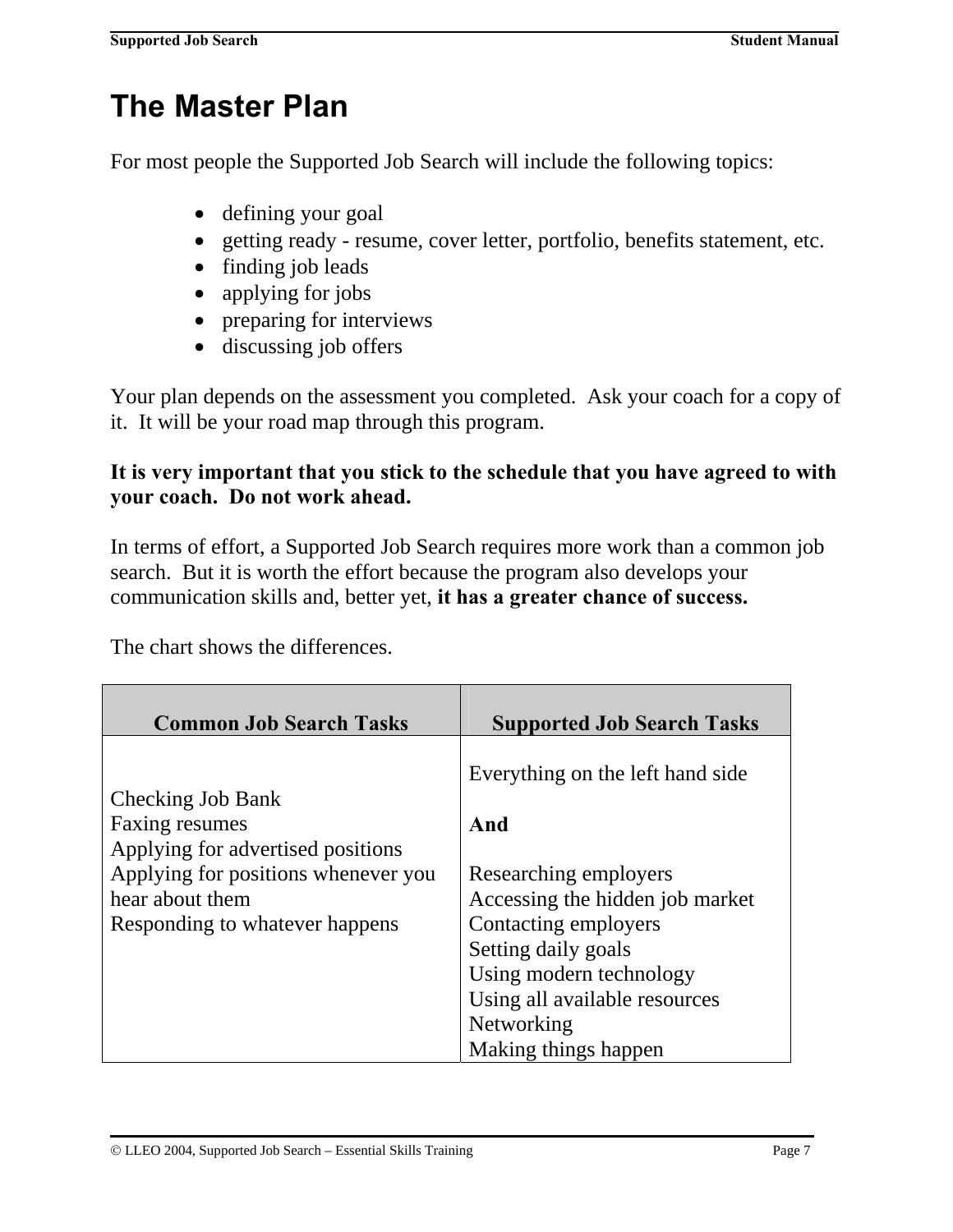# The Master Plan

For most people the Supported Job Search will include the following topics:

- defining your goal
- getting ready - resume, cover letter, portfolio, benefits statement, etc.
- finding job leads
- applying for jobs
- preparing for interviews
- discussing job offers

Your plan depends on the assessment you completed. Ask your coach for a copy of it. It will be your road map through this program.

**It is very important that you stick to the schedule that you have agreed to with your coach. Do not work ahead.**

In terms of effort, a Supported Job Search requires more work than a common job search. But it is worth the effort because the program also develops your communication skills and, better yet, **it has a greater chance of success.**

The chart shows the differences.

| Common Job Search Tasks | Supported Job Search Tasks |
| --- | --- |
| Checking Job Bank<br>Faxing resumes<br>Applying for advertised positions<br>Applying for positions whenever you hear about them<br>Responding to whatever happens | Everything on the left hand side<br><br>**And**<br><br>Researching employers<br>Accessing the hidden job market<br>Contacting employers<br>Setting daily goals<br>Using modern technology<br>Using all available resources<br>Networking<br>Making things happen |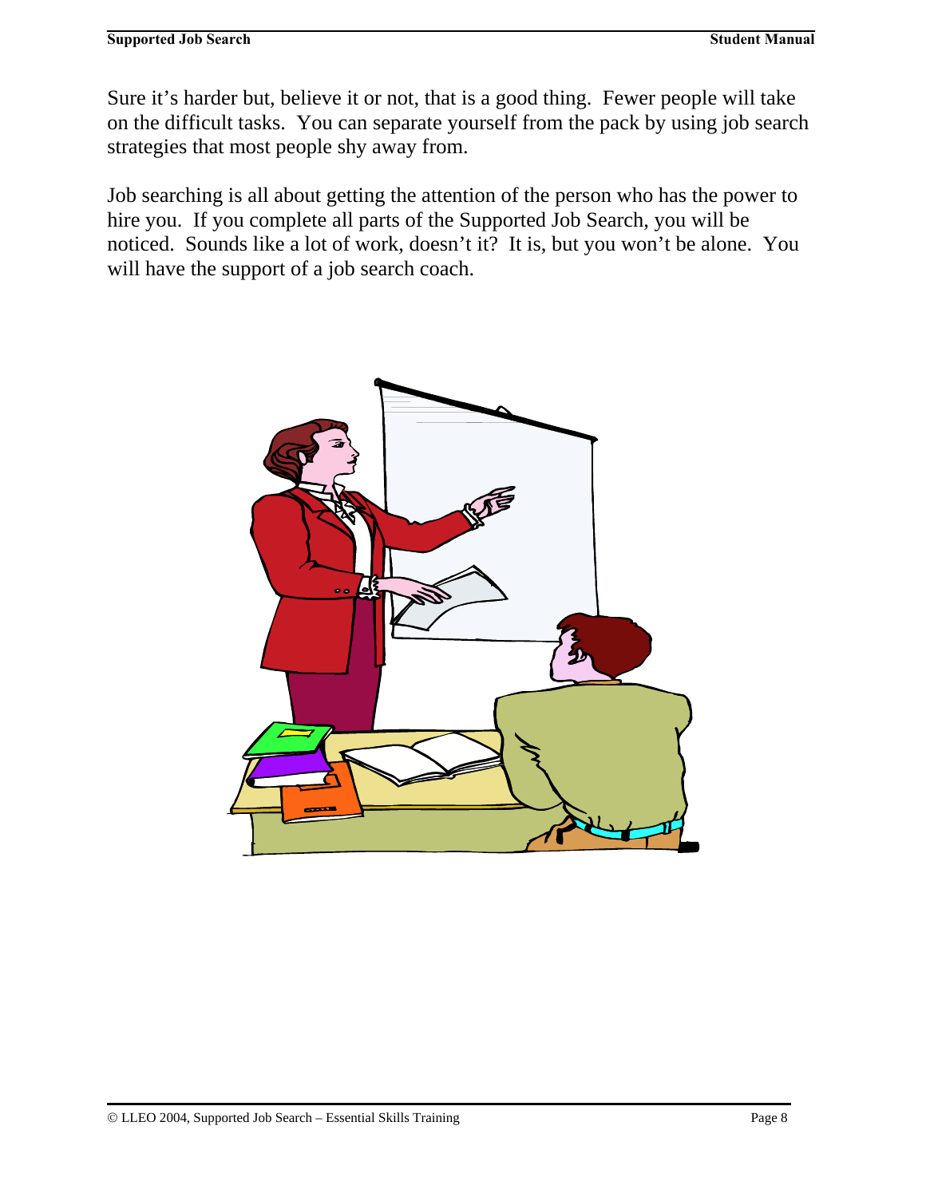Sure it's harder but, believe it or not, that is a good thing. Fewer people will take on the difficult tasks. You can separate yourself from the pack by using job search strategies that most people shy away from.

Job searching is all about getting the attention of the person who has the power to hire you. If you complete all parts of the Supported Job Search, you will be noticed. Sounds like a lot of work, doesn't it? It is, but you won't be alone. You will have the support of a job search coach.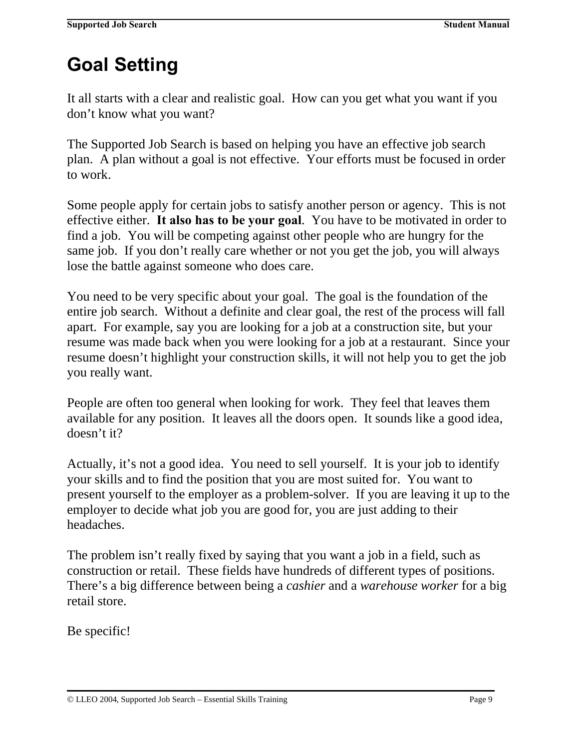# Goal Setting

It all starts with a clear and realistic goal. How can you get what you want if you don't know what you want?

The Supported Job Search is based on helping you have an effective job search plan. A plan without a goal is not effective. Your efforts must be focused in order to work.

Some people apply for certain jobs to satisfy another person or agency. This is not effective either. **It also has to be your goal**. You have to be motivated in order to find a job. You will be competing against other people who are hungry for the same job. If you don't really care whether or not you get the job, you will always lose the battle against someone who does care.

You need to be very specific about your goal. The goal is the foundation of the entire job search. Without a definite and clear goal, the rest of the process will fall apart. For example, say you are looking for a job at a construction site, but your resume was made back when you were looking for a job at a restaurant. Since your resume doesn't highlight your construction skills, it will not help you to get the job you really want.

People are often too general when looking for work. They feel that leaves them available for any position. It leaves all the doors open. It sounds like a good idea, doesn't it?

Actually, it's not a good idea. You need to sell yourself. It is your job to identify your skills and to find the position that you are most suited for. You want to present yourself to the employer as a problem-solver. If you are leaving it up to the employer to decide what job you are good for, you are just adding to their headaches.

The problem isn't really fixed by saying that you want a job in a field, such as construction or retail. These fields have hundreds of different types of positions. There's a big difference between being a *cashier* and a *warehouse worker* for a big retail store.

Be specific!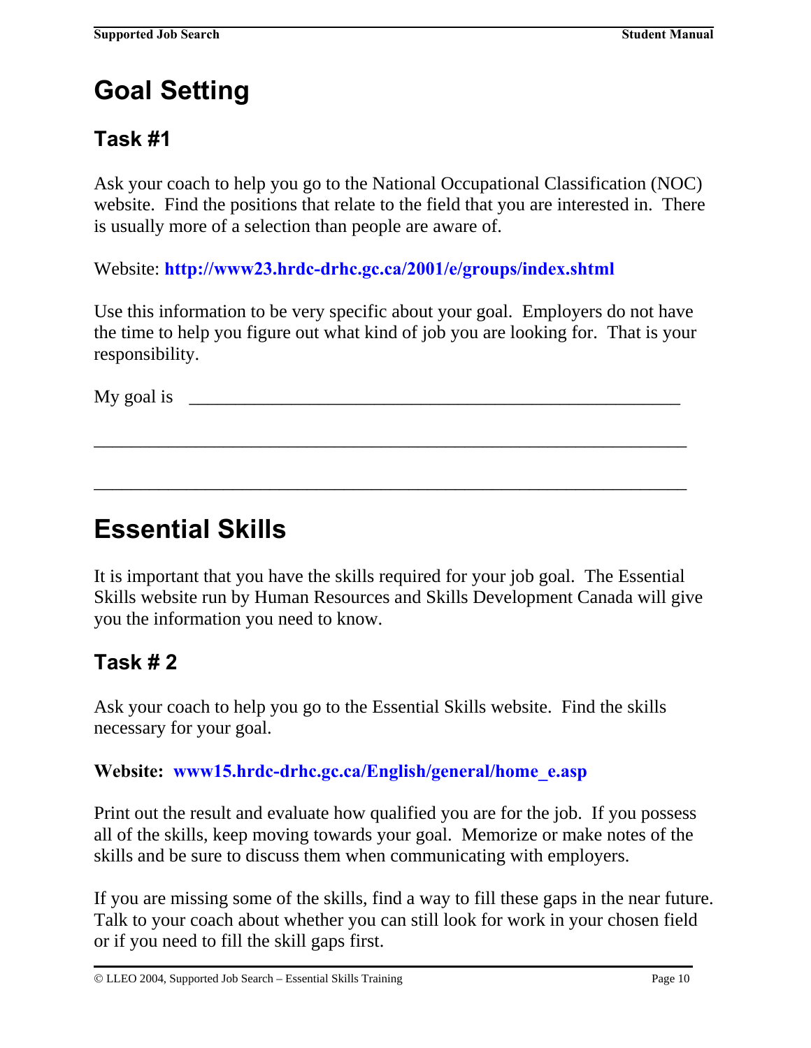# Goal Setting

## Task #1

Ask your coach to help you go to the National Occupational Classification (NOC) website. Find the positions that relate to the field that you are interested in. There is usually more of a selection than people are aware of.

Website: **http://www23.hrdc-drhc.gc.ca/2001/e/groups/index.shtml**

Use this information to be very specific about your goal. Employers do not have the time to help you figure out what kind of job you are looking for. That is your responsibility.

My goal is _______________________________________________

_______________________________________________________

_______________________________________________________

# Essential Skills

It is important that you have the skills required for your job goal. The Essential Skills website run by Human Resources and Skills Development Canada will give you the information you need to know.

## Task # 2

Ask your coach to help you go to the Essential Skills website. Find the skills necessary for your goal.

**Website: www15.hrdc-drhc.gc.ca/English/general/home_e.asp**

Print out the result and evaluate how qualified you are for the job. If you possess all of the skills, keep moving towards your goal. Memorize or make notes of the skills and be sure to discuss them when communicating with employers.

If you are missing some of the skills, find a way to fill these gaps in the near future. Talk to your coach about whether you can still look for work in your chosen field or if you need to fill the skill gaps first.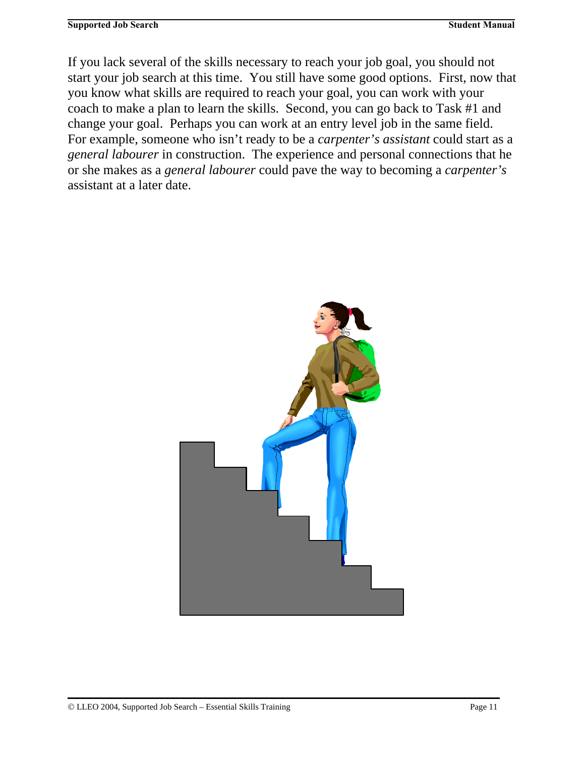If you lack several of the skills necessary to reach your job goal, you should not start your job search at this time. You still have some good options. First, now that you know what skills are required to reach your goal, you can work with your coach to make a plan to learn the skills. Second, you can go back to Task #1 and change your goal. Perhaps you can work at an entry level job in the same field. For example, someone who isn't ready to be a *carpenter's assistant* could start as a *general labourer* in construction. The experience and personal connections that he or she makes as a *general labourer* could pave the way to becoming a *carpenter's* assistant at a later date.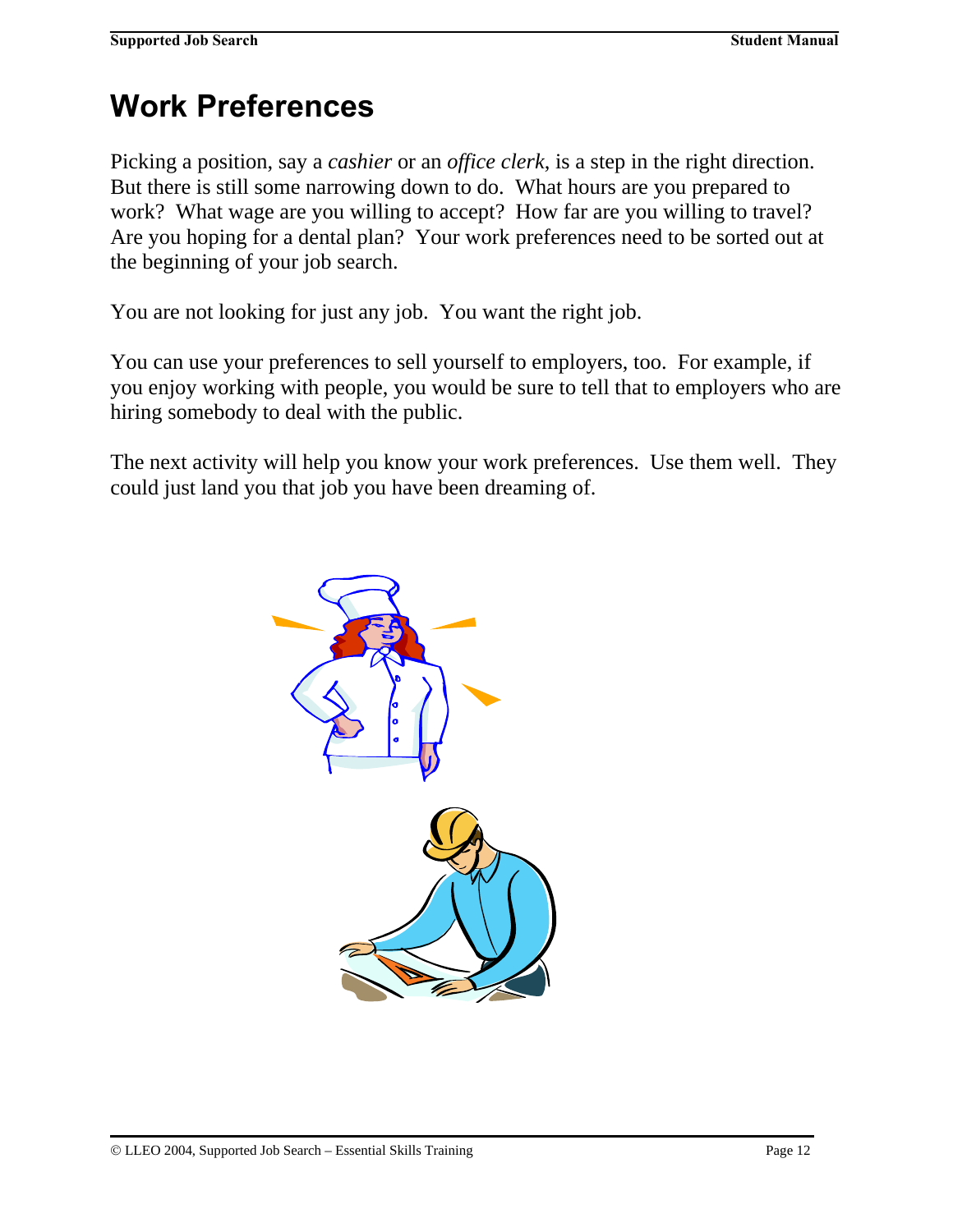# Work Preferences

Picking a position, say a *cashier* or an *office clerk*, is a step in the right direction. But there is still some narrowing down to do. What hours are you prepared to work? What wage are you willing to accept? How far are you willing to travel? Are you hoping for a dental plan? Your work preferences need to be sorted out at the beginning of your job search.

You are not looking for just any job. You want the right job.

You can use your preferences to sell yourself to employers, too. For example, if you enjoy working with people, you would be sure to tell that to employers who are hiring somebody to deal with the public.

The next activity will help you know your work preferences. Use them well. They could just land you that job you have been dreaming of.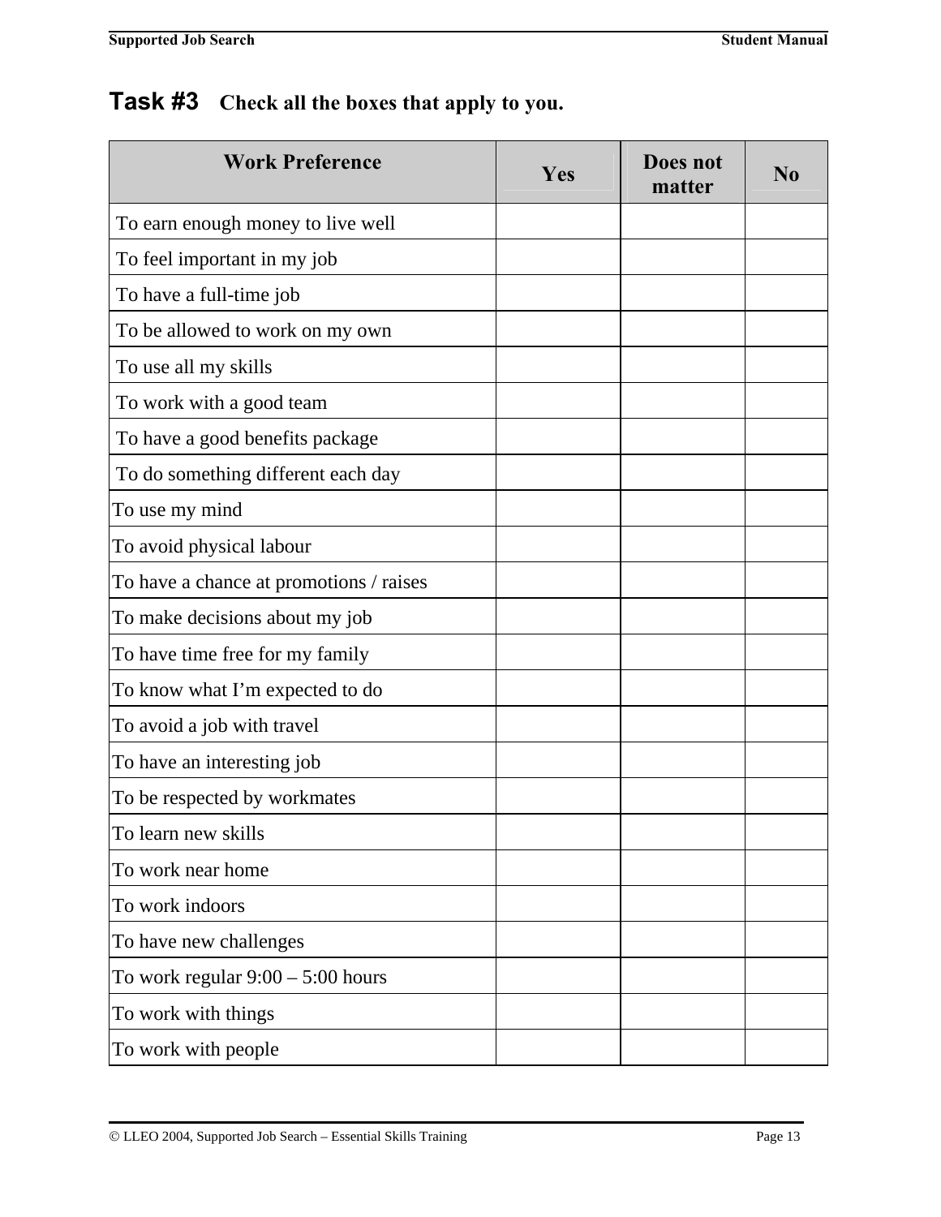## Task #3 Check all the boxes that apply to you.

| Work Preference | Yes | Does not matter | No |
|---|---|---|---|
| To earn enough money to live well | | | |
| To feel important in my job | | | |
| To have a full-time job | | | |
| To be allowed to work on my own | | | |
| To use all my skills | | | |
| To work with a good team | | | |
| To have a good benefits package | | | |
| To do something different each day | | | |
| To use my mind | | | |
| To avoid physical labour | | | |
| To have a chance at promotions / raises | | | |
| To make decisions about my job | | | |
| To have time free for my family | | | |
| To know what I'm expected to do | | | |
| To avoid a job with travel | | | |
| To have an interesting job | | | |
| To be respected by workmates | | | |
| To learn new skills | | | |
| To work near home | | | |
| To work indoors | | | |
| To have new challenges | | | |
| To work regular 9:00 – 5:00 hours | | | |
| To work with things | | | |
| To work with people | | | |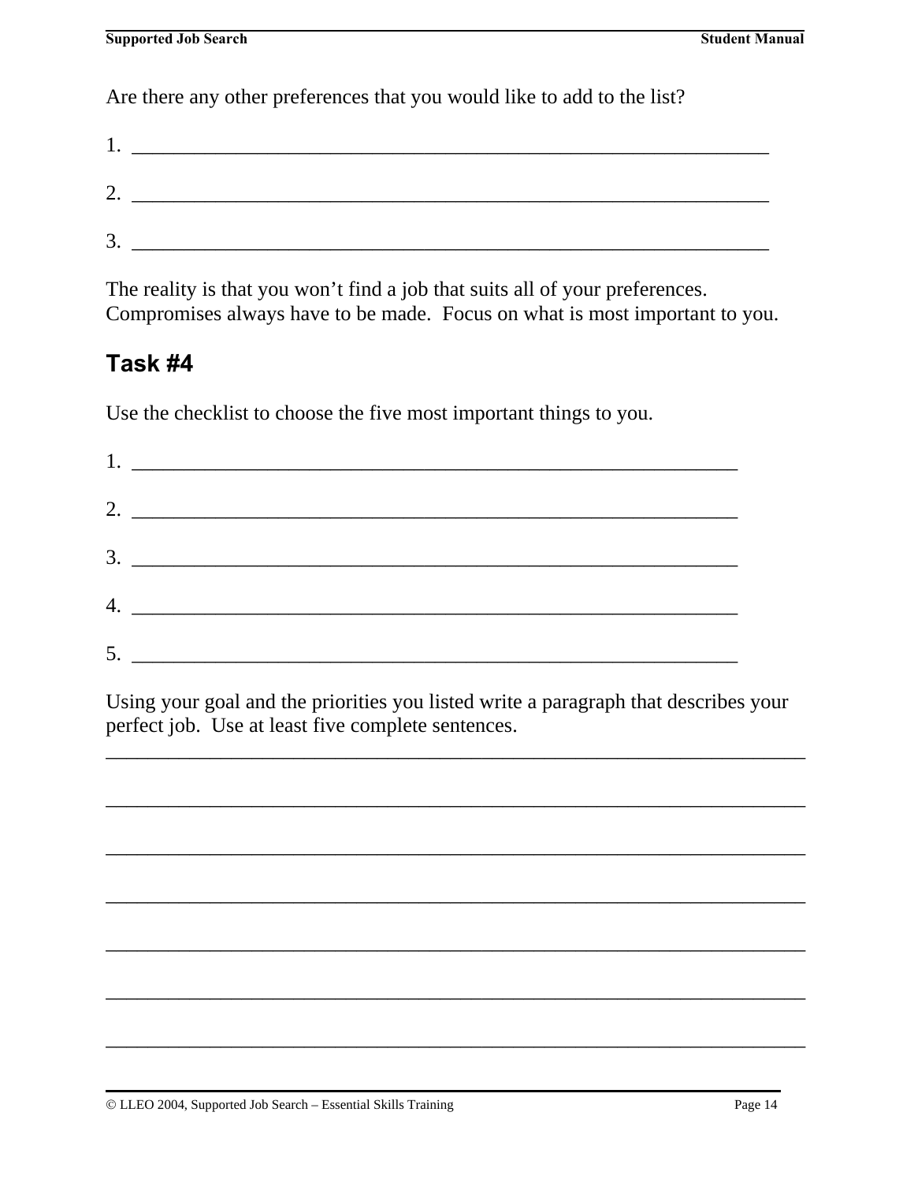Are there any other preferences that you would like to add to the list?

1. ___________________________________________________________

2. ___________________________________________________________

3. ___________________________________________________________

The reality is that you won't find a job that suits all of your preferences. Compromises always have to be made. Focus on what is most important to you.

## Task #4

Use the checklist to choose the five most important things to you.

1. ________________________________________________________

2. ________________________________________________________

3. ________________________________________________________

4. ________________________________________________________

5. ________________________________________________________

Using your goal and the priorities you listed write a paragraph that describes your perfect job. Use at least five complete sentences.

_________________________________________________________________

_________________________________________________________________

_________________________________________________________________

_________________________________________________________________

_________________________________________________________________

_________________________________________________________________

_________________________________________________________________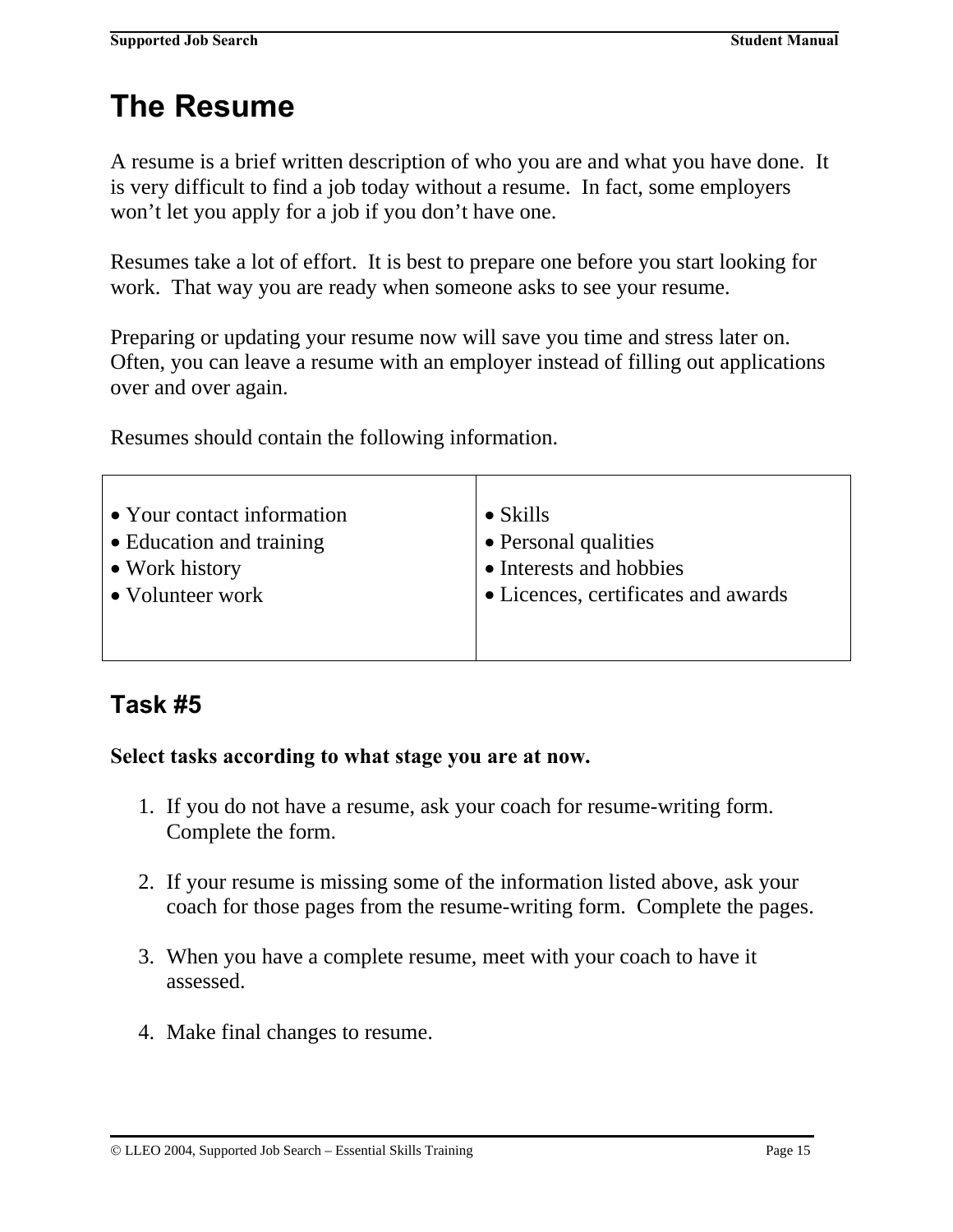# The Resume

A resume is a brief written description of who you are and what you have done. It is very difficult to find a job today without a resume. In fact, some employers won't let you apply for a job if you don't have one.

Resumes take a lot of effort. It is best to prepare one before you start looking for work. That way you are ready when someone asks to see your resume.

Preparing or updating your resume now will save you time and stress later on. Often, you can leave a resume with an employer instead of filling out applications over and over again.

Resumes should contain the following information.

| | |
|---|---|
| • Your contact information<br>• Education and training<br>• Work history<br>• Volunteer work | • Skills<br>• Personal qualities<br>• Interests and hobbies<br>• Licences, certificates and awards |

## Task #5

**Select tasks according to what stage you are at now.**

1. If you do not have a resume, ask your coach for resume-writing form. Complete the form.

2. If your resume is missing some of the information listed above, ask your coach for those pages from the resume-writing form. Complete the pages.

3. When you have a complete resume, meet with your coach to have it assessed.

4. Make final changes to resume.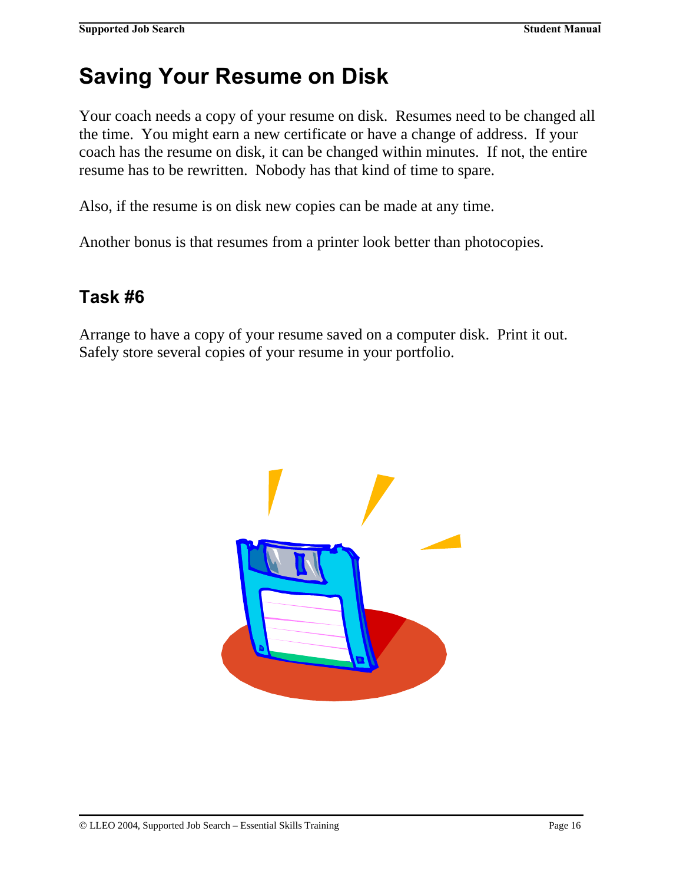# Saving Your Resume on Disk

Your coach needs a copy of your resume on disk. Resumes need to be changed all the time. You might earn a new certificate or have a change of address. If your coach has the resume on disk, it can be changed within minutes. If not, the entire resume has to be rewritten. Nobody has that kind of time to spare.

Also, if the resume is on disk new copies can be made at any time.

Another bonus is that resumes from a printer look better than photocopies.

## Task #6

Arrange to have a copy of your resume saved on a computer disk. Print it out. Safely store several copies of your resume in your portfolio.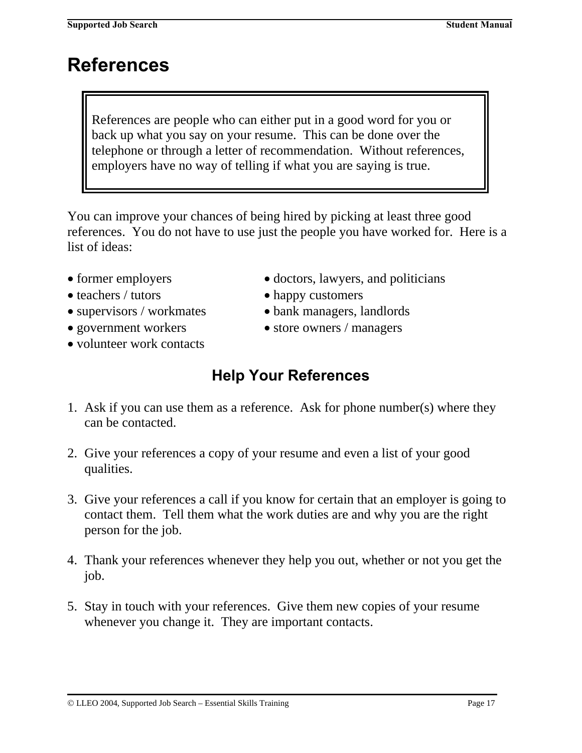# References

> References are people who can either put in a good word for you or back up what you say on your resume. This can be done over the telephone or through a letter of recommendation. Without references, employers have no way of telling if what you are saying is true.

You can improve your chances of being hired by picking at least three good references. You do not have to use just the people you have worked for. Here is a list of ideas:

- former employers
- teachers / tutors
- supervisors / workmates
- government workers
- volunteer work contacts
- doctors, lawyers, and politicians
- happy customers
- bank managers, landlords
- store owners / managers

## Help Your References

1. Ask if you can use them as a reference. Ask for phone number(s) where they can be contacted.

2. Give your references a copy of your resume and even a list of your good qualities.

3. Give your references a call if you know for certain that an employer is going to contact them. Tell them what the work duties are and why you are the right person for the job.

4. Thank your references whenever they help you out, whether or not you get the job.

5. Stay in touch with your references. Give them new copies of your resume whenever you change it. They are important contacts.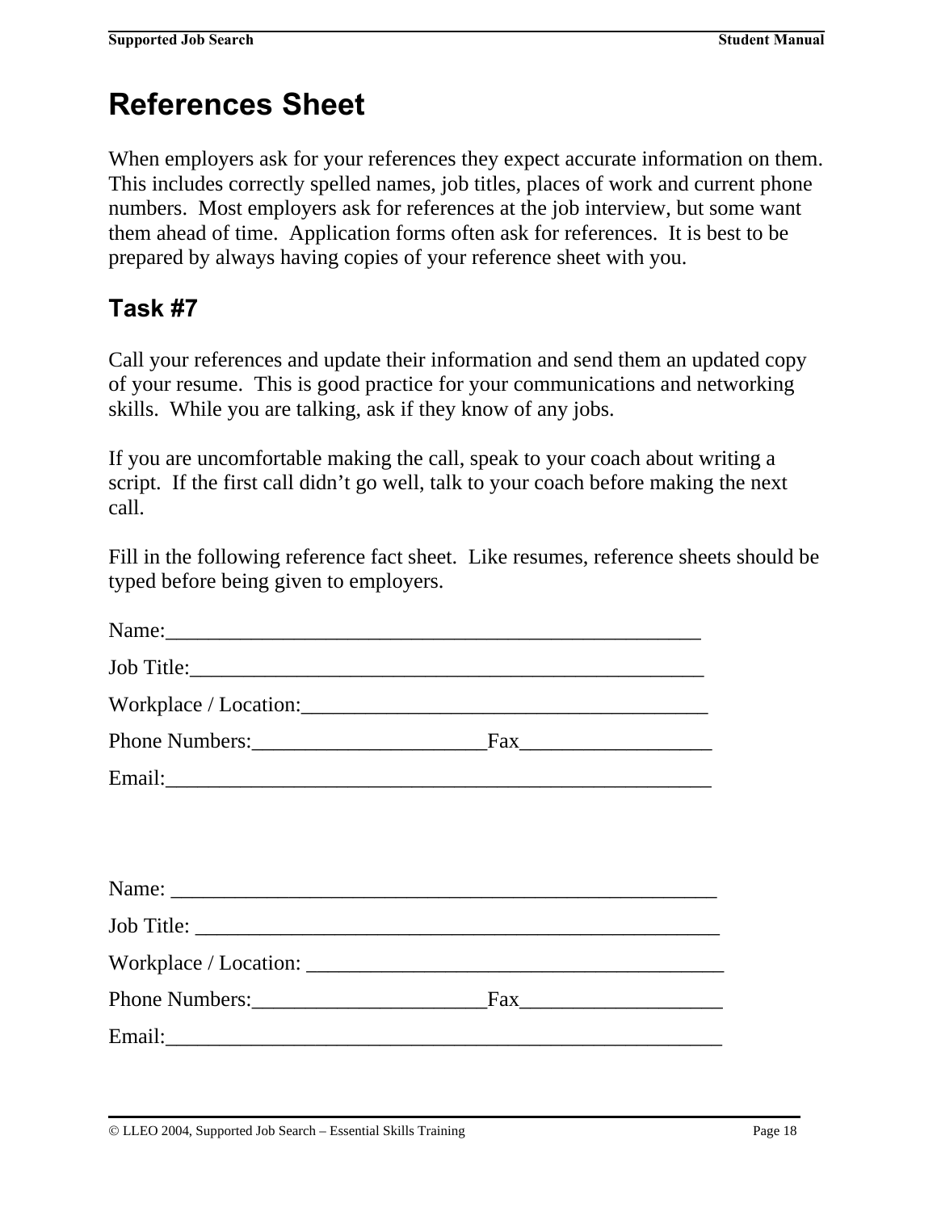# References Sheet

When employers ask for your references they expect accurate information on them. This includes correctly spelled names, job titles, places of work and current phone numbers. Most employers ask for references at the job interview, but some want them ahead of time. Application forms often ask for references. It is best to be prepared by always having copies of your reference sheet with you.

## Task #7

Call your references and update their information and send them an updated copy of your resume. This is good practice for your communications and networking skills. While you are talking, ask if they know of any jobs.

If you are uncomfortable making the call, speak to your coach about writing a script. If the first call didn't go well, talk to your coach before making the next call.

Fill in the following reference fact sheet. Like resumes, reference sheets should be typed before being given to employers.

Name:_________________________________________________

Job Title:_______________________________________________

Workplace / Location:______________________________________

Phone Numbers:______________________Fax__________________

Email:__________________________________________________

Name: __________________________________________________

Job Title: ________________________________________________

Workplace / Location: _______________________________________

Phone Numbers:______________________Fax___________________

Email:___________________________________________________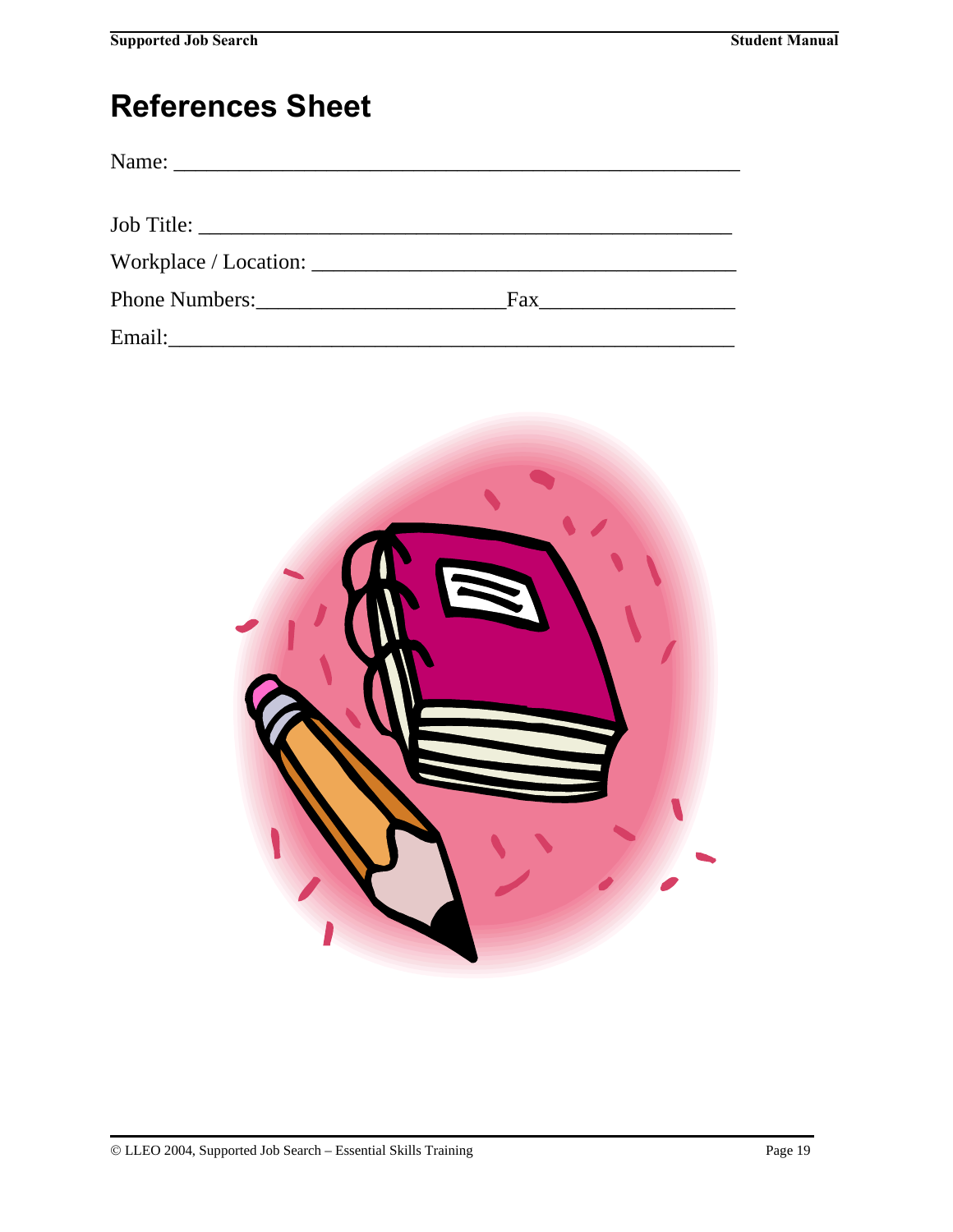# References Sheet

Name: _______________________________________________

Job Title: ____________________________________________

Workplace / Location: ___________________________________

Phone Numbers:______________________Fax_________________

Email:_________________________________________________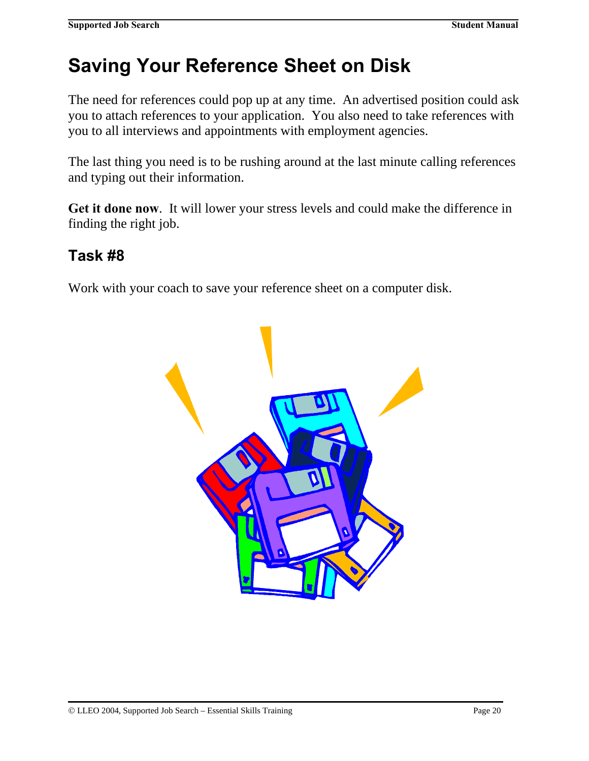# Saving Your Reference Sheet on Disk

The need for references could pop up at any time. An advertised position could ask you to attach references to your application. You also need to take references with you to all interviews and appointments with employment agencies.

The last thing you need is to be rushing around at the last minute calling references and typing out their information.

**Get it done now**. It will lower your stress levels and could make the difference in finding the right job.

## Task #8

Work with your coach to save your reference sheet on a computer disk.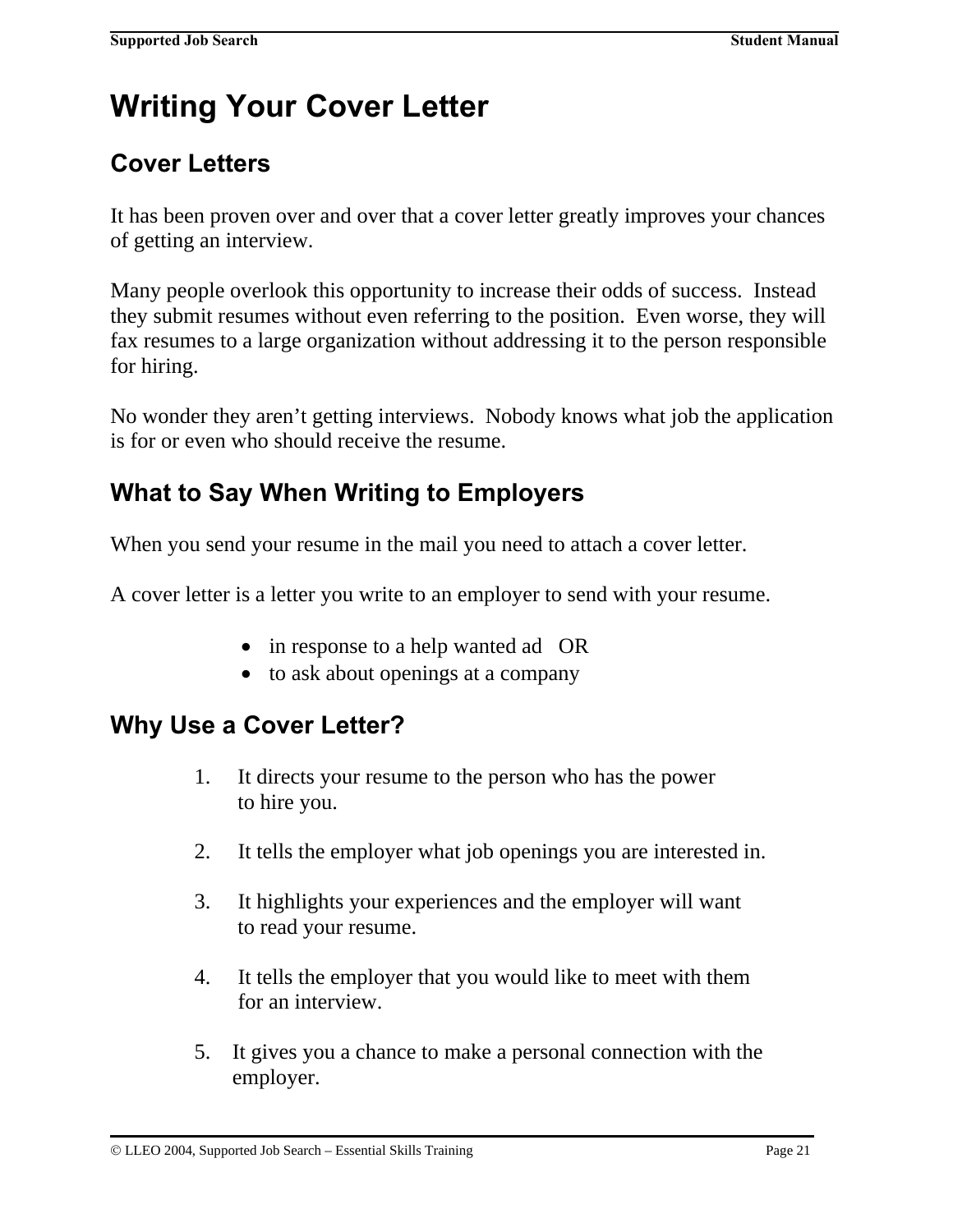# Writing Your Cover Letter

## Cover Letters

It has been proven over and over that a cover letter greatly improves your chances of getting an interview.

Many people overlook this opportunity to increase their odds of success. Instead they submit resumes without even referring to the position. Even worse, they will fax resumes to a large organization without addressing it to the person responsible for hiring.

No wonder they aren't getting interviews. Nobody knows what job the application is for or even who should receive the resume.

## What to Say When Writing to Employers

When you send your resume in the mail you need to attach a cover letter.

A cover letter is a letter you write to an employer to send with your resume.

- in response to a help wanted ad OR
- to ask about openings at a company

## Why Use a Cover Letter?

1. It directs your resume to the person who has the power to hire you.

2. It tells the employer what job openings you are interested in.

3. It highlights your experiences and the employer will want to read your resume.

4. It tells the employer that you would like to meet with them for an interview.

5. It gives you a chance to make a personal connection with the employer.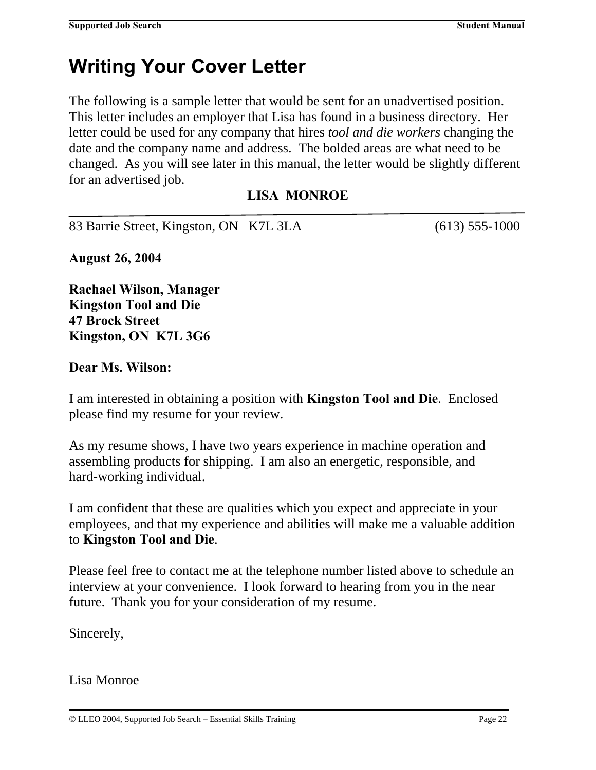# Writing Your Cover Letter

The following is a sample letter that would be sent for an unadvertised position. This letter includes an employer that Lisa has found in a business directory. Her letter could be used for any company that hires *tool and die workers* changing the date and the company name and address. The bolded areas are what need to be changed. As you will see later in this manual, the letter would be slightly different for an advertised job.

**LISA MONROE**

---

83 Barrie Street, Kingston, ON K7L 3LA (613) 555-1000

**August 26, 2004**

**Rachael Wilson, Manager**
**Kingston Tool and Die**
**47 Brock Street**
**Kingston, ON K7L 3G6**

**Dear Ms. Wilson:**

I am interested in obtaining a position with **Kingston Tool and Die**. Enclosed please find my resume for your review.

As my resume shows, I have two years experience in machine operation and assembling products for shipping. I am also an energetic, responsible, and hard-working individual.

I am confident that these are qualities which you expect and appreciate in your employees, and that my experience and abilities will make me a valuable addition to **Kingston Tool and Die**.

Please feel free to contact me at the telephone number listed above to schedule an interview at your convenience. I look forward to hearing from you in the near future. Thank you for your consideration of my resume.

Sincerely,

Lisa Monroe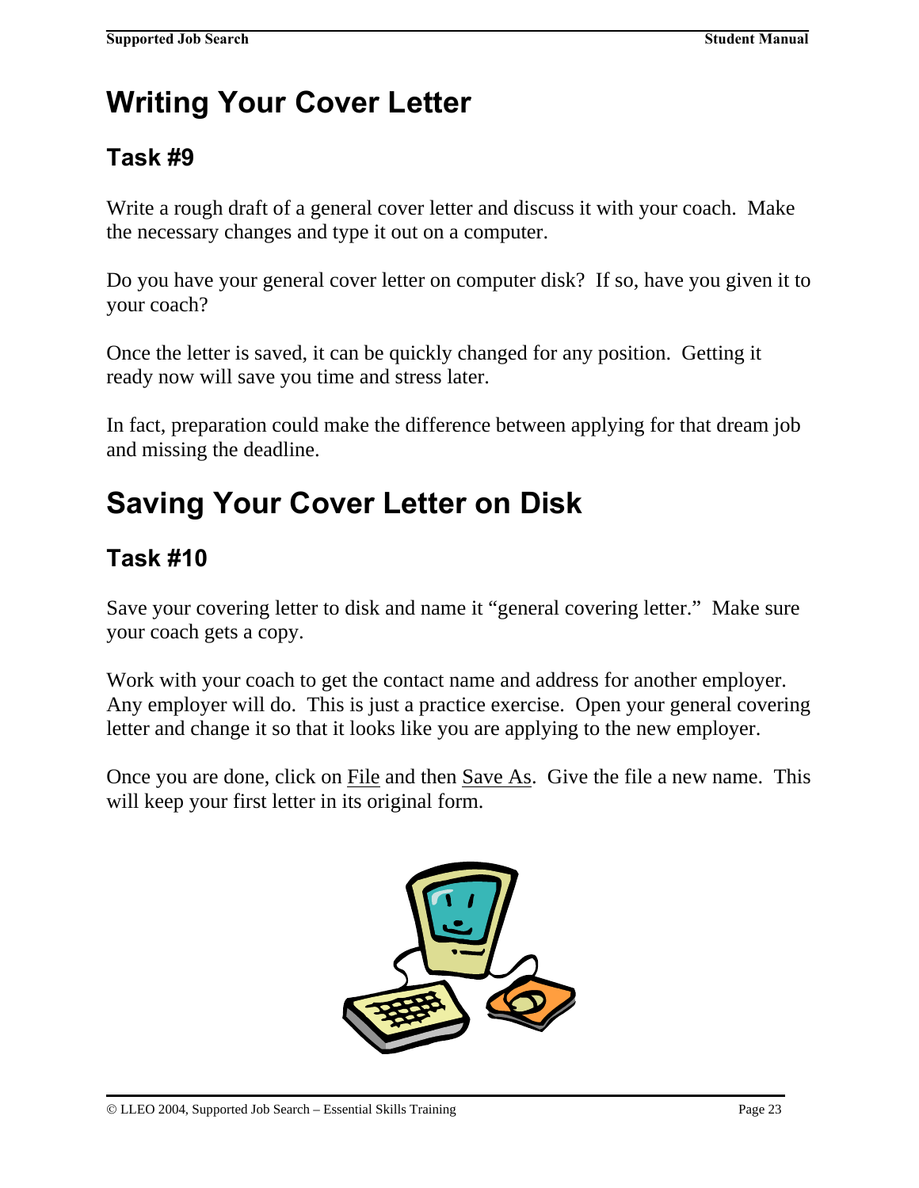# Writing Your Cover Letter

## Task #9

Write a rough draft of a general cover letter and discuss it with your coach. Make the necessary changes and type it out on a computer.

Do you have your general cover letter on computer disk? If so, have you given it to your coach?

Once the letter is saved, it can be quickly changed for any position. Getting it ready now will save you time and stress later.

In fact, preparation could make the difference between applying for that dream job and missing the deadline.

# Saving Your Cover Letter on Disk

## Task #10

Save your covering letter to disk and name it "general covering letter." Make sure your coach gets a copy.

Work with your coach to get the contact name and address for another employer. Any employer will do. This is just a practice exercise. Open your general covering letter and change it so that it looks like you are applying to the new employer.

Once you are done, click on File and then Save As. Give the file a new name. This will keep your first letter in its original form.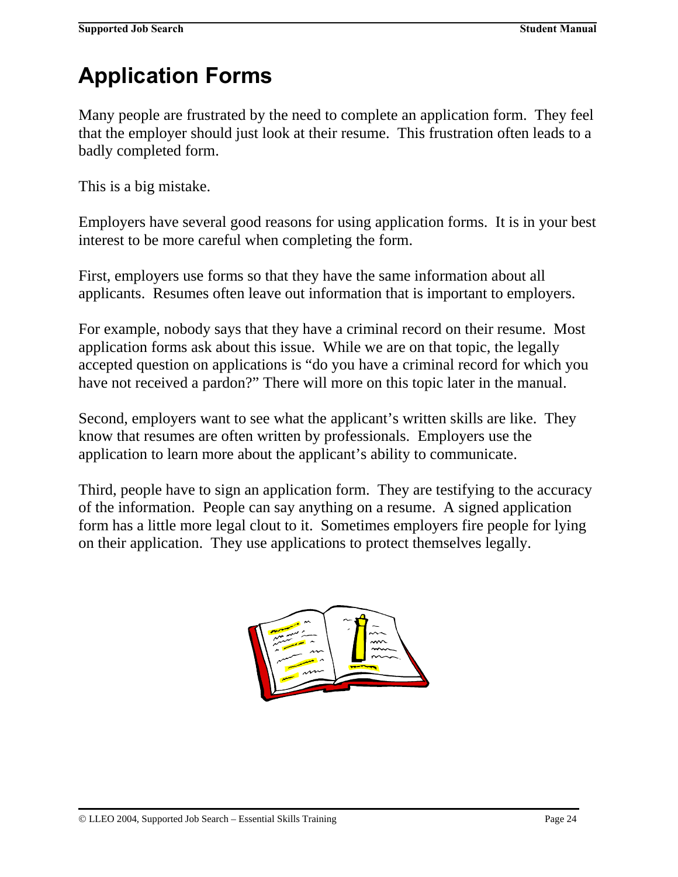# Application Forms

Many people are frustrated by the need to complete an application form. They feel that the employer should just look at their resume. This frustration often leads to a badly completed form.

This is a big mistake.

Employers have several good reasons for using application forms. It is in your best interest to be more careful when completing the form.

First, employers use forms so that they have the same information about all applicants. Resumes often leave out information that is important to employers.

For example, nobody says that they have a criminal record on their resume. Most application forms ask about this issue. While we are on that topic, the legally accepted question on applications is "do you have a criminal record for which you have not received a pardon?" There will more on this topic later in the manual.

Second, employers want to see what the applicant's written skills are like. They know that resumes are often written by professionals. Employers use the application to learn more about the applicant's ability to communicate.

Third, people have to sign an application form. They are testifying to the accuracy of the information. People can say anything on a resume. A signed application form has a little more legal clout to it. Sometimes employers fire people for lying on their application. They use applications to protect themselves legally.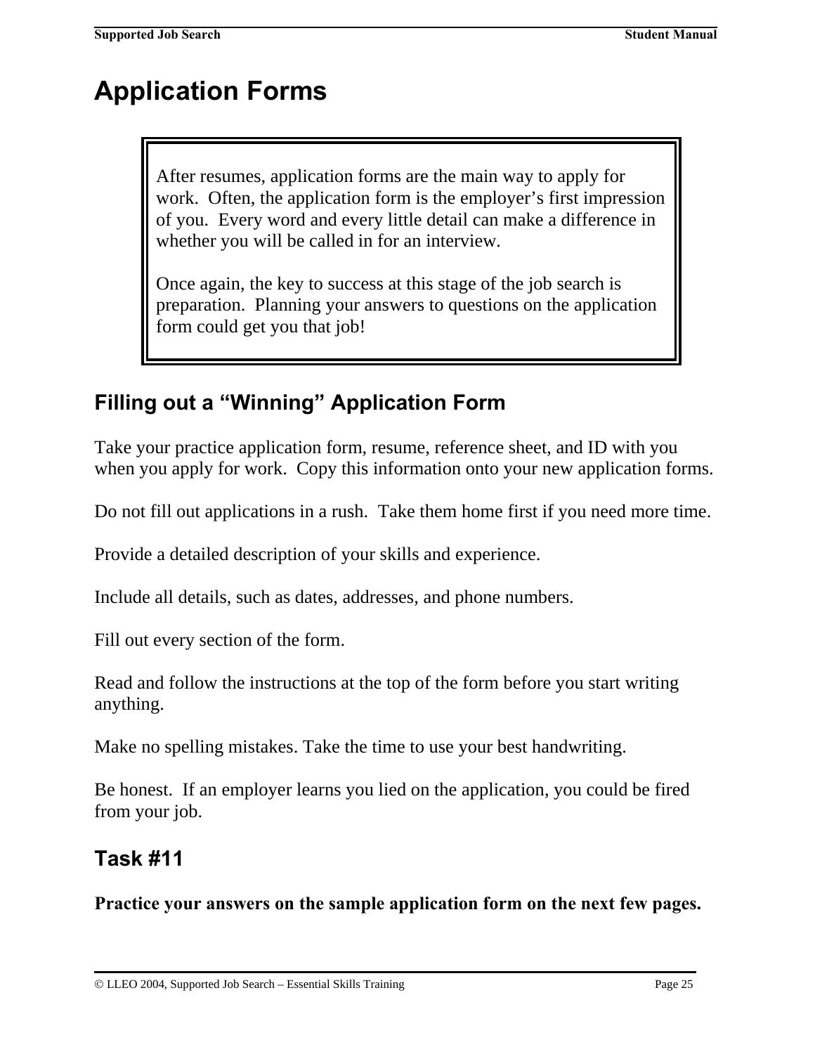# Application Forms

> After resumes, application forms are the main way to apply for work. Often, the application form is the employer's first impression of you. Every word and every little detail can make a difference in whether you will be called in for an interview.
>
> Once again, the key to success at this stage of the job search is preparation. Planning your answers to questions on the application form could get you that job!

## Filling out a "Winning" Application Form

Take your practice application form, resume, reference sheet, and ID with you when you apply for work. Copy this information onto your new application forms.

Do not fill out applications in a rush. Take them home first if you need more time.

Provide a detailed description of your skills and experience.

Include all details, such as dates, addresses, and phone numbers.

Fill out every section of the form.

Read and follow the instructions at the top of the form before you start writing anything.

Make no spelling mistakes. Take the time to use your best handwriting.

Be honest. If an employer learns you lied on the application, you could be fired from your job.

### Task #11

**Practice your answers on the sample application form on the next few pages.**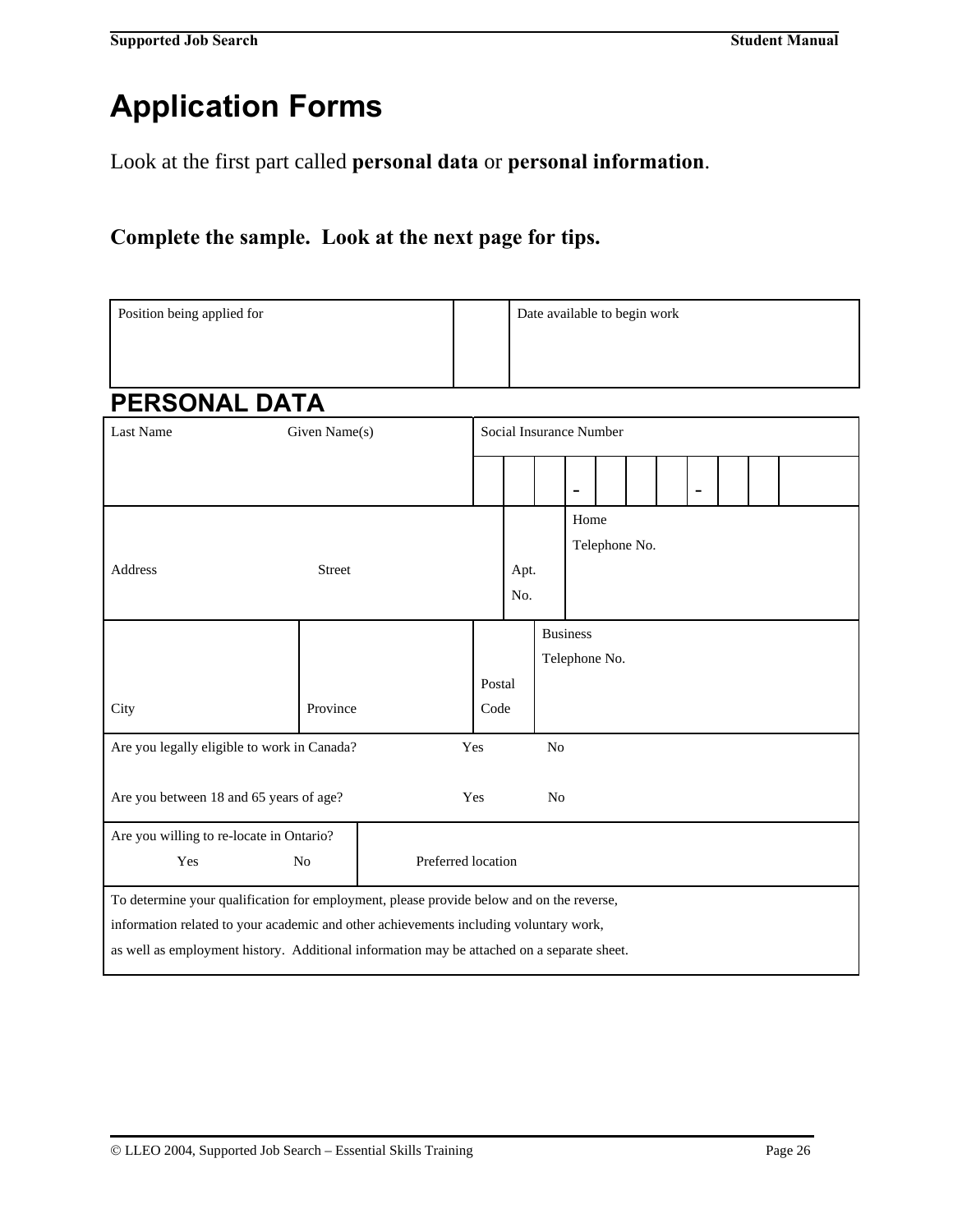# Application Forms

Look at the first part called **personal data** or **personal information**.

**Complete the sample. Look at the next page for tips.**

| Position being applied for | | Date available to begin work |
|---|---|---|
| | | |

## PERSONAL DATA

| Last Name | Given Name(s) | Social Insurance Number | | | | | | | | | | |
|---|---|---|---|---|---|---|---|---|---|---|---|---|
| | | | | | - | | | | - | | | |

| Address | Street | Apt. No. | Home Telephone No. |
|---|---|---|---|
| | | | |

| City | Province | Postal Code | Business Telephone No. |
|---|---|---|---|
| | | | |

| | | |
|---|---|---|
| Are you legally eligible to work in Canada? | Yes | No |
| Are you between 18 and 65 years of age? | Yes | No |

| Are you willing to re-locate in Ontario? | Preferred location |
|---|---|
| Yes No | |

To determine your qualification for employment, please provide below and on the reverse, information related to your academic and other achievements including voluntary work, as well as employment history. Additional information may be attached on a separate sheet.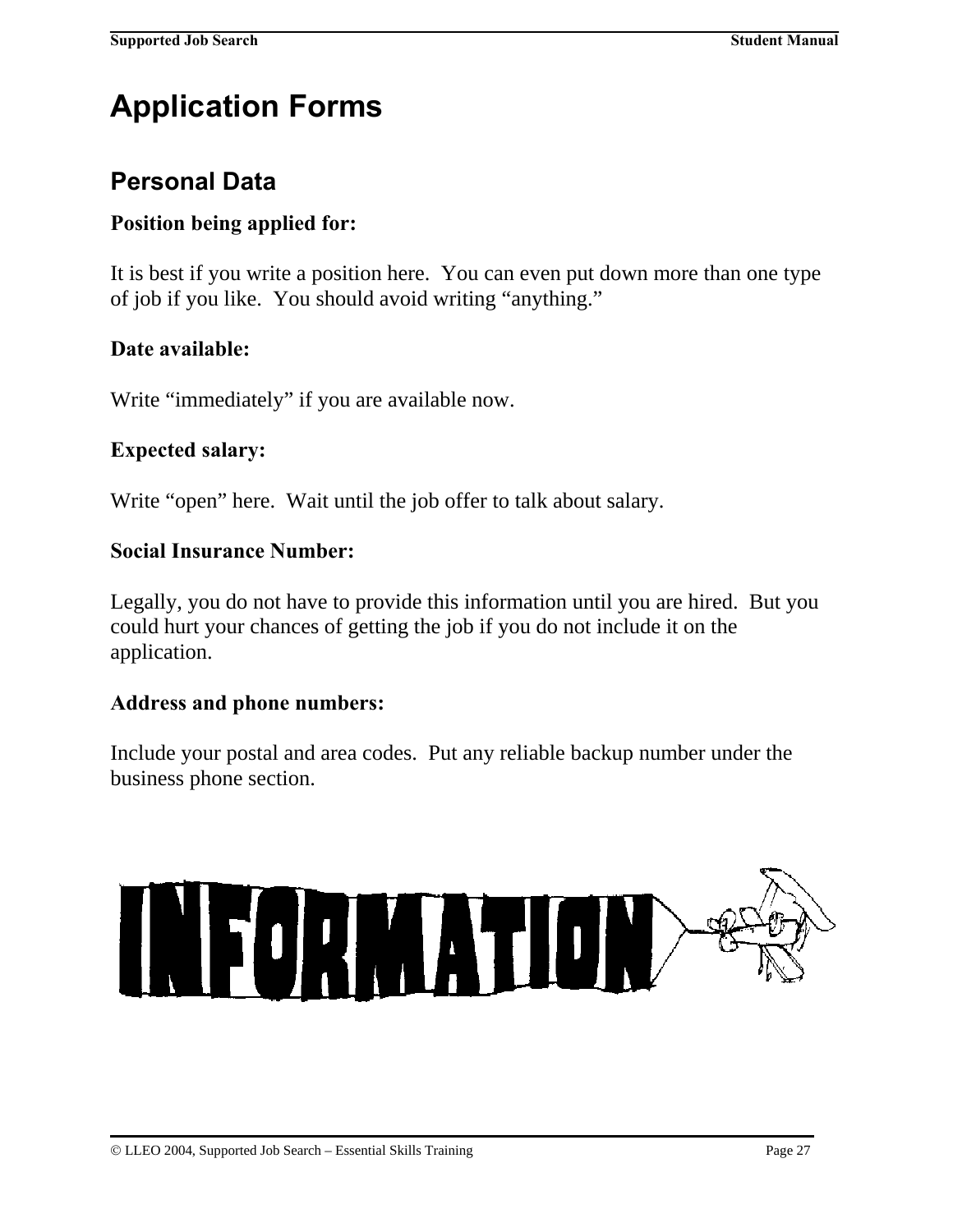# Application Forms

## Personal Data

**Position being applied for:**

It is best if you write a position here.  You can even put down more than one type of job if you like.  You should avoid writing "anything."

**Date available:**

Write "immediately" if you are available now.

**Expected salary:**

Write "open" here.  Wait until the job offer to talk about salary.

**Social Insurance Number:**

Legally, you do not have to provide this information until you are hired.  But you could hurt your chances of getting the job if you do not include it on the application.

**Address and phone numbers:**

Include your postal and area codes.  Put any reliable backup number under the business phone section.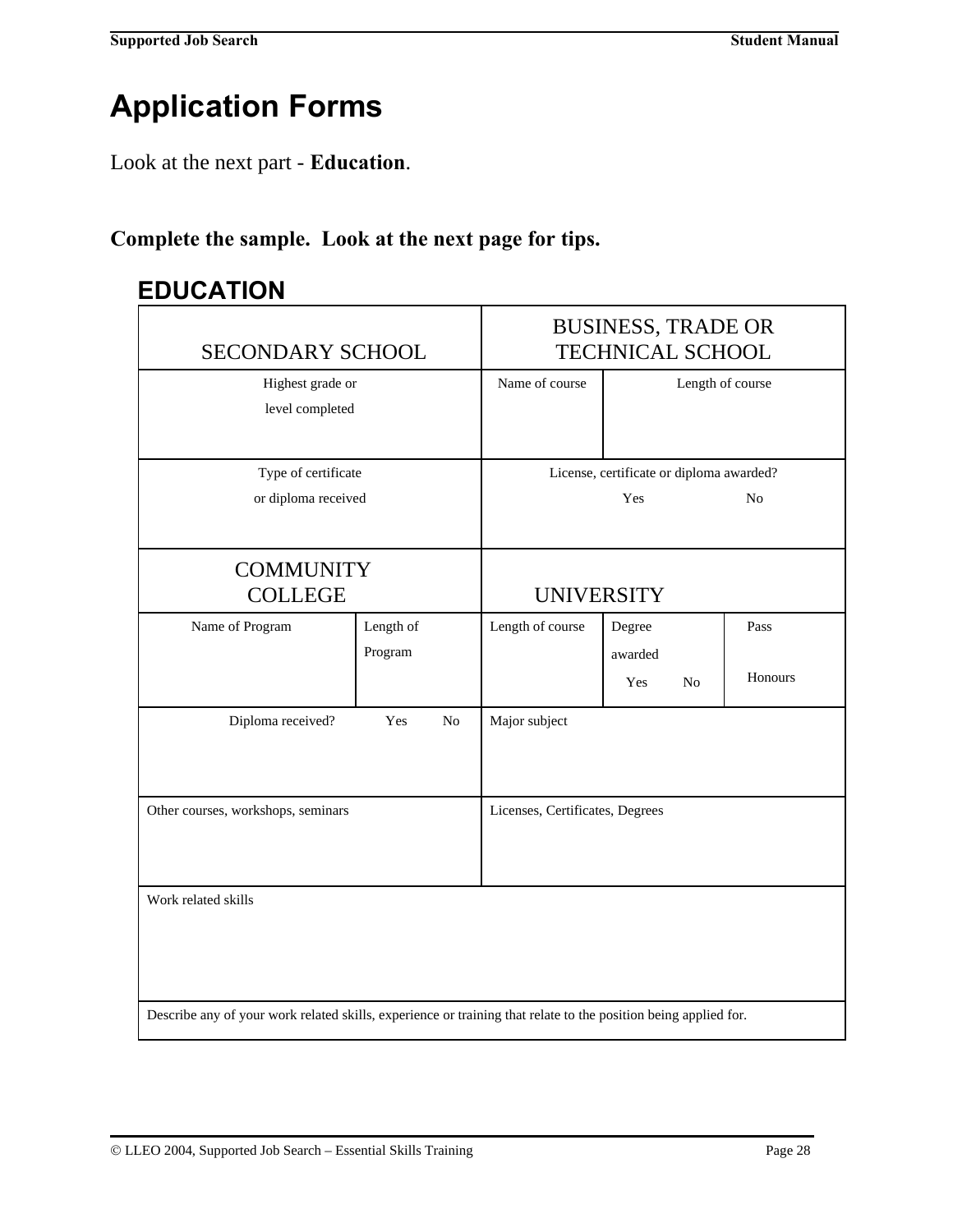# Application Forms

Look at the next part - **Education**.

**Complete the sample. Look at the next page for tips.**

## EDUCATION

| SECONDARY SCHOOL | | BUSINESS, TRADE OR TECHNICAL SCHOOL | | |
|---|---|---|---|---|
| Highest grade or level completed | | Name of course | Length of course | |
| Type of certificate or diploma received | | License, certificate or diploma awarded? Yes No | | |
| **COMMUNITY COLLEGE** | | **UNIVERSITY** | | |
| Name of Program | Length of Program | Length of course | Degree awarded Yes No | Pass Honours |
| Diploma received? Yes No | | Major subject | | |
| Other courses, workshops, seminars | | Licenses, Certificates, Degrees | | |
| Work related skills | | | | |
| Describe any of your work related skills, experience or training that relate to the position being applied for. | | | | |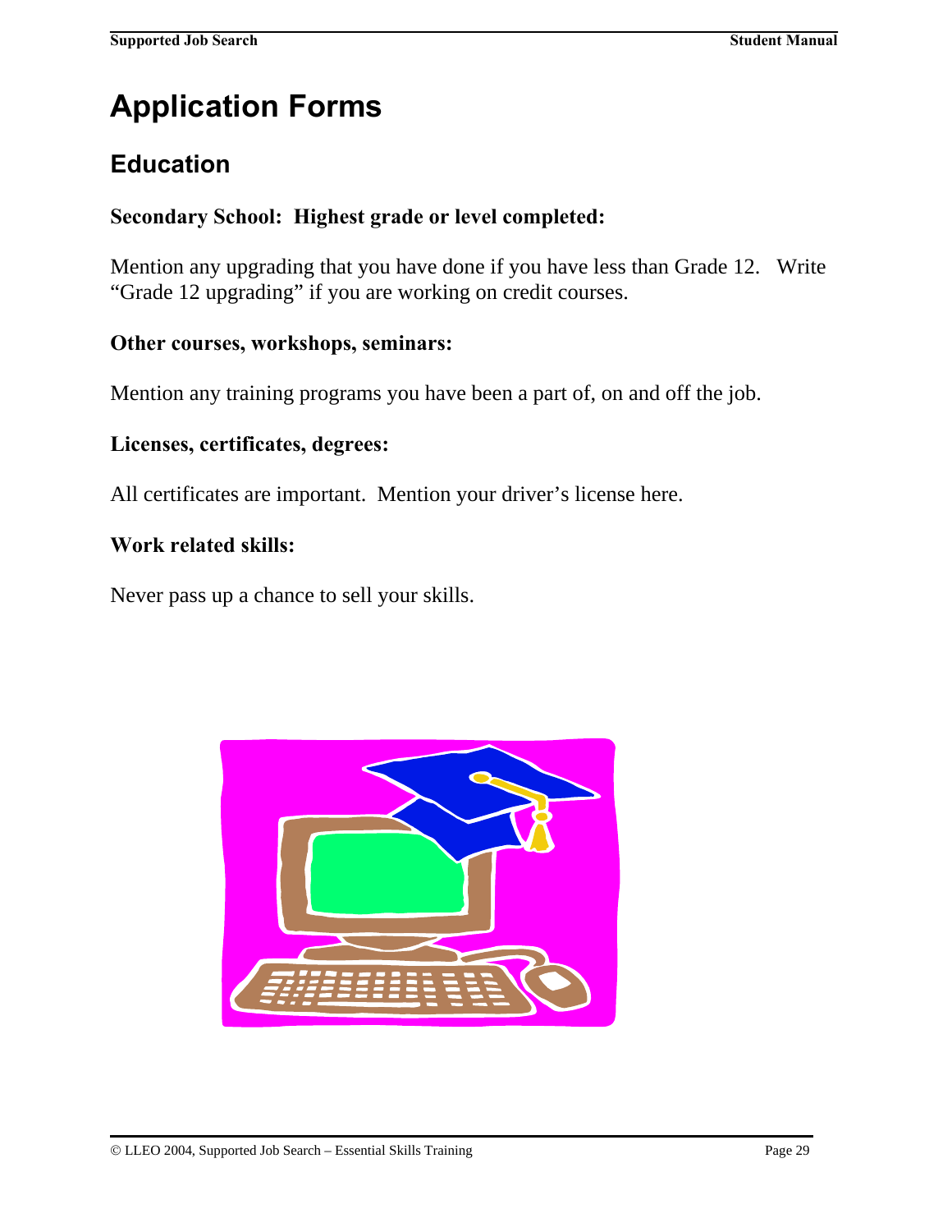# Application Forms

## Education

**Secondary School: Highest grade or level completed:**

Mention any upgrading that you have done if you have less than Grade 12. Write "Grade 12 upgrading" if you are working on credit courses.

**Other courses, workshops, seminars:**

Mention any training programs you have been a part of, on and off the job.

**Licenses, certificates, degrees:**

All certificates are important. Mention your driver's license here.

**Work related skills:**

Never pass up a chance to sell your skills.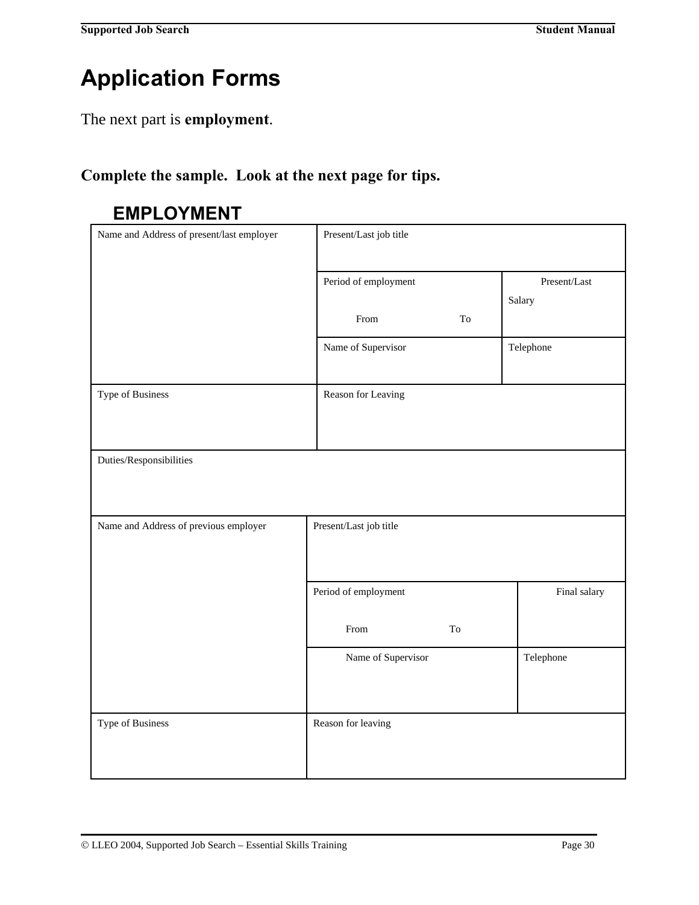# Application Forms

The next part is **employment**.

**Complete the sample. Look at the next page for tips.**

## EMPLOYMENT

| Name and Address of present/last employer | Present/Last job title | |
|---|---|---|
| | Period of employment<br><br>From To | Present/Last Salary |
| | Name of Supervisor | Telephone |
| Type of Business | Reason for Leaving | |
| Duties/Responsibilities | | |

| Name and Address of previous employer | Present/Last job title | |
|---|---|---|
| | Period of employment<br><br>From To | Final salary |
| | Name of Supervisor | Telephone |
| Type of Business | Reason for leaving | |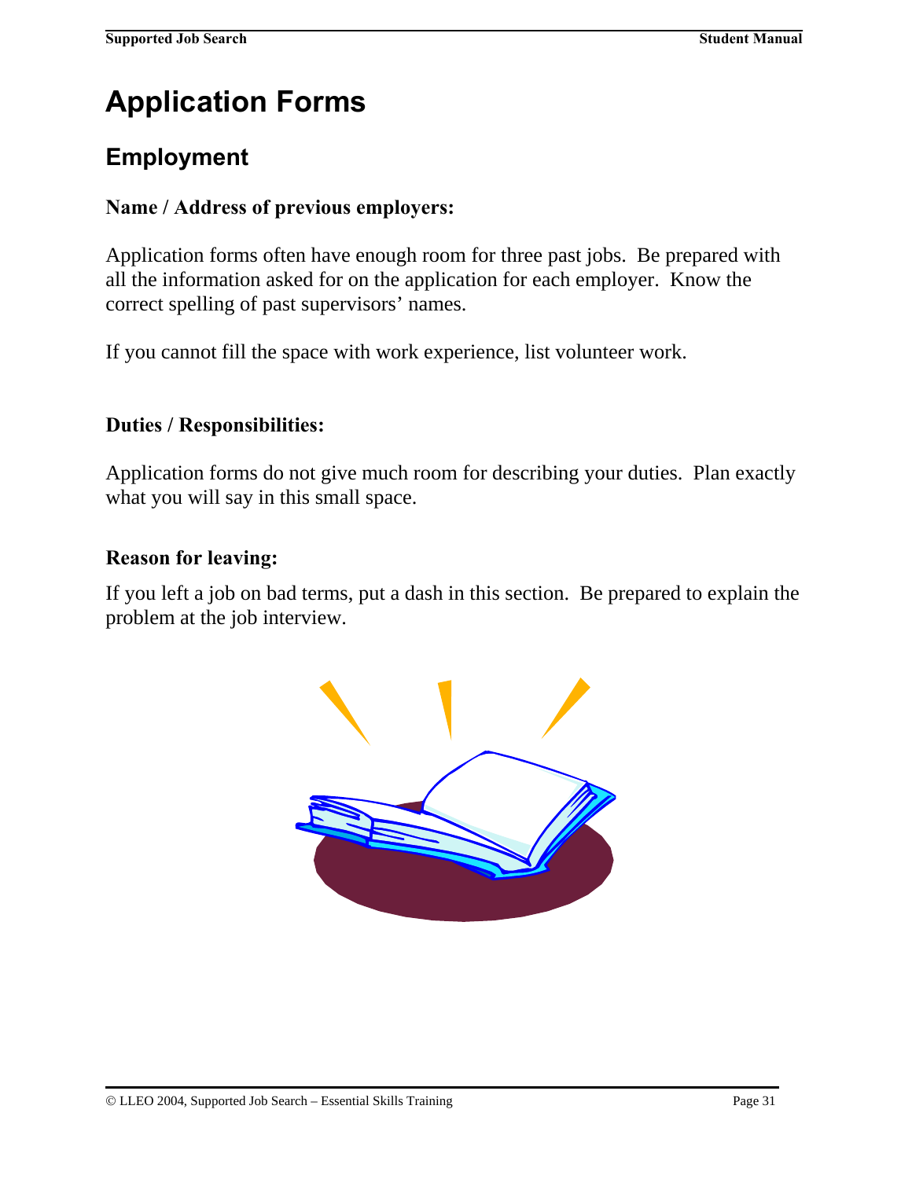# Application Forms

## Employment

**Name / Address of previous employers:**

Application forms often have enough room for three past jobs. Be prepared with all the information asked for on the application for each employer. Know the correct spelling of past supervisors' names.

If you cannot fill the space with work experience, list volunteer work.

**Duties / Responsibilities:**

Application forms do not give much room for describing your duties. Plan exactly what you will say in this small space.

**Reason for leaving:**

If you left a job on bad terms, put a dash in this section. Be prepared to explain the problem at the job interview.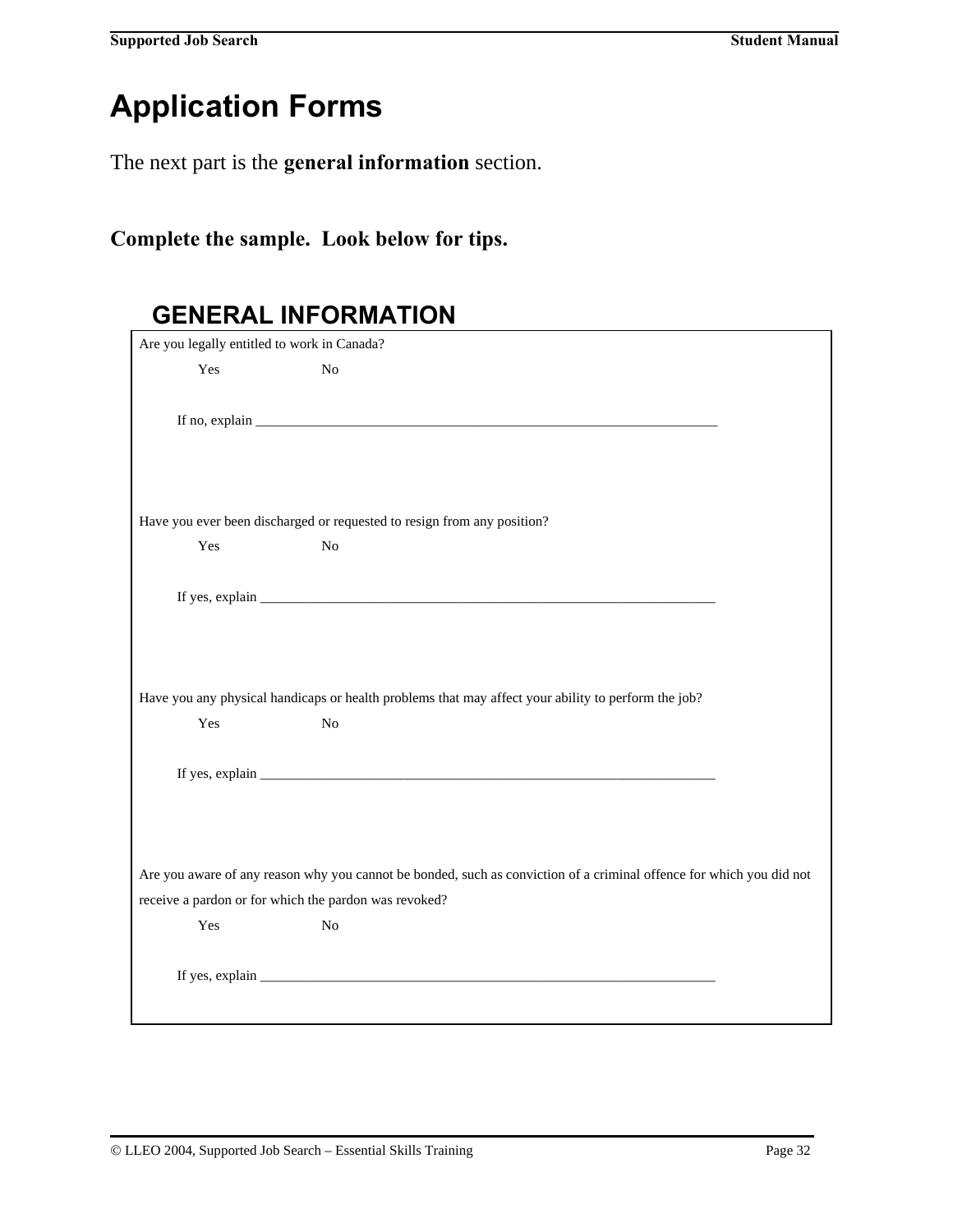# Application Forms

The next part is the **general information** section.

**Complete the sample.  Look below for tips.**

## GENERAL INFORMATION

Are you legally entitled to work in Canada?

Yes                    No

If no, explain ____________________________________________________________________

Have you ever been discharged or requested to resign from any position?

Yes                    No

If yes, explain ____________________________________________________________________

Have you any physical handicaps or health problems that may affect your ability to perform the job?

Yes                    No

If yes, explain ____________________________________________________________________

Are you aware of any reason why you cannot be bonded, such as conviction of a criminal offence for which you did not receive a pardon or for which the pardon was revoked?

Yes                    No

If yes, explain ____________________________________________________________________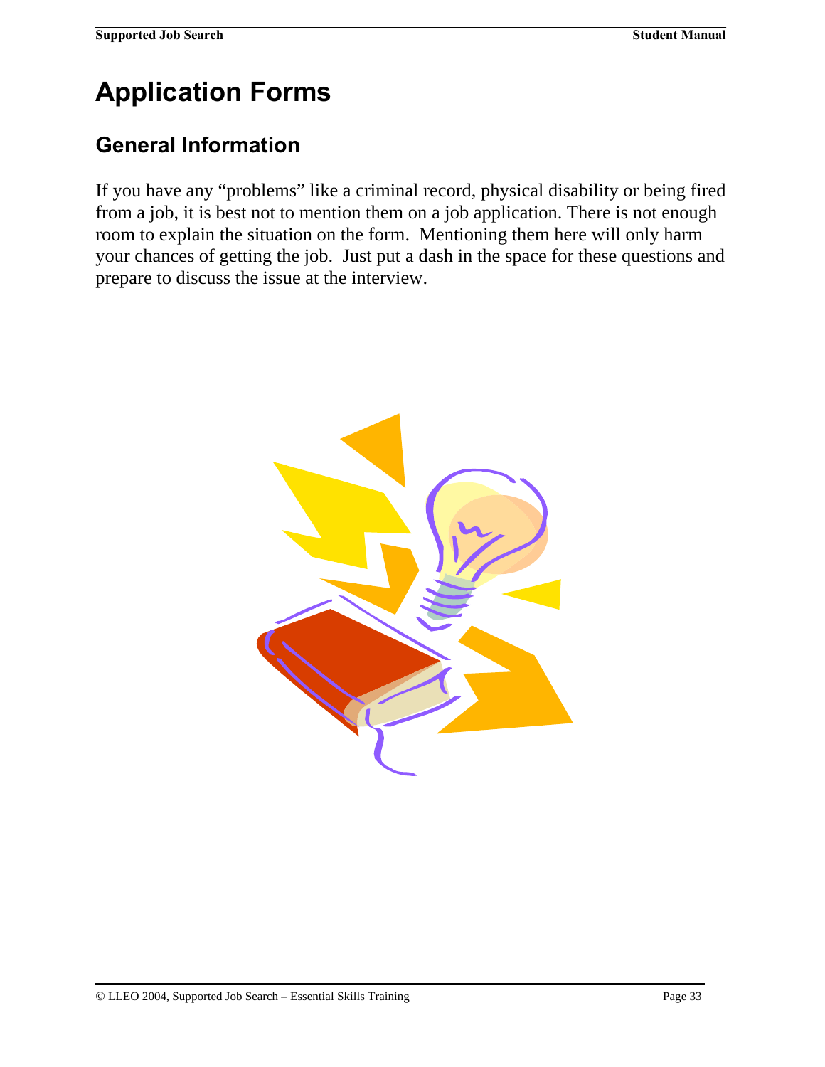# Application Forms

## General Information

If you have any “problems” like a criminal record, physical disability or being fired from a job, it is best not to mention them on a job application. There is not enough room to explain the situation on the form.  Mentioning them here will only harm your chances of getting the job.  Just put a dash in the space for these questions and prepare to discuss the issue at the interview.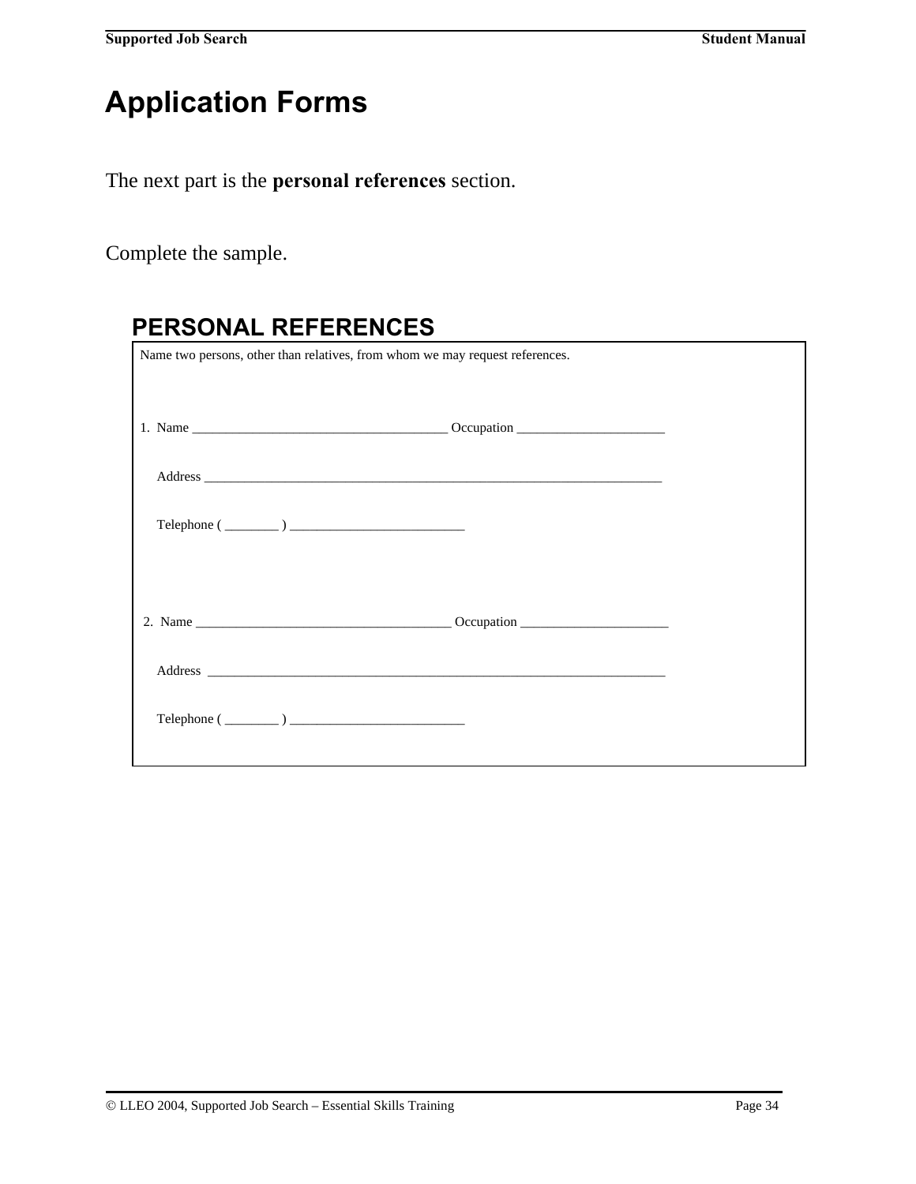# Application Forms

The next part is the **personal references** section.

Complete the sample.

## PERSONAL REFERENCES

Name two persons, other than relatives, from whom we may request references.

1. Name ______________________________________ Occupation ______________________

   Address ____________________________________________________________________

   Telephone ( ________ ) __________________________

2. Name ______________________________________ Occupation ______________________

   Address ____________________________________________________________________

   Telephone ( ________ ) __________________________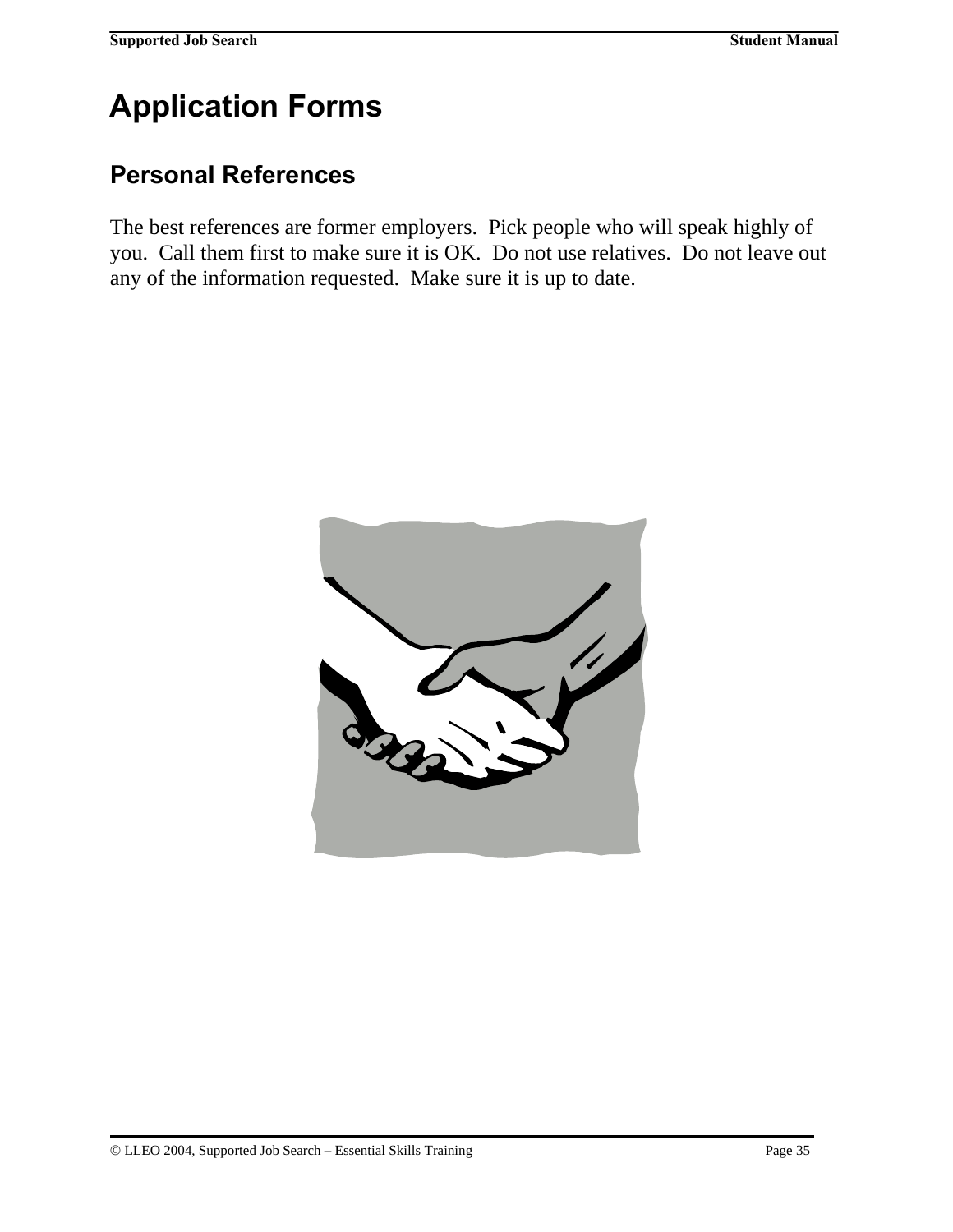# Application Forms

## Personal References

The best references are former employers. Pick people who will speak highly of you. Call them first to make sure it is OK. Do not use relatives. Do not leave out any of the information requested. Make sure it is up to date.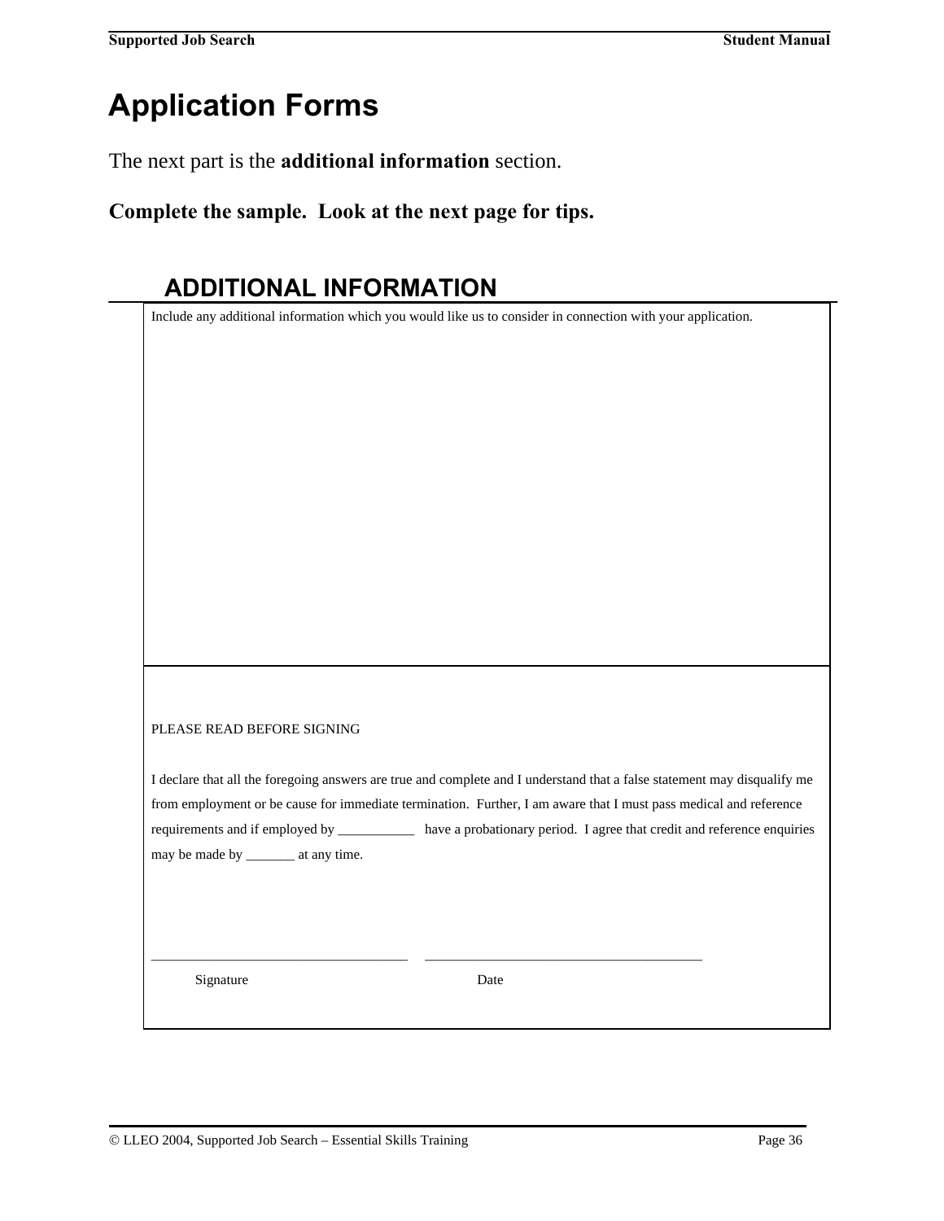# Application Forms

The next part is the **additional information** section.

**Complete the sample. Look at the next page for tips.**

## ADDITIONAL INFORMATION

Include any additional information which you would like us to consider in connection with your application.

PLEASE READ BEFORE SIGNING

I declare that all the foregoing answers are true and complete and I understand that a false statement may disqualify me from employment or be cause for immediate termination. Further, I am aware that I must pass medical and reference requirements and if employed by ___________ have a probationary period. I agree that credit and reference enquiries may be made by _______ at any time.

____________________________________ ________________________________________

Signature Date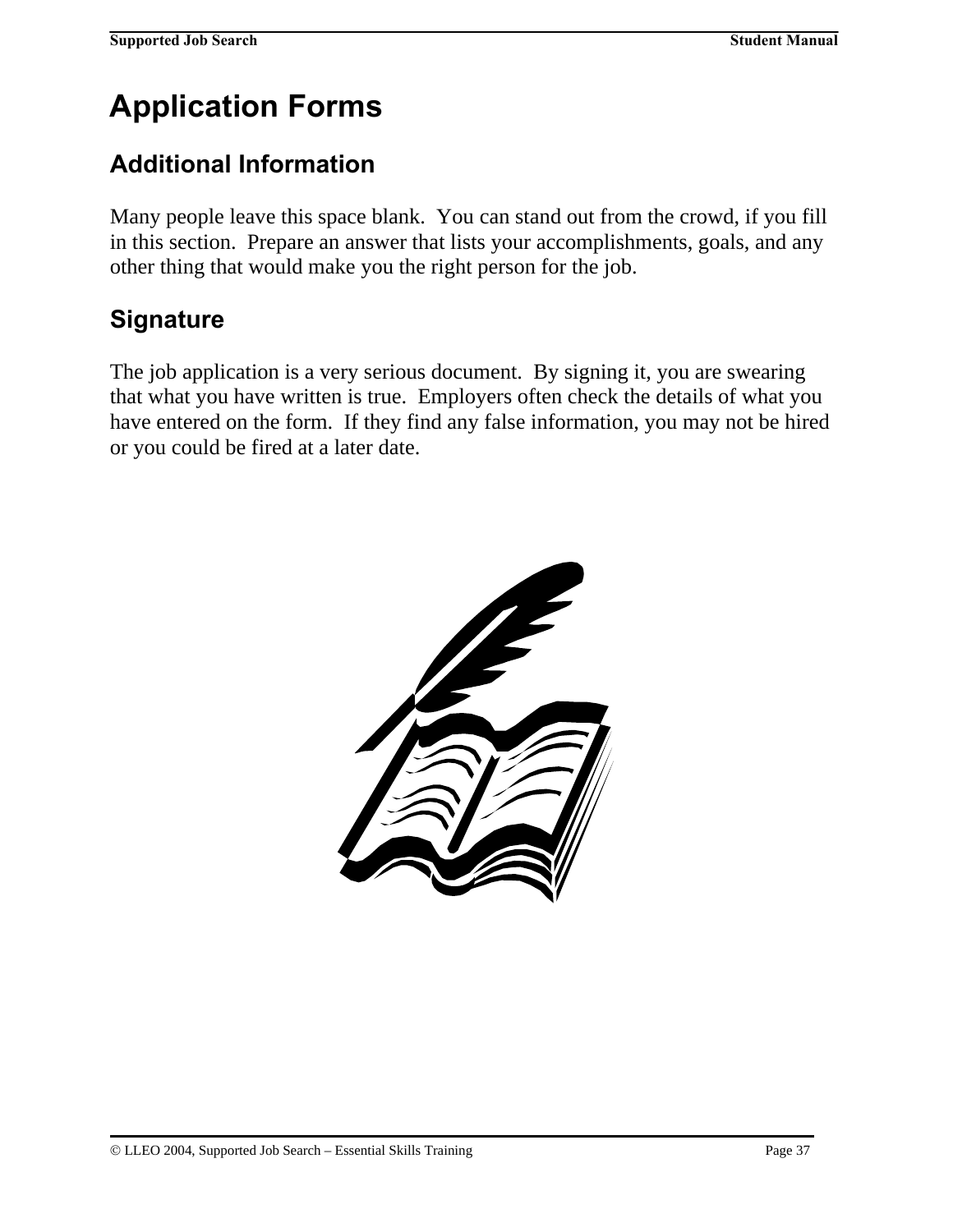# Application Forms

## Additional Information

Many people leave this space blank.  You can stand out from the crowd, if you fill in this section.  Prepare an answer that lists your accomplishments, goals, and any other thing that would make you the right person for the job.

## Signature

The job application is a very serious document.  By signing it, you are swearing that what you have written is true.  Employers often check the details of what you have entered on the form.  If they find any false information, you may not be hired or you could be fired at a later date.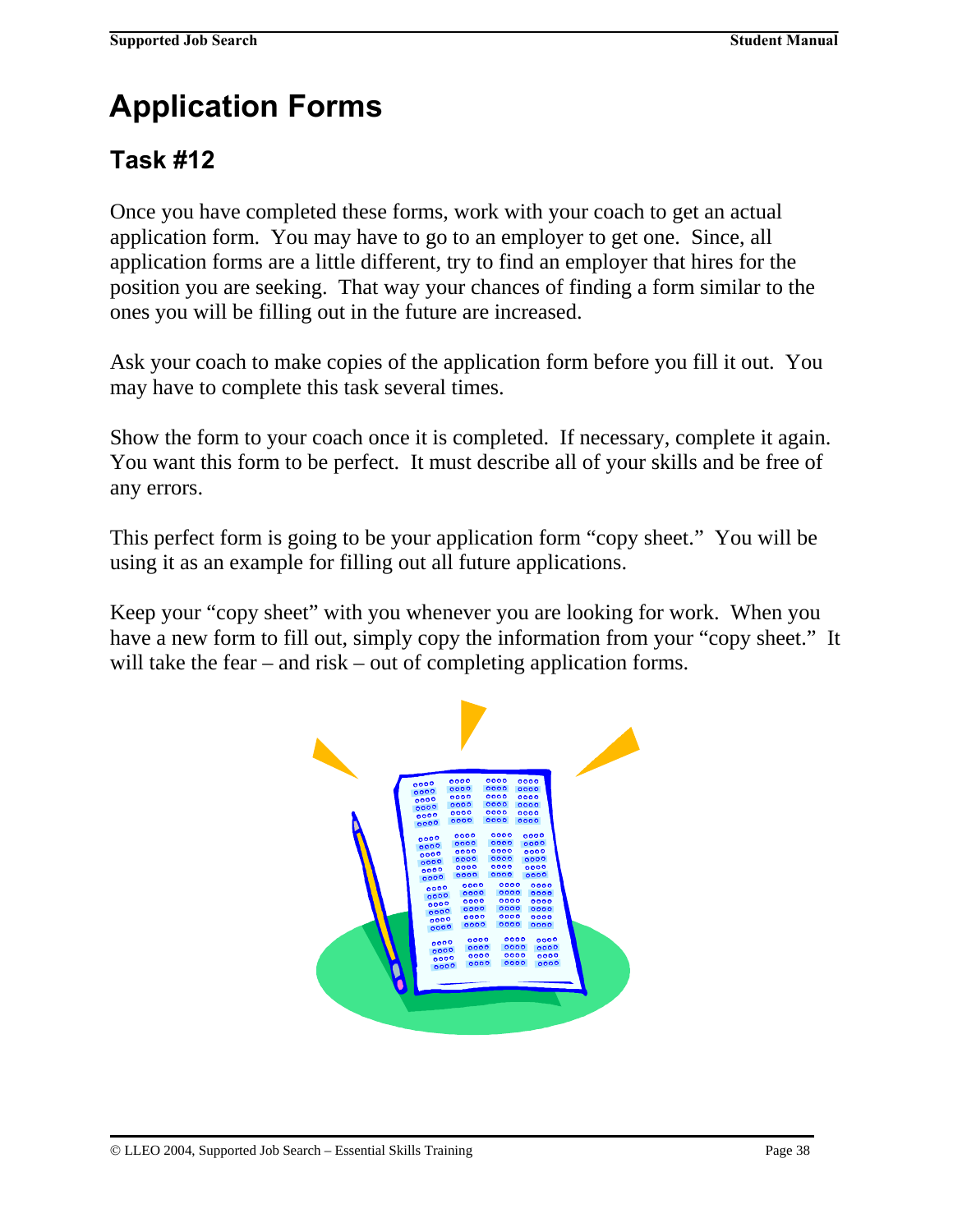# Application Forms

## Task #12

Once you have completed these forms, work with your coach to get an actual application form. You may have to go to an employer to get one. Since, all application forms are a little different, try to find an employer that hires for the position you are seeking. That way your chances of finding a form similar to the ones you will be filling out in the future are increased.

Ask your coach to make copies of the application form before you fill it out. You may have to complete this task several times.

Show the form to your coach once it is completed. If necessary, complete it again. You want this form to be perfect. It must describe all of your skills and be free of any errors.

This perfect form is going to be your application form "copy sheet." You will be using it as an example for filling out all future applications.

Keep your "copy sheet" with you whenever you are looking for work. When you have a new form to fill out, simply copy the information from your "copy sheet." It will take the fear – and risk – out of completing application forms.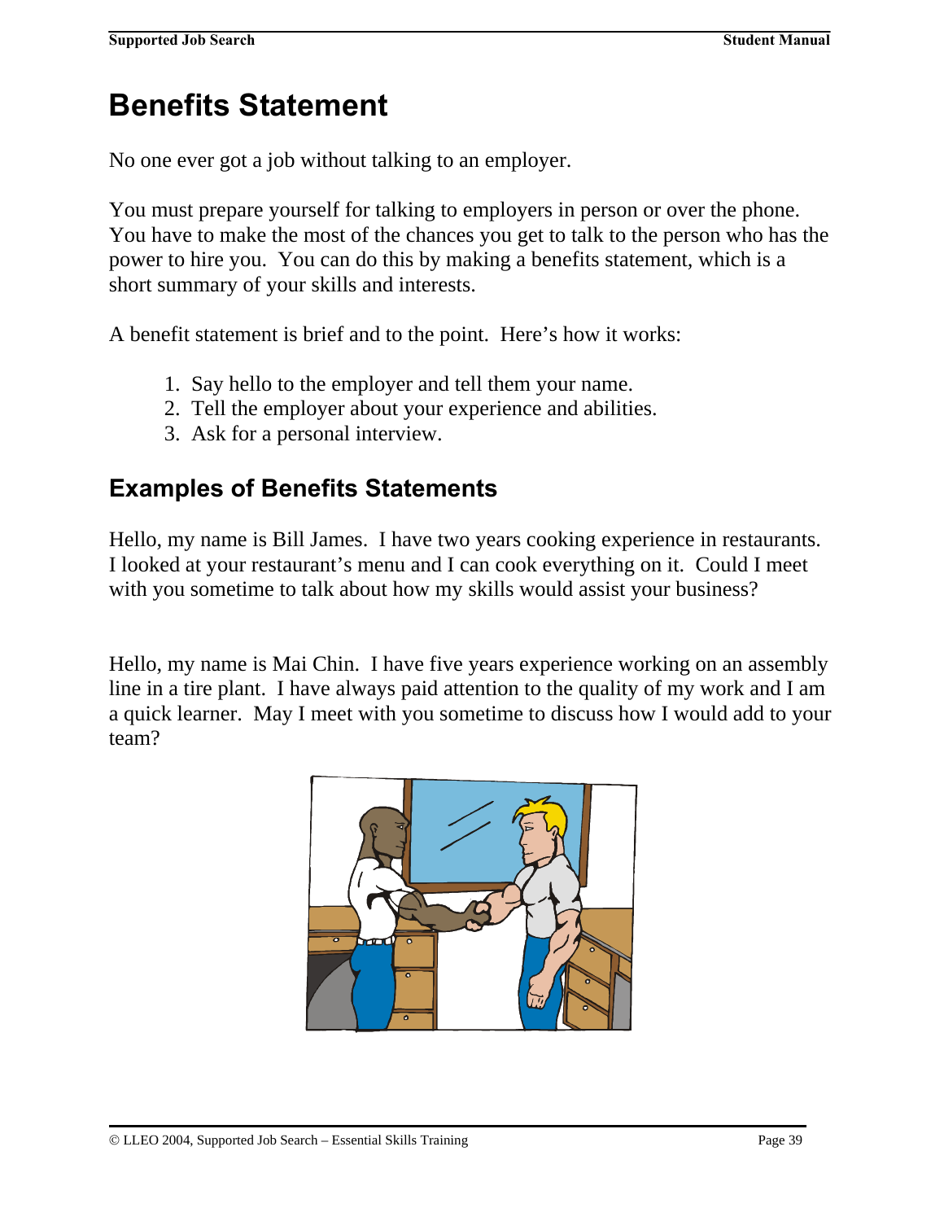# Benefits Statement

No one ever got a job without talking to an employer.

You must prepare yourself for talking to employers in person or over the phone. You have to make the most of the chances you get to talk to the person who has the power to hire you. You can do this by making a benefits statement, which is a short summary of your skills and interests.

A benefit statement is brief and to the point. Here's how it works:

1. Say hello to the employer and tell them your name.
2. Tell the employer about your experience and abilities.
3. Ask for a personal interview.

## Examples of Benefits Statements

Hello, my name is Bill James. I have two years cooking experience in restaurants. I looked at your restaurant's menu and I can cook everything on it. Could I meet with you sometime to talk about how my skills would assist your business?

Hello, my name is Mai Chin. I have five years experience working on an assembly line in a tire plant. I have always paid attention to the quality of my work and I am a quick learner. May I meet with you sometime to discuss how I would add to your team?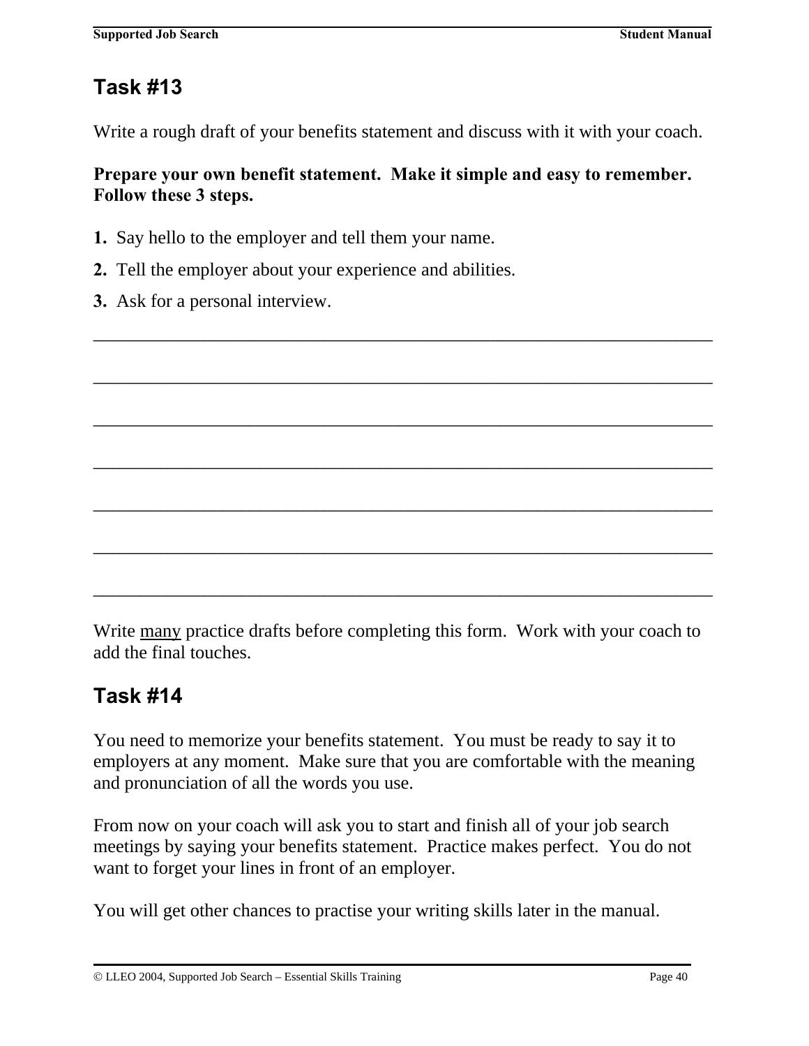## Task #13

Write a rough draft of your benefits statement and discuss with it with your coach.

**Prepare your own benefit statement. Make it simple and easy to remember. Follow these 3 steps.**

**1.** Say hello to the employer and tell them your name.

**2.** Tell the employer about your experience and abilities.

**3.** Ask for a personal interview.

___________________________________________________________________

___________________________________________________________________

___________________________________________________________________

___________________________________________________________________

___________________________________________________________________

___________________________________________________________________

___________________________________________________________________

Write <u>many</u> practice drafts before completing this form. Work with your coach to add the final touches.

## Task #14

You need to memorize your benefits statement. You must be ready to say it to employers at any moment. Make sure that you are comfortable with the meaning and pronunciation of all the words you use.

From now on your coach will ask you to start and finish all of your job search meetings by saying your benefits statement. Practice makes perfect. You do not want to forget your lines in front of an employer.

You will get other chances to practise your writing skills later in the manual.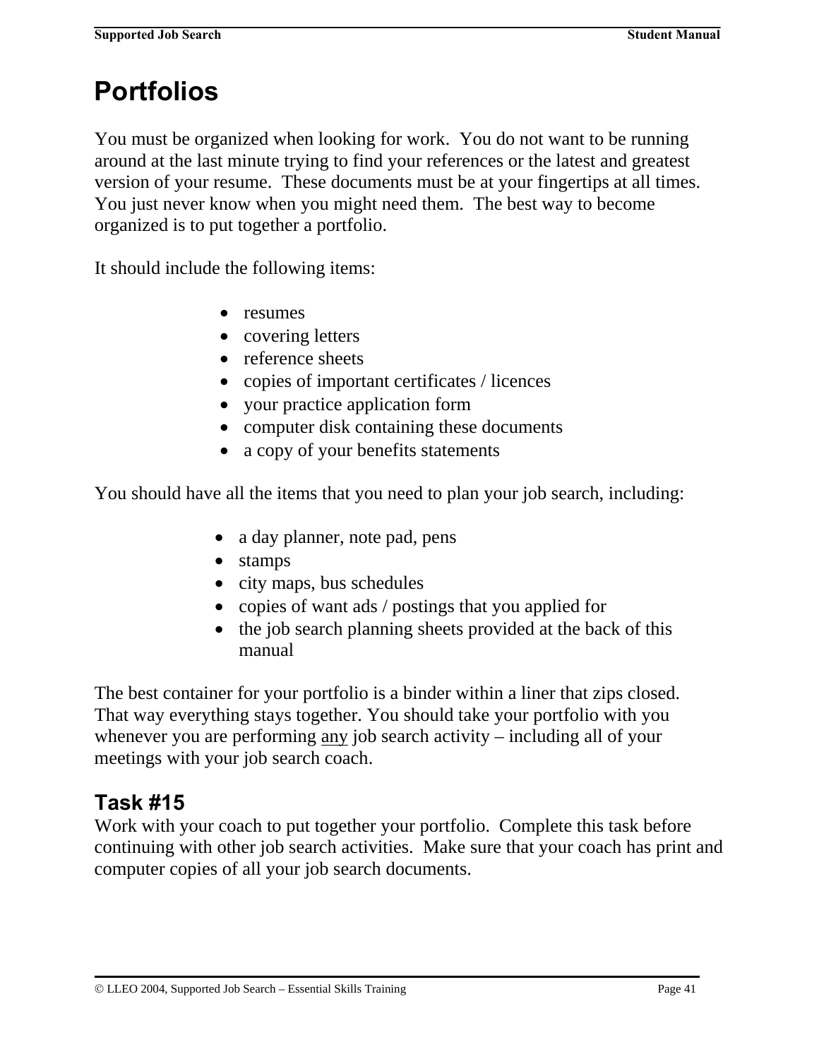# Portfolios

You must be organized when looking for work. You do not want to be running around at the last minute trying to find your references or the latest and greatest version of your resume. These documents must be at your fingertips at all times. You just never know when you might need them. The best way to become organized is to put together a portfolio.

It should include the following items:

- resumes
- covering letters
- reference sheets
- copies of important certificates / licences
- your practice application form
- computer disk containing these documents
- a copy of your benefits statements

You should have all the items that you need to plan your job search, including:

- a day planner, note pad, pens
- stamps
- city maps, bus schedules
- copies of want ads / postings that you applied for
- the job search planning sheets provided at the back of this manual

The best container for your portfolio is a binder within a liner that zips closed. That way everything stays together. You should take your portfolio with you whenever you are performing <u>any</u> job search activity – including all of your meetings with your job search coach.

## Task #15

Work with your coach to put together your portfolio. Complete this task before continuing with other job search activities. Make sure that your coach has print and computer copies of all your job search documents.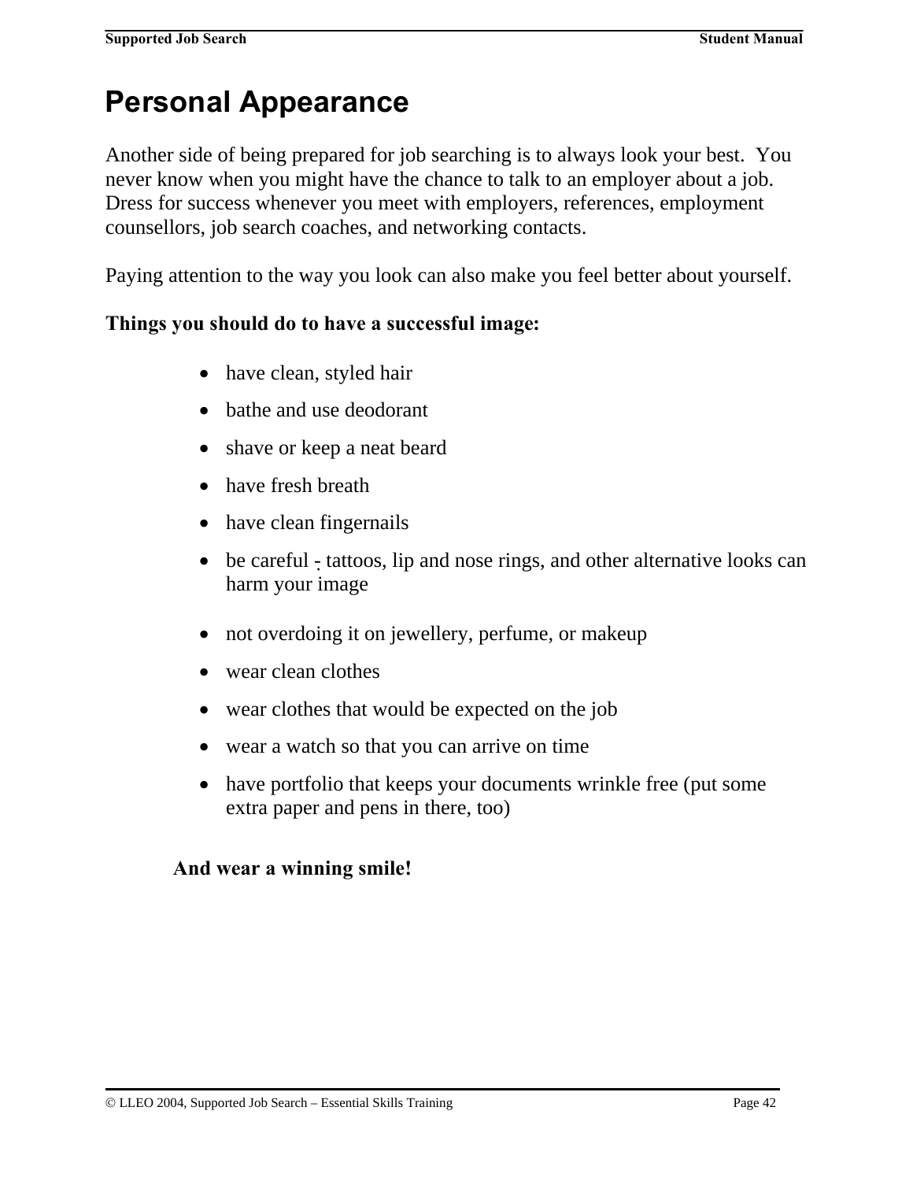# Personal Appearance

Another side of being prepared for job searching is to always look your best. You never know when you might have the chance to talk to an employer about a job. Dress for success whenever you meet with employers, references, employment counsellors, job search coaches, and networking contacts.

Paying attention to the way you look can also make you feel better about yourself.

**Things you should do to have a successful image:**

- have clean, styled hair
- bathe and use deodorant
- shave or keep a neat beard
- have fresh breath
- have clean fingernails
- be careful - tattoos, lip and nose rings, and other alternative looks can harm your image
- not overdoing it on jewellery, perfume, or makeup
- wear clean clothes
- wear clothes that would be expected on the job
- wear a watch so that you can arrive on time
- have portfolio that keeps your documents wrinkle free (put some extra paper and pens in there, too)

**And wear a winning smile!**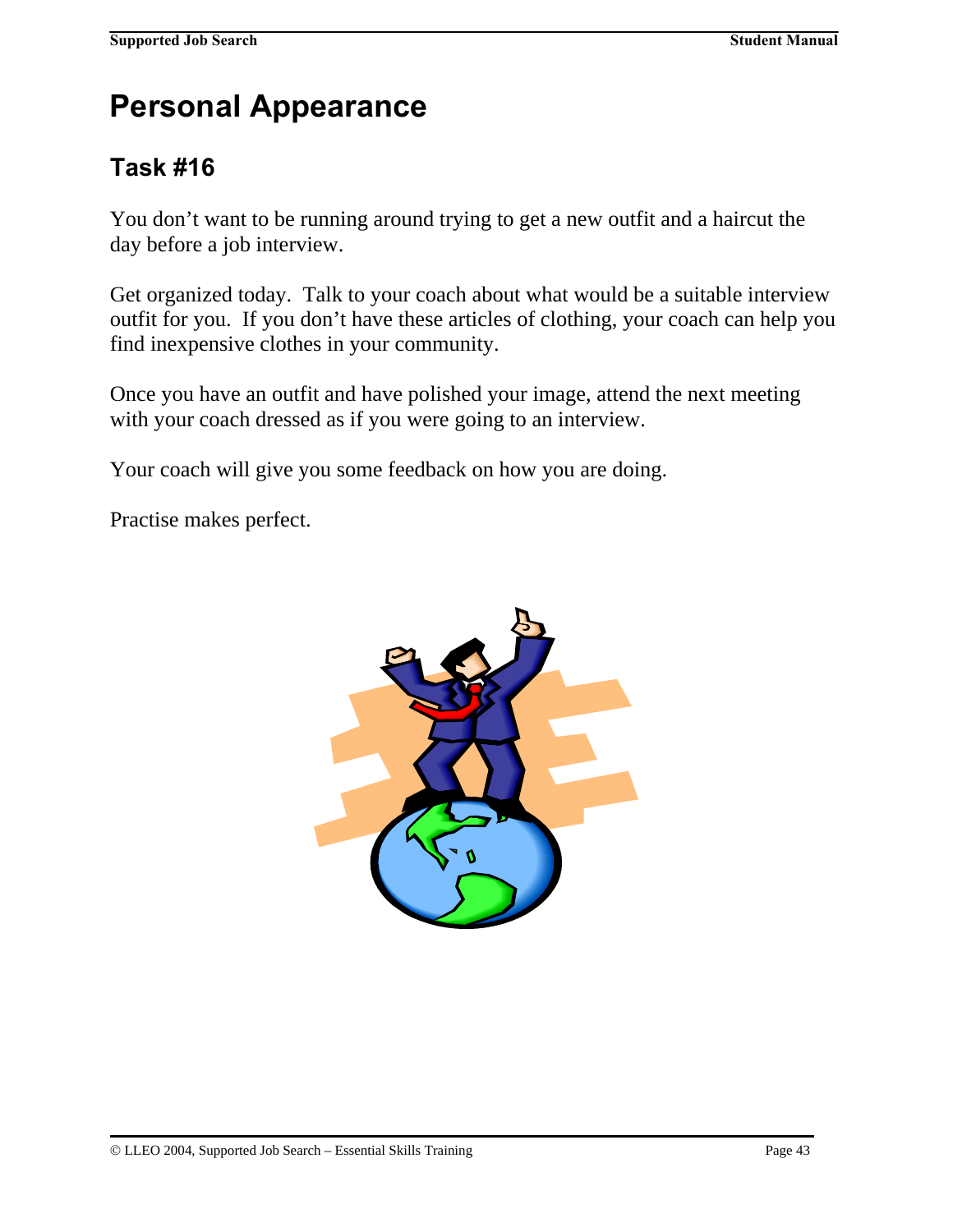# Personal Appearance

## Task #16

You don't want to be running around trying to get a new outfit and a haircut the day before a job interview.

Get organized today. Talk to your coach about what would be a suitable interview outfit for you. If you don't have these articles of clothing, your coach can help you find inexpensive clothes in your community.

Once you have an outfit and have polished your image, attend the next meeting with your coach dressed as if you were going to an interview.

Your coach will give you some feedback on how you are doing.

Practise makes perfect.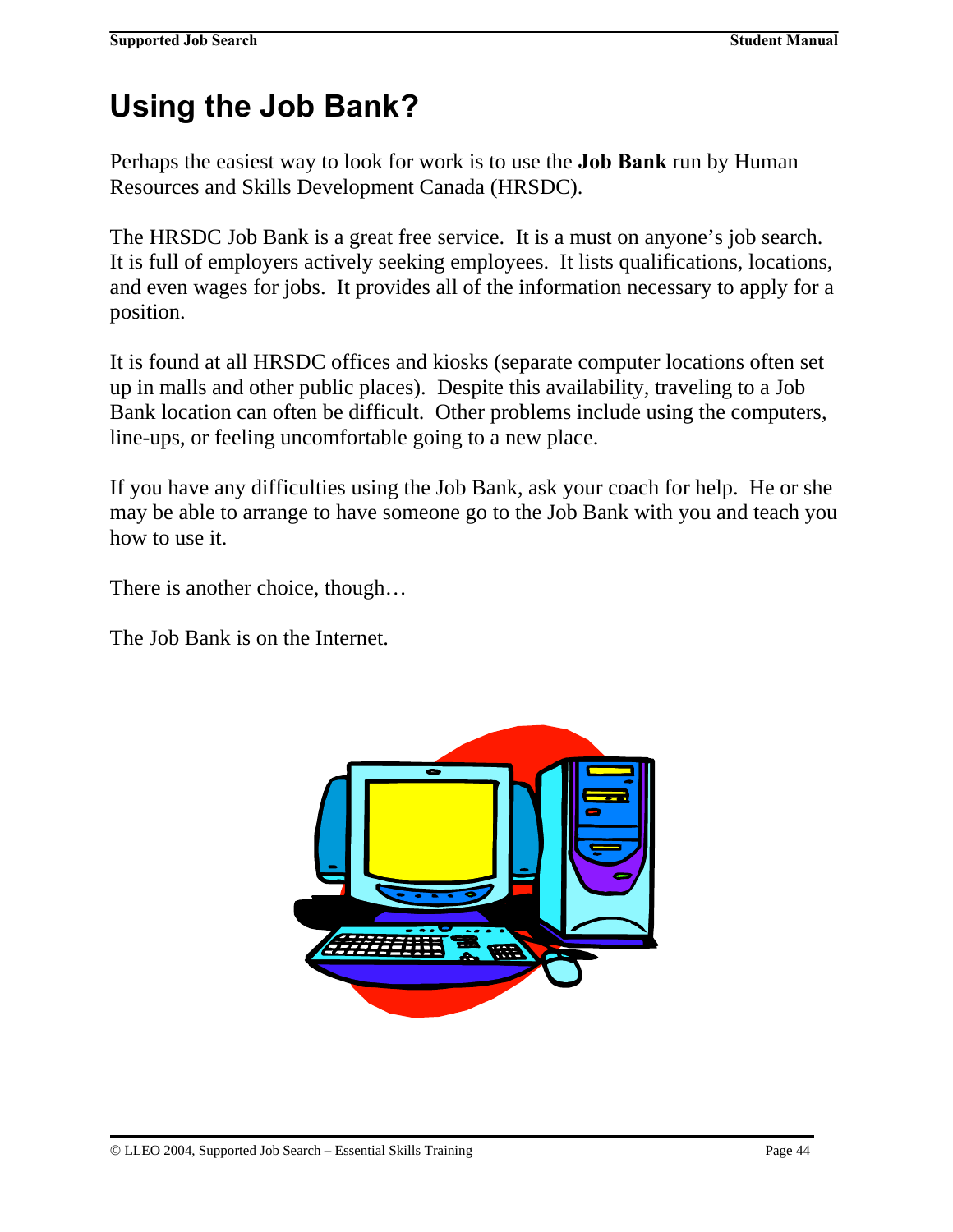# Using the Job Bank?

Perhaps the easiest way to look for work is to use the **Job Bank** run by Human Resources and Skills Development Canada (HRSDC).

The HRSDC Job Bank is a great free service. It is a must on anyone's job search. It is full of employers actively seeking employees. It lists qualifications, locations, and even wages for jobs. It provides all of the information necessary to apply for a position.

It is found at all HRSDC offices and kiosks (separate computer locations often set up in malls and other public places). Despite this availability, traveling to a Job Bank location can often be difficult. Other problems include using the computers, line-ups, or feeling uncomfortable going to a new place.

If you have any difficulties using the Job Bank, ask your coach for help. He or she may be able to arrange to have someone go to the Job Bank with you and teach you how to use it.

There is another choice, though…

The Job Bank is on the Internet.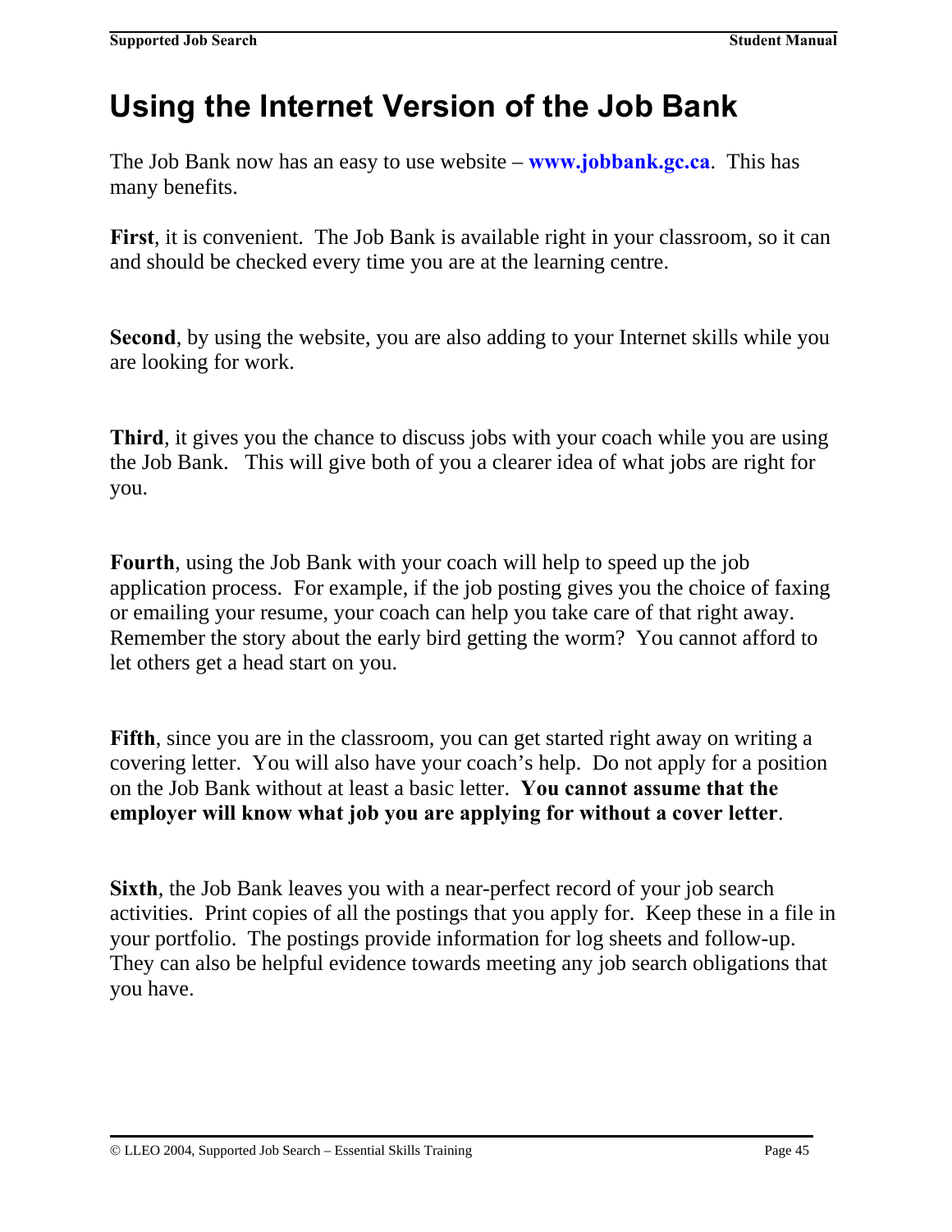# Using the Internet Version of the Job Bank

The Job Bank now has an easy to use website – **www.jobbank.gc.ca**. This has many benefits.

**First**, it is convenient. The Job Bank is available right in your classroom, so it can and should be checked every time you are at the learning centre.

**Second**, by using the website, you are also adding to your Internet skills while you are looking for work.

**Third**, it gives you the chance to discuss jobs with your coach while you are using the Job Bank. This will give both of you a clearer idea of what jobs are right for you.

**Fourth**, using the Job Bank with your coach will help to speed up the job application process. For example, if the job posting gives you the choice of faxing or emailing your resume, your coach can help you take care of that right away. Remember the story about the early bird getting the worm? You cannot afford to let others get a head start on you.

**Fifth**, since you are in the classroom, you can get started right away on writing a covering letter. You will also have your coach's help. Do not apply for a position on the Job Bank without at least a basic letter. **You cannot assume that the employer will know what job you are applying for without a cover letter**.

**Sixth**, the Job Bank leaves you with a near-perfect record of your job search activities. Print copies of all the postings that you apply for. Keep these in a file in your portfolio. The postings provide information for log sheets and follow-up. They can also be helpful evidence towards meeting any job search obligations that you have.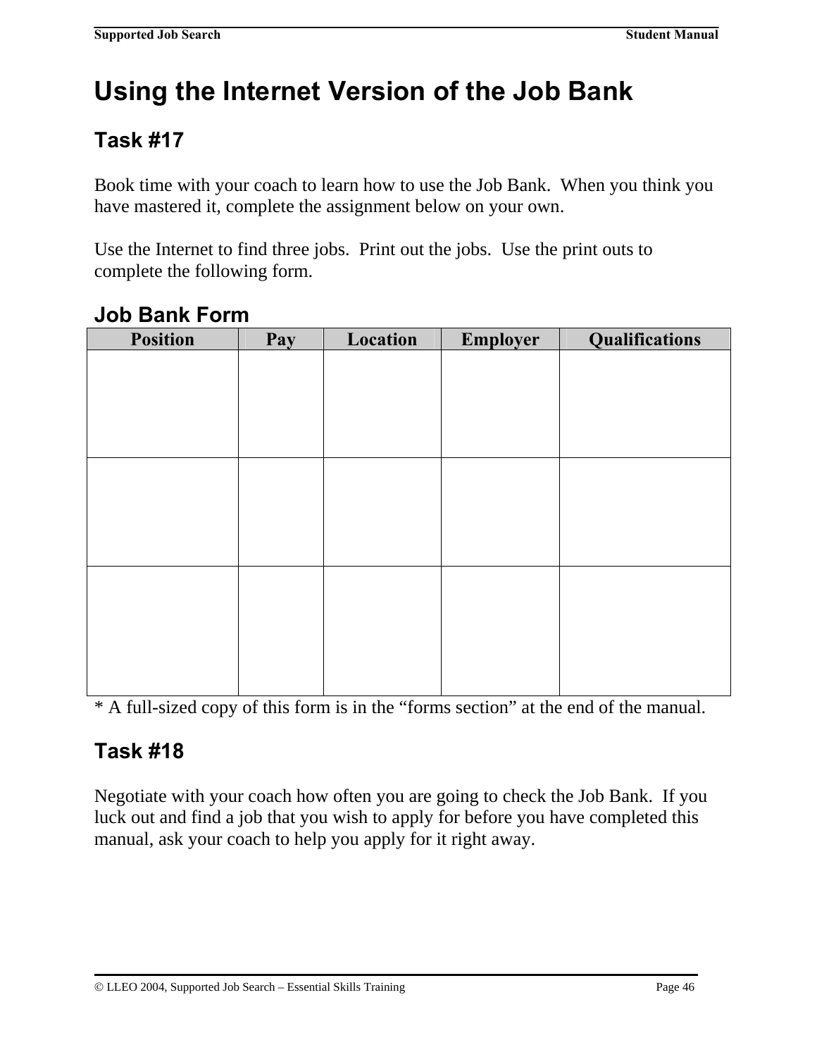# Using the Internet Version of the Job Bank

## Task #17

Book time with your coach to learn how to use the Job Bank. When you think you have mastered it, complete the assignment below on your own.

Use the Internet to find three jobs. Print out the jobs. Use the print outs to complete the following form.

### Job Bank Form

| Position | Pay | Location | Employer | Qualifications |
|---|---|---|---|---|
| | | | | |
| | | | | |
| | | | | |

* A full-sized copy of this form is in the "forms section" at the end of the manual.

## Task #18

Negotiate with your coach how often you are going to check the Job Bank. If you luck out and find a job that you wish to apply for before you have completed this manual, ask your coach to help you apply for it right away.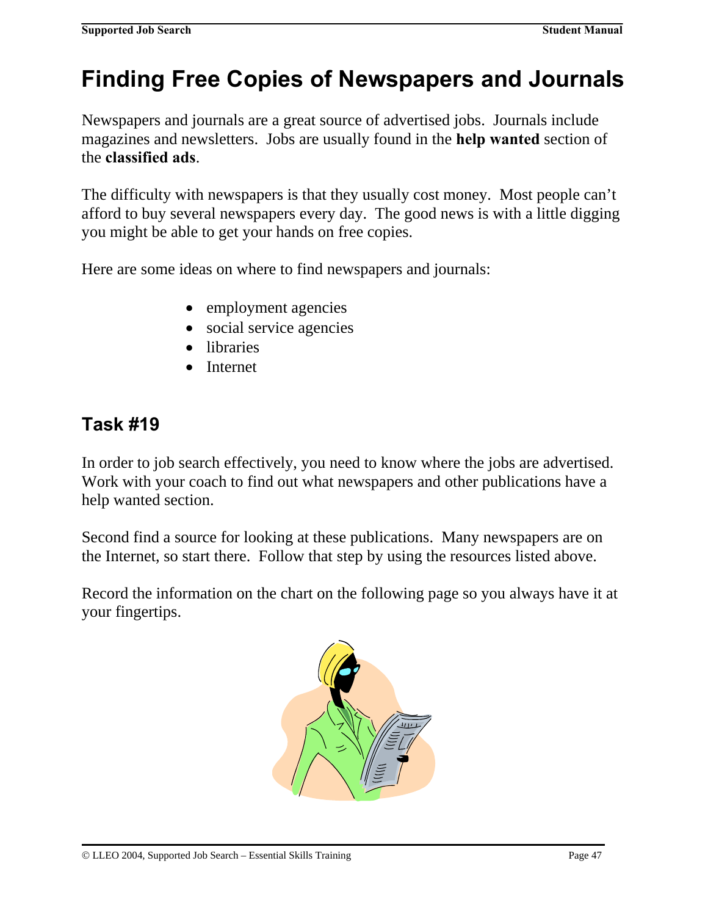# Finding Free Copies of Newspapers and Journals

Newspapers and journals are a great source of advertised jobs. Journals include magazines and newsletters. Jobs are usually found in the **help wanted** section of the **classified ads**.

The difficulty with newspapers is that they usually cost money. Most people can't afford to buy several newspapers every day. The good news is with a little digging you might be able to get your hands on free copies.

Here are some ideas on where to find newspapers and journals:

- employment agencies
- social service agencies
- libraries
- Internet

## Task #19

In order to job search effectively, you need to know where the jobs are advertised. Work with your coach to find out what newspapers and other publications have a help wanted section.

Second find a source for looking at these publications. Many newspapers are on the Internet, so start there. Follow that step by using the resources listed above.

Record the information on the chart on the following page so you always have it at your fingertips.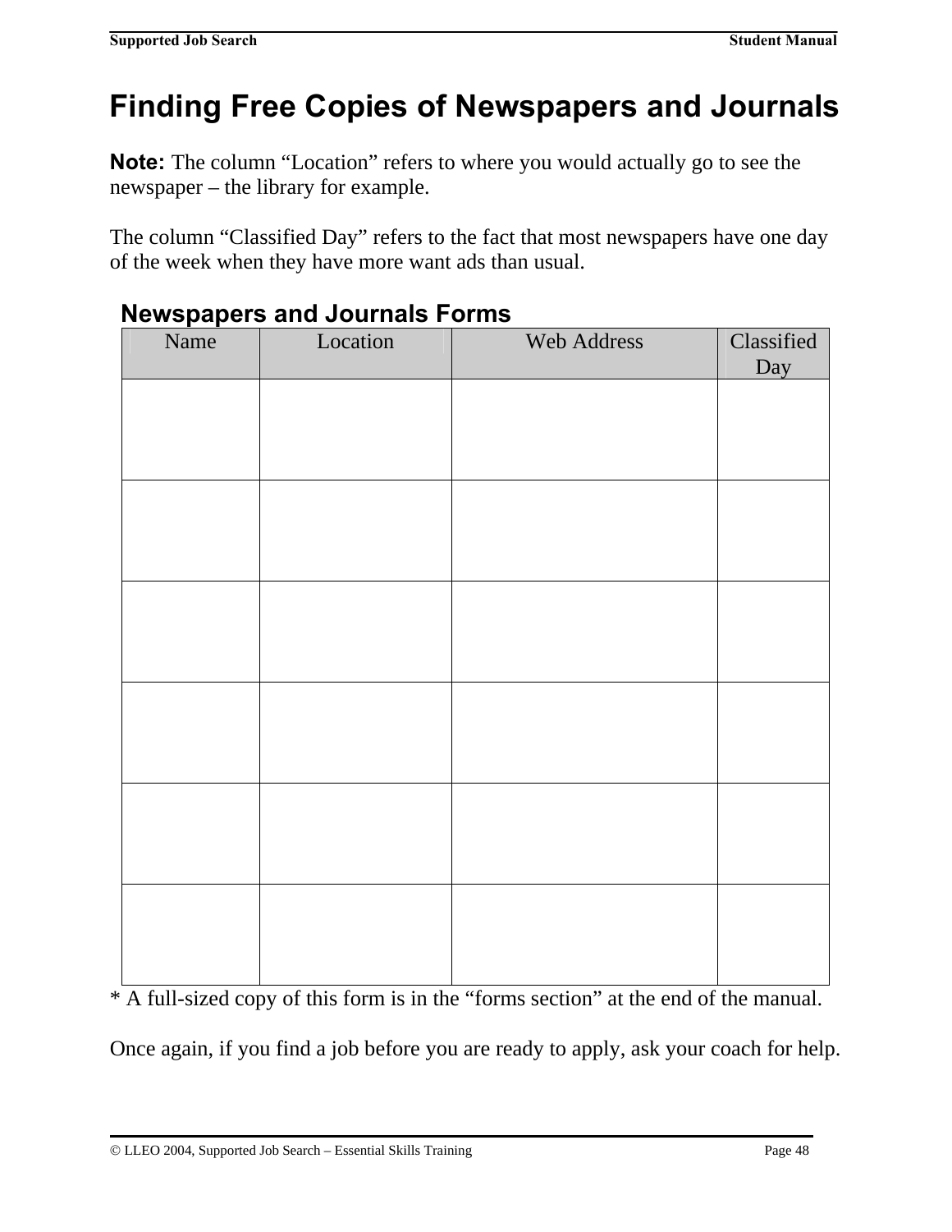# Finding Free Copies of Newspapers and Journals

**Note:** The column "Location" refers to where you would actually go to see the newspaper – the library for example.

The column "Classified Day" refers to the fact that most newspapers have one day of the week when they have more want ads than usual.

## Newspapers and Journals Forms

| Name | Location | Web Address | Classified Day |
|---|---|---|---|
| | | | |
| | | | |
| | | | |
| | | | |
| | | | |
| | | | |

* A full-sized copy of this form is in the "forms section" at the end of the manual.

Once again, if you find a job before you are ready to apply, ask your coach for help.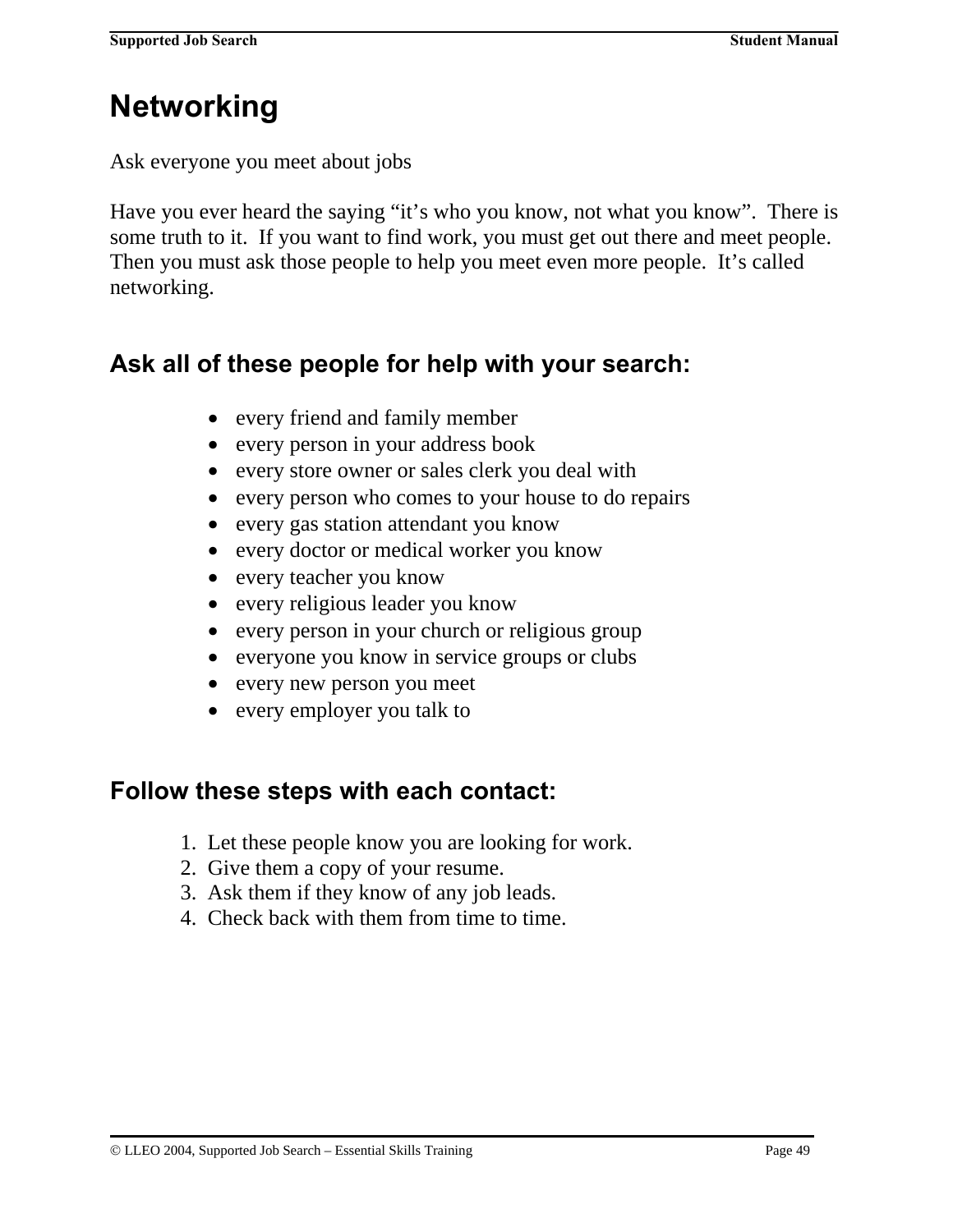# Networking

Ask everyone you meet about jobs

Have you ever heard the saying "it's who you know, not what you know". There is some truth to it. If you want to find work, you must get out there and meet people. Then you must ask those people to help you meet even more people. It's called networking.

## Ask all of these people for help with your search:

- every friend and family member
- every person in your address book
- every store owner or sales clerk you deal with
- every person who comes to your house to do repairs
- every gas station attendant you know
- every doctor or medical worker you know
- every teacher you know
- every religious leader you know
- every person in your church or religious group
- everyone you know in service groups or clubs
- every new person you meet
- every employer you talk to

## Follow these steps with each contact:

1. Let these people know you are looking for work.
2. Give them a copy of your resume.
3. Ask them if they know of any job leads.
4. Check back with them from time to time.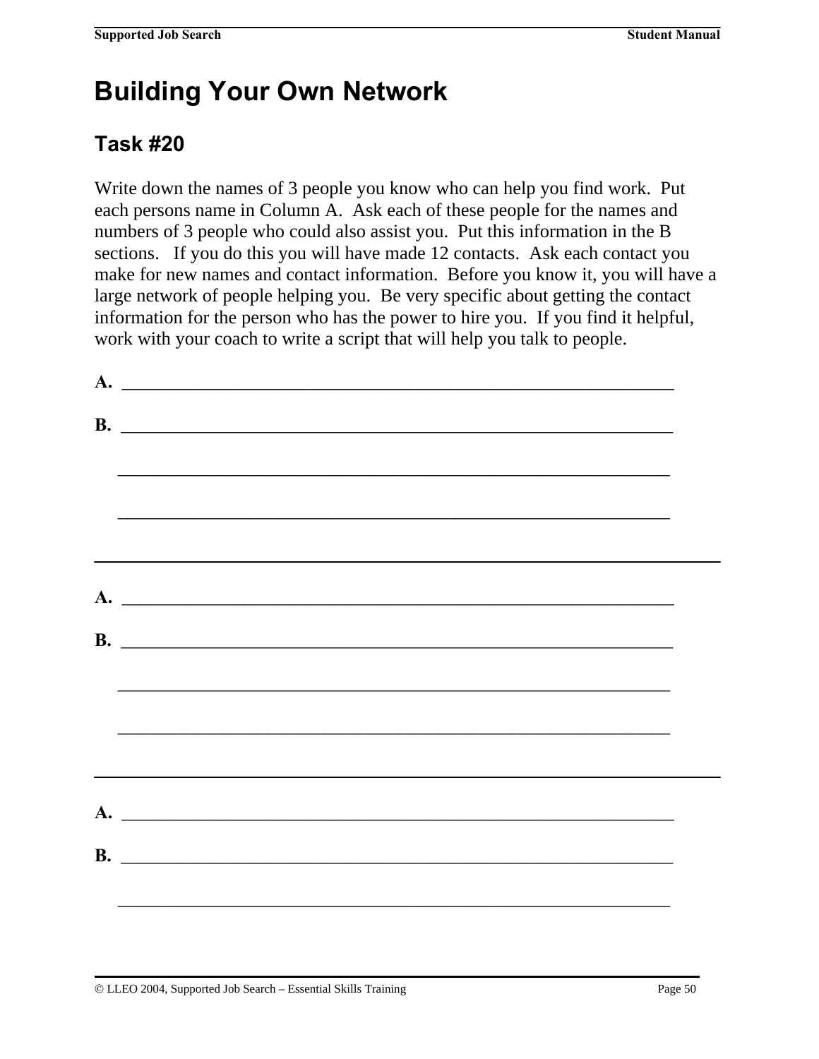# Building Your Own Network

## Task #20

Write down the names of 3 people you know who can help you find work. Put each persons name in Column A. Ask each of these people for the names and numbers of 3 people who could also assist you. Put this information in the B sections. If you do this you will have made 12 contacts. Ask each contact you make for new names and contact information. Before you know it, you will have a large network of people helping you. Be very specific about getting the contact information for the person who has the power to hire you. If you find it helpful, work with your coach to write a script that will help you talk to people.

**A.** ______________________________________________________________

**B.** ______________________________________________________________

______________________________________________________________

______________________________________________________________

---

**A.** ______________________________________________________________

**B.** ______________________________________________________________

______________________________________________________________

______________________________________________________________

---

**A.** ______________________________________________________________

**B.** ______________________________________________________________

______________________________________________________________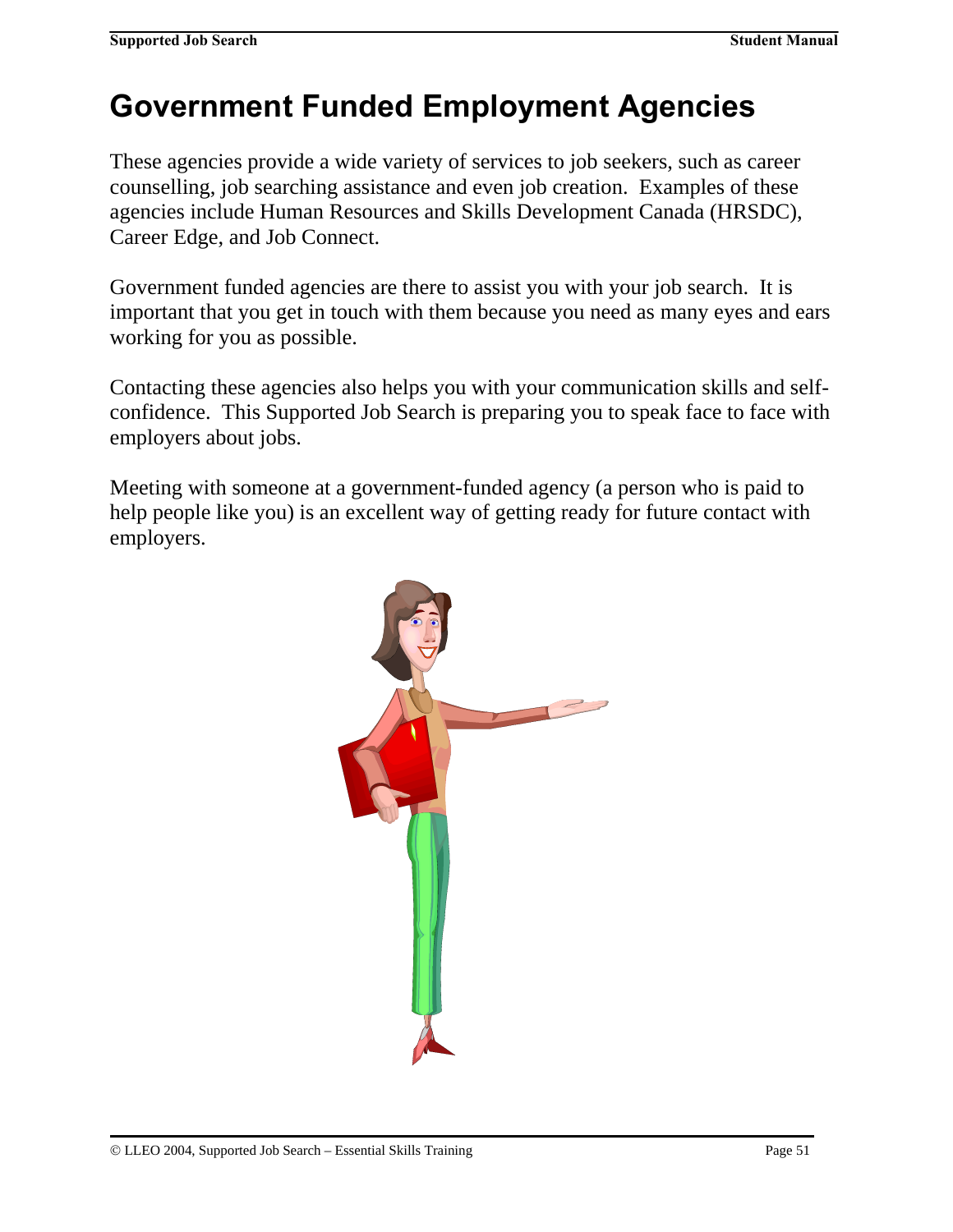# Government Funded Employment Agencies

These agencies provide a wide variety of services to job seekers, such as career counselling, job searching assistance and even job creation. Examples of these agencies include Human Resources and Skills Development Canada (HRSDC), Career Edge, and Job Connect.

Government funded agencies are there to assist you with your job search. It is important that you get in touch with them because you need as many eyes and ears working for you as possible.

Contacting these agencies also helps you with your communication skills and self-confidence. This Supported Job Search is preparing you to speak face to face with employers about jobs.

Meeting with someone at a government-funded agency (a person who is paid to help people like you) is an excellent way of getting ready for future contact with employers.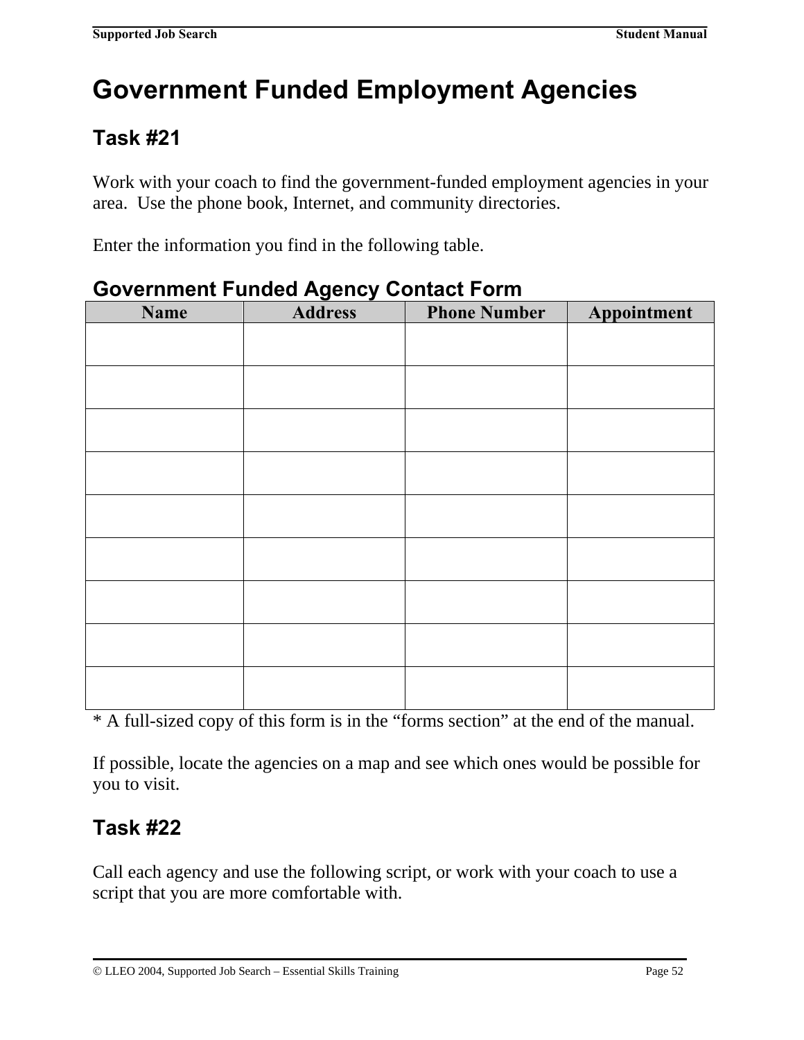# Government Funded Employment Agencies

## Task #21

Work with your coach to find the government-funded employment agencies in your area. Use the phone book, Internet, and community directories.

Enter the information you find in the following table.

### Government Funded Agency Contact Form

| Name | Address | Phone Number | Appointment |
|---|---|---|---|
| | | | |
| | | | |
| | | | |
| | | | |
| | | | |
| | | | |
| | | | |
| | | | |
| | | | |

* A full-sized copy of this form is in the “forms section” at the end of the manual.

If possible, locate the agencies on a map and see which ones would be possible for you to visit.

## Task #22

Call each agency and use the following script, or work with your coach to use a script that you are more comfortable with.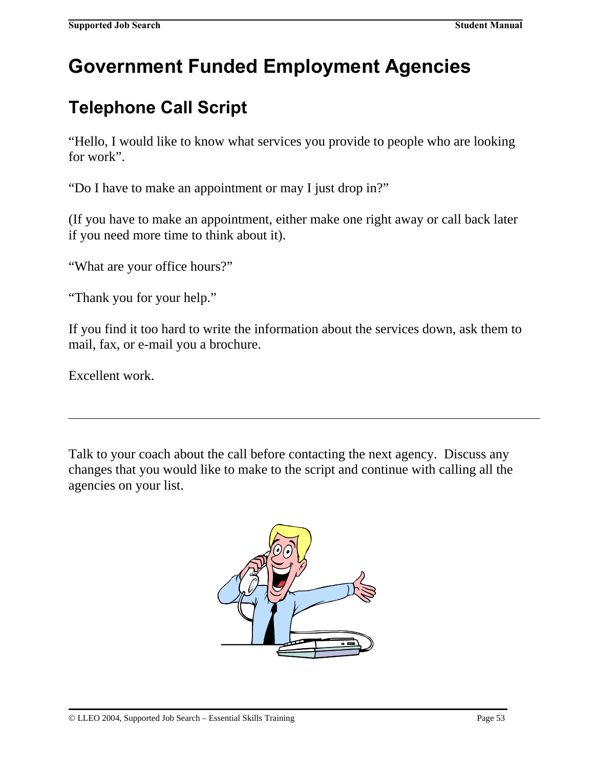# Government Funded Employment Agencies

## Telephone Call Script

"Hello, I would like to know what services you provide to people who are looking for work".

"Do I have to make an appointment or may I just drop in?"

(If you have to make an appointment, either make one right away or call back later if you need more time to think about it).

"What are your office hours?"

"Thank you for your help."

If you find it too hard to write the information about the services down, ask them to mail, fax, or e-mail you a brochure.

Excellent work.

---

Talk to your coach about the call before contacting the next agency. Discuss any changes that you would like to make to the script and continue with calling all the agencies on your list.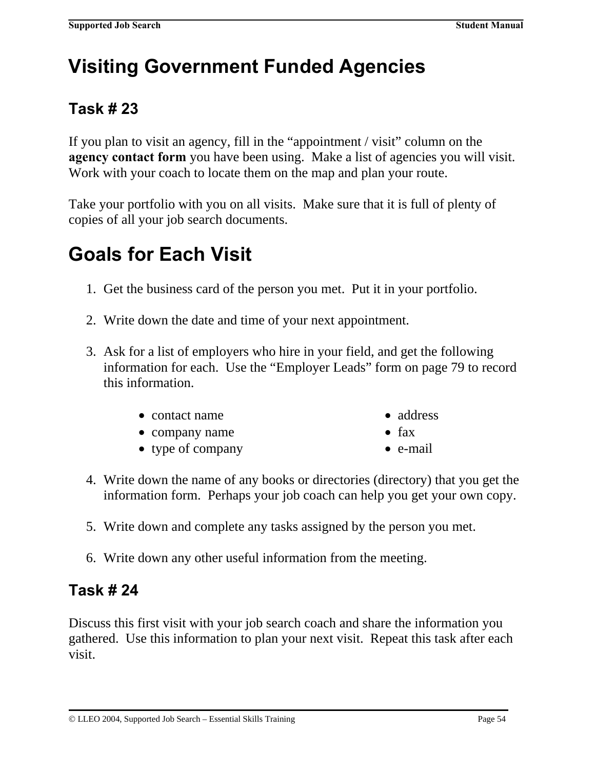# Visiting Government Funded Agencies

### Task # 23

If you plan to visit an agency, fill in the "appointment / visit" column on the **agency contact form** you have been using. Make a list of agencies you will visit. Work with your coach to locate them on the map and plan your route.

Take your portfolio with you on all visits. Make sure that it is full of plenty of copies of all your job search documents.

# Goals for Each Visit

1. Get the business card of the person you met. Put it in your portfolio.

2. Write down the date and time of your next appointment.

3. Ask for a list of employers who hire in your field, and get the following information for each. Use the "Employer Leads" form on page 79 to record this information.

   - contact name
   - company name
   - type of company
   - address
   - fax
   - e-mail

4. Write down the name of any books or directories (directory) that you get the information form. Perhaps your job coach can help you get your own copy.

5. Write down and complete any tasks assigned by the person you met.

6. Write down any other useful information from the meeting.

### Task # 24

Discuss this first visit with your job search coach and share the information you gathered. Use this information to plan your next visit. Repeat this task after each visit.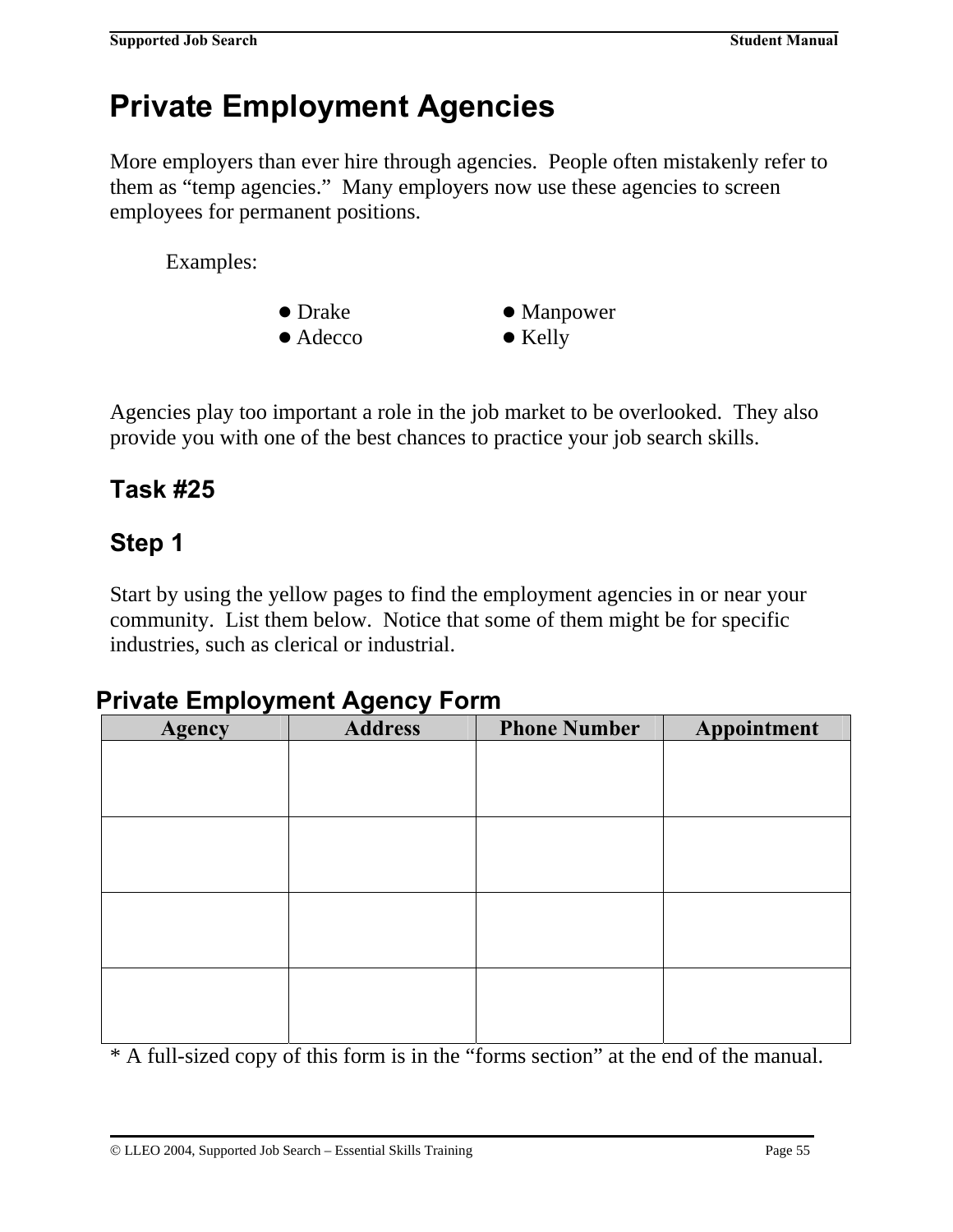# Private Employment Agencies

More employers than ever hire through agencies. People often mistakenly refer to them as “temp agencies.” Many employers now use these agencies to screen employees for permanent positions.

Examples:

- Drake
- Manpower
- Adecco
- Kelly

Agencies play too important a role in the job market to be overlooked. They also provide you with one of the best chances to practice your job search skills.

## Task #25

## Step 1

Start by using the yellow pages to find the employment agencies in or near your community. List them below. Notice that some of them might be for specific industries, such as clerical or industrial.

### Private Employment Agency Form

| Agency | Address | Phone Number | Appointment |
|---|---|---|---|
| | | | |
| | | | |
| | | | |
| | | | |

* A full-sized copy of this form is in the “forms section” at the end of the manual.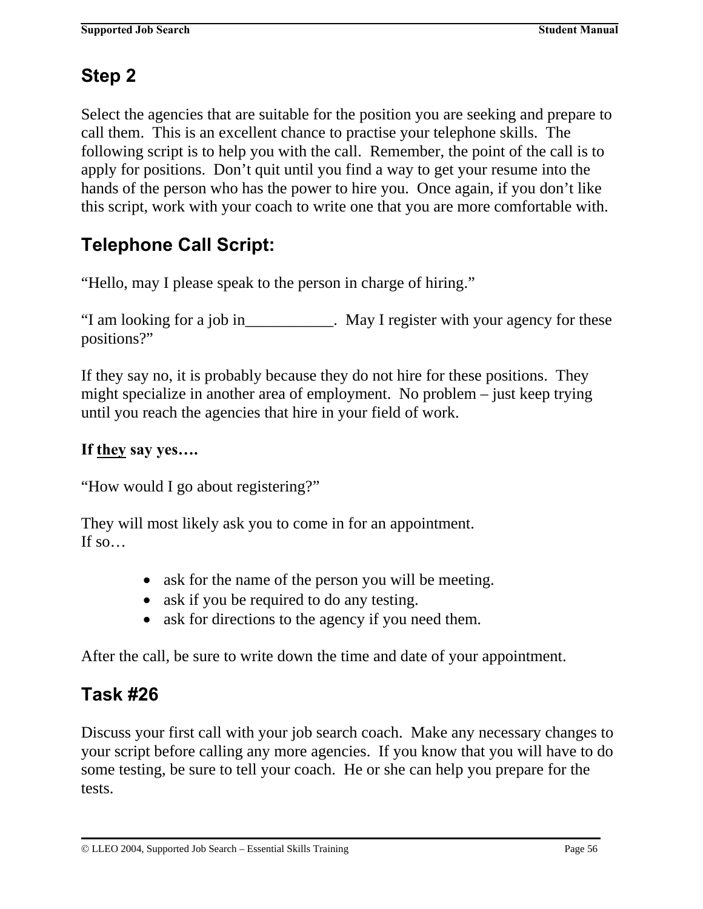## Step 2

Select the agencies that are suitable for the position you are seeking and prepare to call them. This is an excellent chance to practise your telephone skills. The following script is to help you with the call. Remember, the point of the call is to apply for positions. Don't quit until you find a way to get your resume into the hands of the person who has the power to hire you. Once again, if you don't like this script, work with your coach to write one that you are more comfortable with.

## Telephone Call Script:

"Hello, may I please speak to the person in charge of hiring."

"I am looking for a job in___________. May I register with your agency for these positions?"

If they say no, it is probably because they do not hire for these positions. They might specialize in another area of employment. No problem – just keep trying until you reach the agencies that hire in your field of work.

**If <u>they</u> say yes….**

"How would I go about registering?"

They will most likely ask you to come in for an appointment.
If so…

- ask for the name of the person you will be meeting.
- ask if you be required to do any testing.
- ask for directions to the agency if you need them.

After the call, be sure to write down the time and date of your appointment.

## Task #26

Discuss your first call with your job search coach. Make any necessary changes to your script before calling any more agencies. If you know that you will have to do some testing, be sure to tell your coach. He or she can help you prepare for the tests.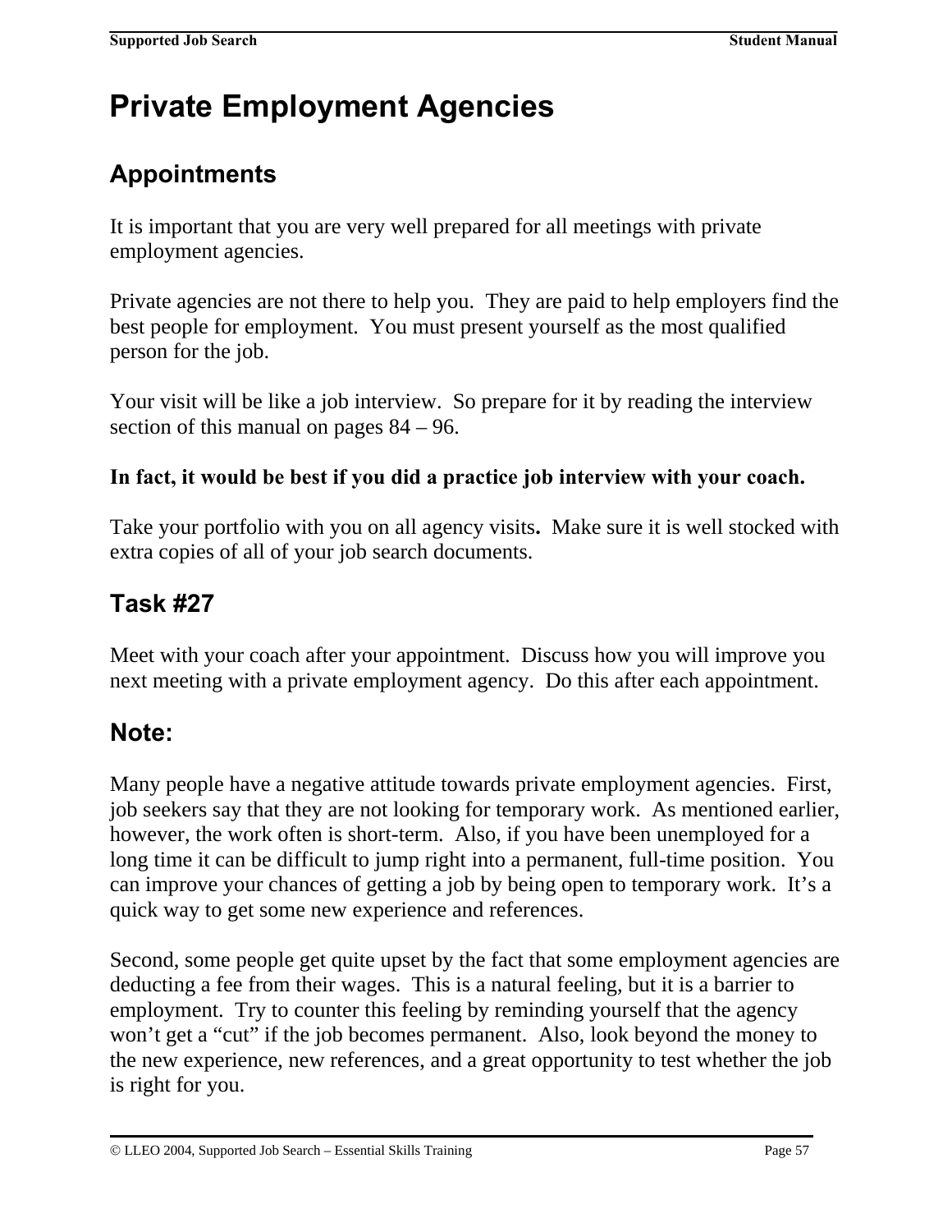# Private Employment Agencies

## Appointments

It is important that you are very well prepared for all meetings with private employment agencies.

Private agencies are not there to help you. They are paid to help employers find the best people for employment. You must present yourself as the most qualified person for the job.

Your visit will be like a job interview. So prepare for it by reading the interview section of this manual on pages 84 – 96.

**In fact, it would be best if you did a practice job interview with your coach.**

Take your portfolio with you on all agency visits**.** Make sure it is well stocked with extra copies of all of your job search documents.

## Task #27

Meet with your coach after your appointment. Discuss how you will improve you next meeting with a private employment agency. Do this after each appointment.

## Note:

Many people have a negative attitude towards private employment agencies. First, job seekers say that they are not looking for temporary work. As mentioned earlier, however, the work often is short-term. Also, if you have been unemployed for a long time it can be difficult to jump right into a permanent, full-time position. You can improve your chances of getting a job by being open to temporary work. It's a quick way to get some new experience and references.

Second, some people get quite upset by the fact that some employment agencies are deducting a fee from their wages. This is a natural feeling, but it is a barrier to employment. Try to counter this feeling by reminding yourself that the agency won't get a "cut" if the job becomes permanent. Also, look beyond the money to the new experience, new references, and a great opportunity to test whether the job is right for you.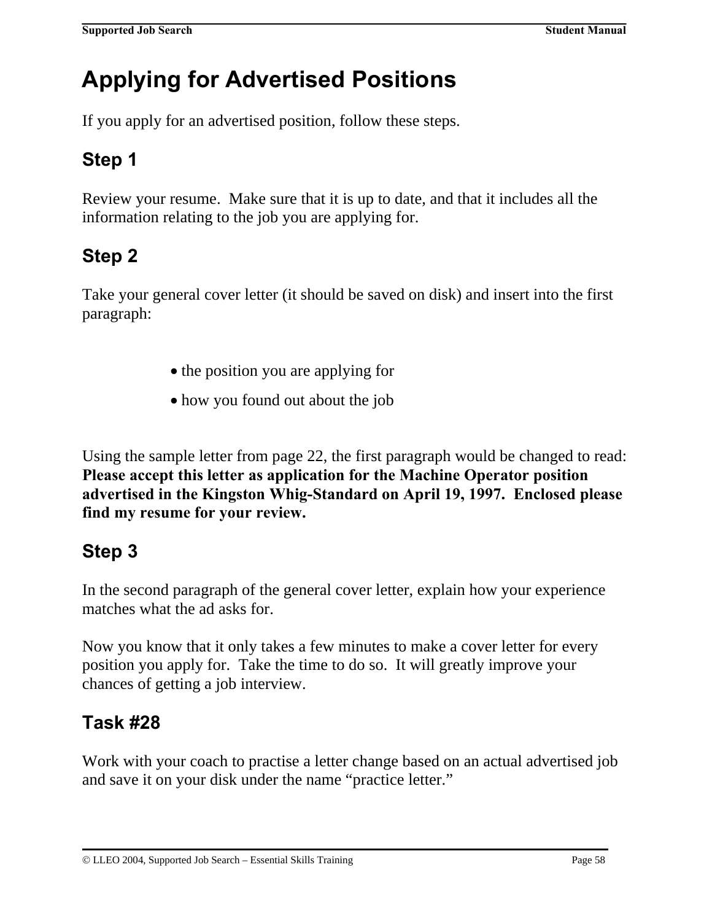# Applying for Advertised Positions

If you apply for an advertised position, follow these steps.

## Step 1

Review your resume. Make sure that it is up to date, and that it includes all the information relating to the job you are applying for.

## Step 2

Take your general cover letter (it should be saved on disk) and insert into the first paragraph:

- the position you are applying for
- how you found out about the job

Using the sample letter from page 22, the first paragraph would be changed to read:
**Please accept this letter as application for the Machine Operator position advertised in the Kingston Whig-Standard on April 19, 1997. Enclosed please find my resume for your review.**

## Step 3

In the second paragraph of the general cover letter, explain how your experience matches what the ad asks for.

Now you know that it only takes a few minutes to make a cover letter for every position you apply for. Take the time to do so. It will greatly improve your chances of getting a job interview.

## Task #28

Work with your coach to practise a letter change based on an actual advertised job and save it on your disk under the name “practice letter.”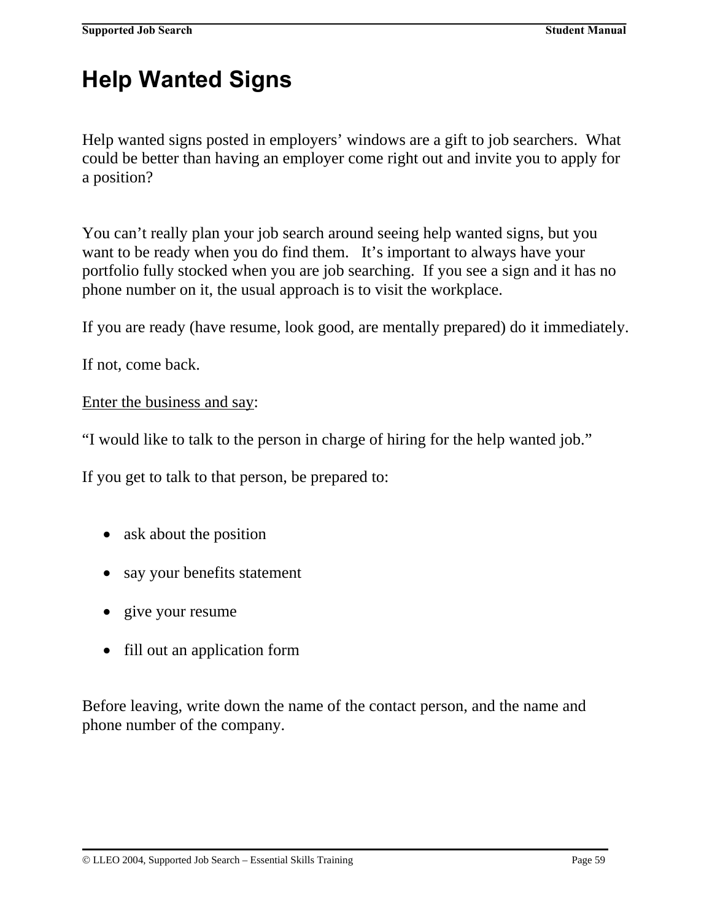# Help Wanted Signs

Help wanted signs posted in employers' windows are a gift to job searchers. What could be better than having an employer come right out and invite you to apply for a position?

You can't really plan your job search around seeing help wanted signs, but you want to be ready when you do find them. It's important to always have your portfolio fully stocked when you are job searching. If you see a sign and it has no phone number on it, the usual approach is to visit the workplace.

If you are ready (have resume, look good, are mentally prepared) do it immediately.

If not, come back.

<u>Enter the business and say</u>:

"I would like to talk to the person in charge of hiring for the help wanted job."

If you get to talk to that person, be prepared to:

- ask about the position
- say your benefits statement
- give your resume
- fill out an application form

Before leaving, write down the name of the contact person, and the name and phone number of the company.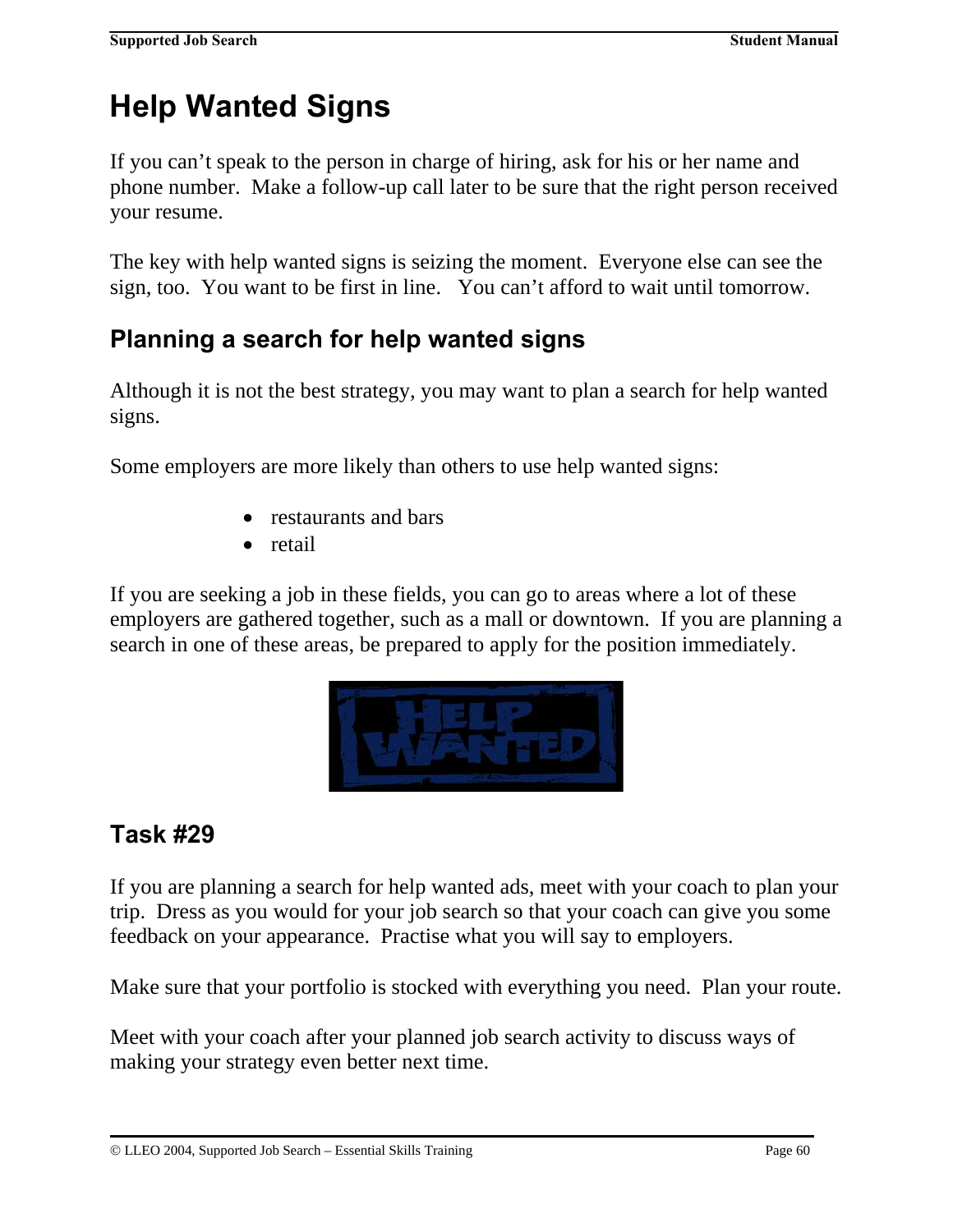# Help Wanted Signs

If you can't speak to the person in charge of hiring, ask for his or her name and phone number. Make a follow-up call later to be sure that the right person received your resume.

The key with help wanted signs is seizing the moment. Everyone else can see the sign, too. You want to be first in line. You can't afford to wait until tomorrow.

## Planning a search for help wanted signs

Although it is not the best strategy, you may want to plan a search for help wanted signs.

Some employers are more likely than others to use help wanted signs:

- restaurants and bars
- retail

If you are seeking a job in these fields, you can go to areas where a lot of these employers are gathered together, such as a mall or downtown. If you are planning a search in one of these areas, be prepared to apply for the position immediately.

## Task #29

If you are planning a search for help wanted ads, meet with your coach to plan your trip. Dress as you would for your job search so that your coach can give you some feedback on your appearance. Practise what you will say to employers.

Make sure that your portfolio is stocked with everything you need. Plan your route.

Meet with your coach after your planned job search activity to discuss ways of making your strategy even better next time.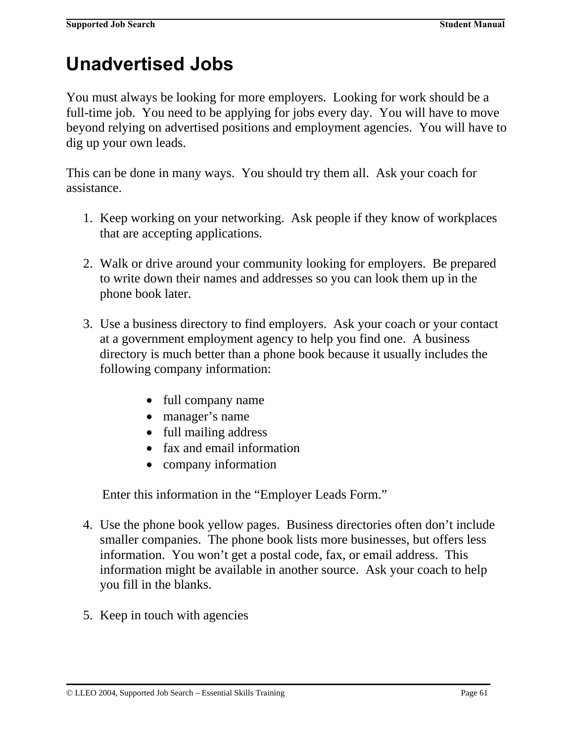# Unadvertised Jobs

You must always be looking for more employers. Looking for work should be a full-time job. You need to be applying for jobs every day. You will have to move beyond relying on advertised positions and employment agencies. You will have to dig up your own leads.

This can be done in many ways. You should try them all. Ask your coach for assistance.

1. Keep working on your networking. Ask people if they know of workplaces that are accepting applications.

2. Walk or drive around your community looking for employers. Be prepared to write down their names and addresses so you can look them up in the phone book later.

3. Use a business directory to find employers. Ask your coach or your contact at a government employment agency to help you find one. A business directory is much better than a phone book because it usually includes the following company information:

    - full company name
    - manager's name
    - full mailing address
    - fax and email information
    - company information

    Enter this information in the "Employer Leads Form."

4. Use the phone book yellow pages. Business directories often don't include smaller companies. The phone book lists more businesses, but offers less information. You won't get a postal code, fax, or email address. This information might be available in another source. Ask your coach to help you fill in the blanks.

5. Keep in touch with agencies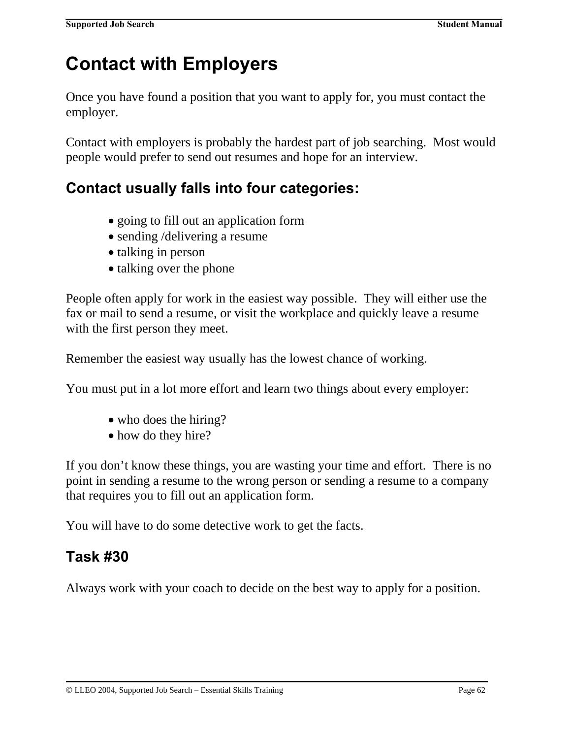# Contact with Employers

Once you have found a position that you want to apply for, you must contact the employer.

Contact with employers is probably the hardest part of job searching. Most would people would prefer to send out resumes and hope for an interview.

## Contact usually falls into four categories:

- going to fill out an application form
- sending /delivering a resume
- talking in person
- talking over the phone

People often apply for work in the easiest way possible. They will either use the fax or mail to send a resume, or visit the workplace and quickly leave a resume with the first person they meet.

Remember the easiest way usually has the lowest chance of working.

You must put in a lot more effort and learn two things about every employer:

- who does the hiring?
- how do they hire?

If you don't know these things, you are wasting your time and effort. There is no point in sending a resume to the wrong person or sending a resume to a company that requires you to fill out an application form.

You will have to do some detective work to get the facts.

## Task #30

Always work with your coach to decide on the best way to apply for a position.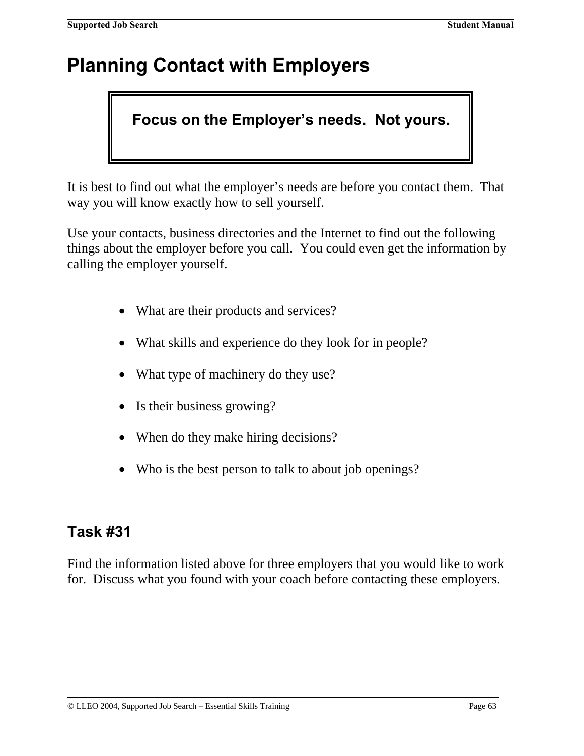# Planning Contact with Employers

**Focus on the Employer's needs. Not yours.**

It is best to find out what the employer's needs are before you contact them. That way you will know exactly how to sell yourself.

Use your contacts, business directories and the Internet to find out the following things about the employer before you call. You could even get the information by calling the employer yourself.

- What are their products and services?
- What skills and experience do they look for in people?
- What type of machinery do they use?
- Is their business growing?
- When do they make hiring decisions?
- Who is the best person to talk to about job openings?

## Task #31

Find the information listed above for three employers that you would like to work for. Discuss what you found with your coach before contacting these employers.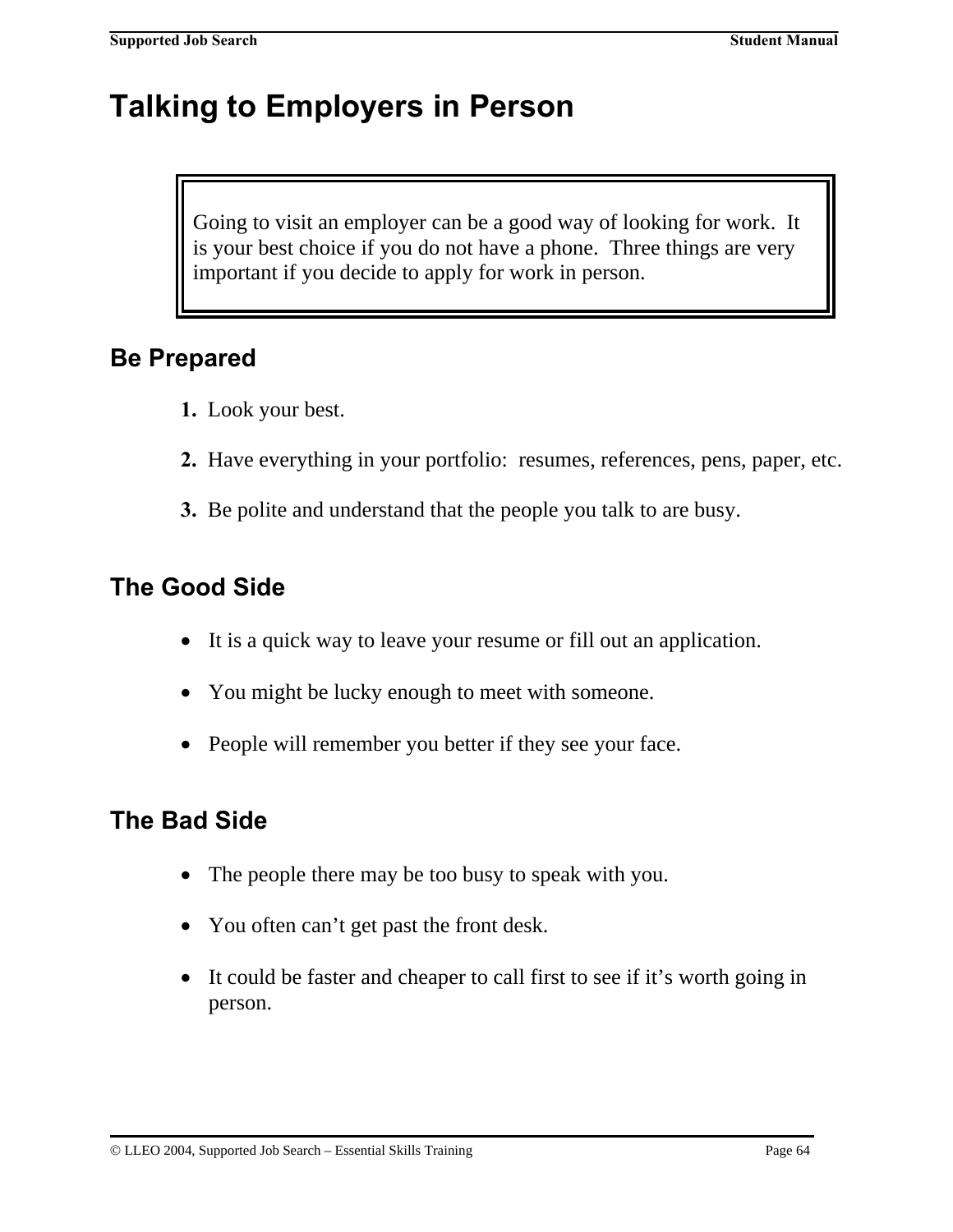# Talking to Employers in Person

> Going to visit an employer can be a good way of looking for work. It is your best choice if you do not have a phone. Three things are very important if you decide to apply for work in person.

## Be Prepared

1. Look your best.
2. Have everything in your portfolio: resumes, references, pens, paper, etc.
3. Be polite and understand that the people you talk to are busy.

## The Good Side

- It is a quick way to leave your resume or fill out an application.
- You might be lucky enough to meet with someone.
- People will remember you better if they see your face.

## The Bad Side

- The people there may be too busy to speak with you.
- You often can't get past the front desk.
- It could be faster and cheaper to call first to see if it's worth going in person.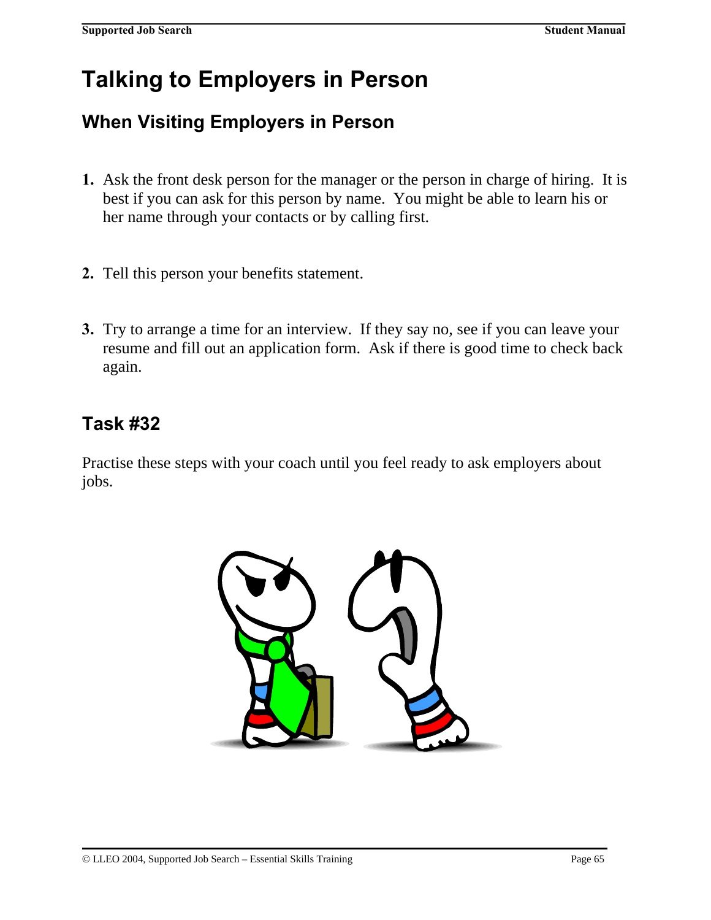# Talking to Employers in Person

## When Visiting Employers in Person

1. Ask the front desk person for the manager or the person in charge of hiring. It is best if you can ask for this person by name. You might be able to learn his or her name through your contacts or by calling first.

2. Tell this person your benefits statement.

3. Try to arrange a time for an interview. If they say no, see if you can leave your resume and fill out an application form. Ask if there is good time to check back again.

## Task #32

Practise these steps with your coach until you feel ready to ask employers about jobs.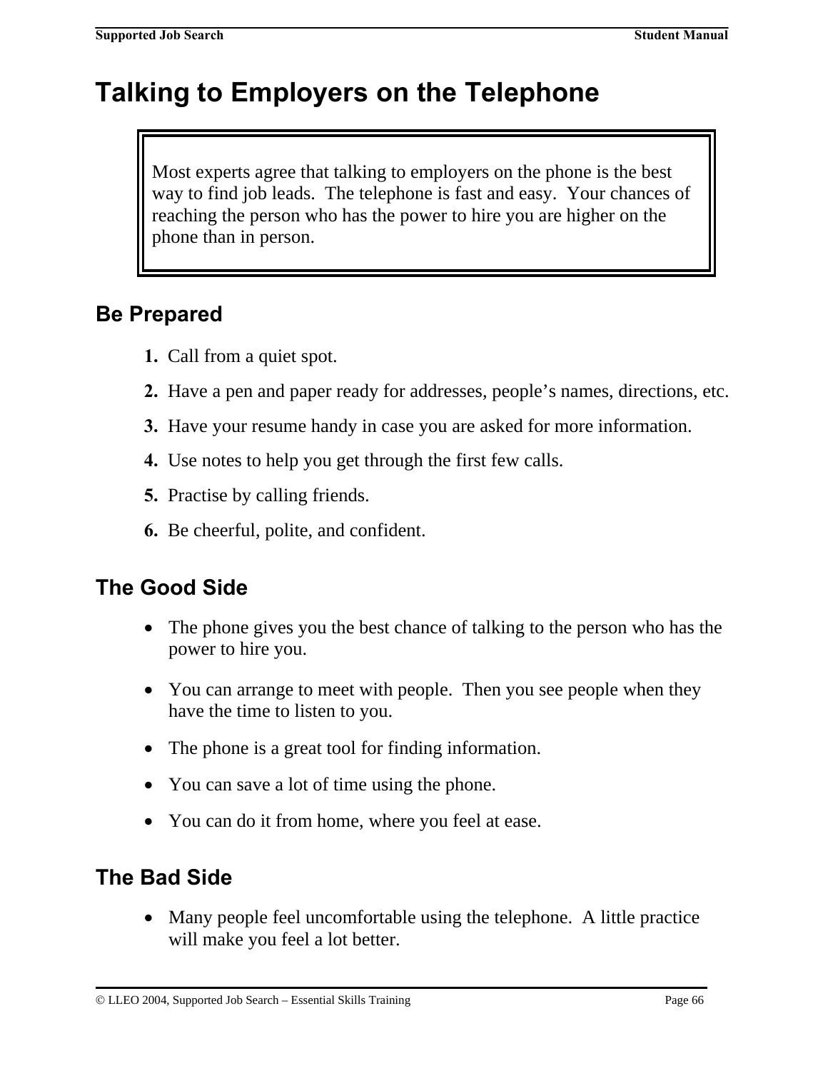# Talking to Employers on the Telephone

> Most experts agree that talking to employers on the phone is the best way to find job leads. The telephone is fast and easy. Your chances of reaching the person who has the power to hire you are higher on the phone than in person.

## Be Prepared

1. Call from a quiet spot.
2. Have a pen and paper ready for addresses, people's names, directions, etc.
3. Have your resume handy in case you are asked for more information.
4. Use notes to help you get through the first few calls.
5. Practise by calling friends.
6. Be cheerful, polite, and confident.

## The Good Side

- The phone gives you the best chance of talking to the person who has the power to hire you.
- You can arrange to meet with people. Then you see people when they have the time to listen to you.
- The phone is a great tool for finding information.
- You can save a lot of time using the phone.
- You can do it from home, where you feel at ease.

## The Bad Side

- Many people feel uncomfortable using the telephone. A little practice will make you feel a lot better.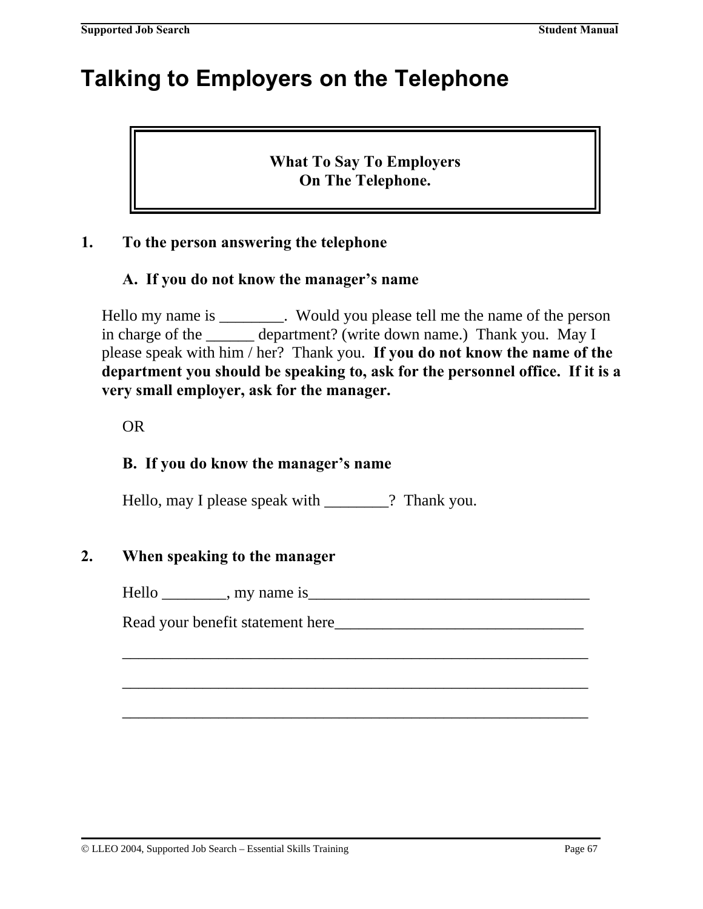# Talking to Employers on the Telephone

**What To Say To Employers On The Telephone.**

**1. To the person answering the telephone**

**A. If you do not know the manager's name**

Hello my name is ________. Would you please tell me the name of the person in charge of the ______ department? (write down name.) Thank you. May I please speak with him / her? Thank you. **If you do not know the name of the department you should be speaking to, ask for the personnel office. If it is a very small employer, ask for the manager.**

OR

**B. If you do know the manager's name**

Hello, may I please speak with ________? Thank you.

**2. When speaking to the manager**

Hello ________, my name is___________________________________

Read your benefit statement here_______________________________

____________________________________________________________

____________________________________________________________

____________________________________________________________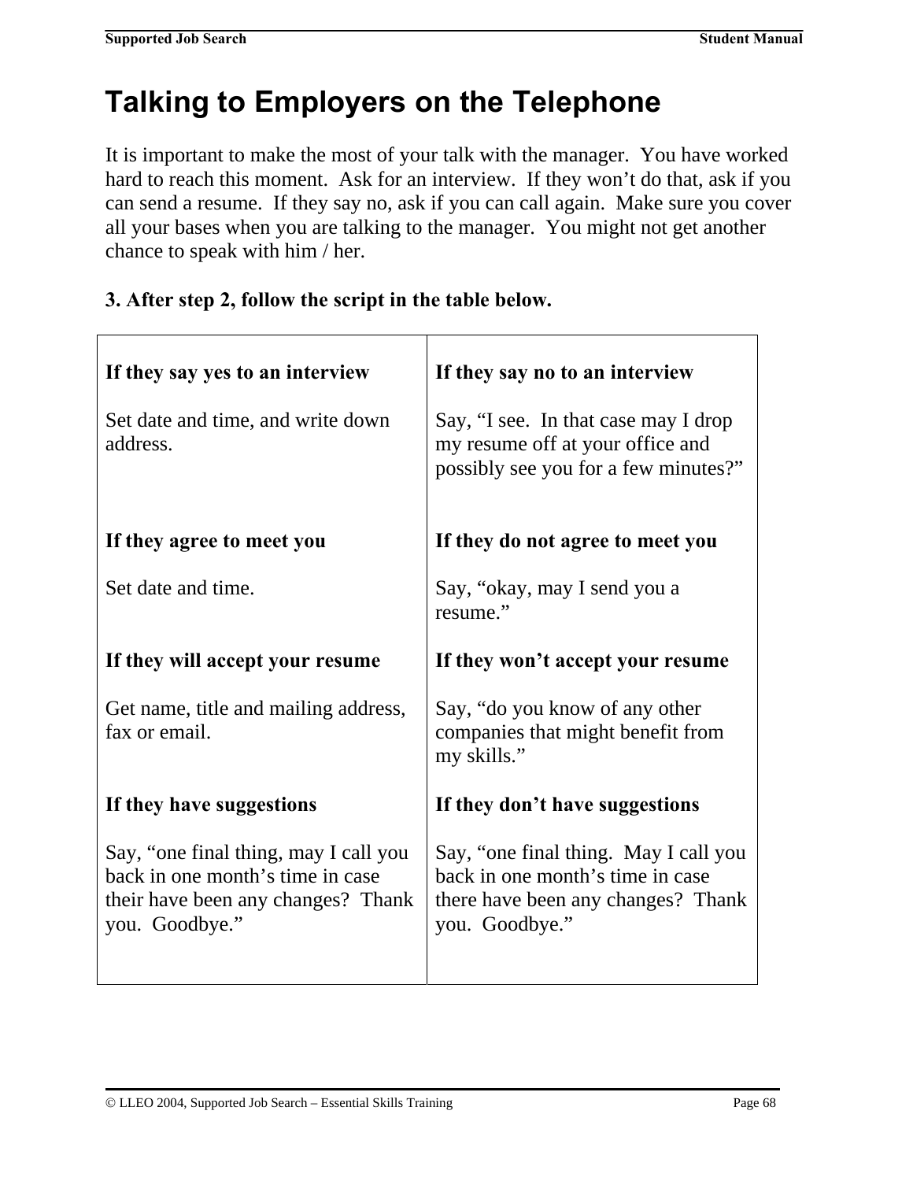# Talking to Employers on the Telephone

It is important to make the most of your talk with the manager. You have worked hard to reach this moment. Ask for an interview. If they won't do that, ask if you can send a resume. If they say no, ask if you can call again. Make sure you cover all your bases when you are talking to the manager. You might not get another chance to speak with him / her.

**3. After step 2, follow the script in the table below.**

| | |
|---|---|
| **If they say yes to an interview**<br><br>Set date and time, and write down address. | **If they say no to an interview**<br><br>Say, "I see. In that case may I drop my resume off at your office and possibly see you for a few minutes?" |
| **If they agree to meet you**<br><br>Set date and time. | **If they do not agree to meet you**<br><br>Say, "okay, may I send you a resume." |
| **If they will accept your resume**<br><br>Get name, title and mailing address, fax or email. | **If they won't accept your resume**<br><br>Say, "do you know of any other companies that might benefit from my skills." |
| **If they have suggestions**<br><br>Say, "one final thing, may I call you back in one month's time in case their have been any changes? Thank you. Goodbye." | **If they don't have suggestions**<br><br>Say, "one final thing. May I call you back in one month's time in case there have been any changes? Thank you. Goodbye." |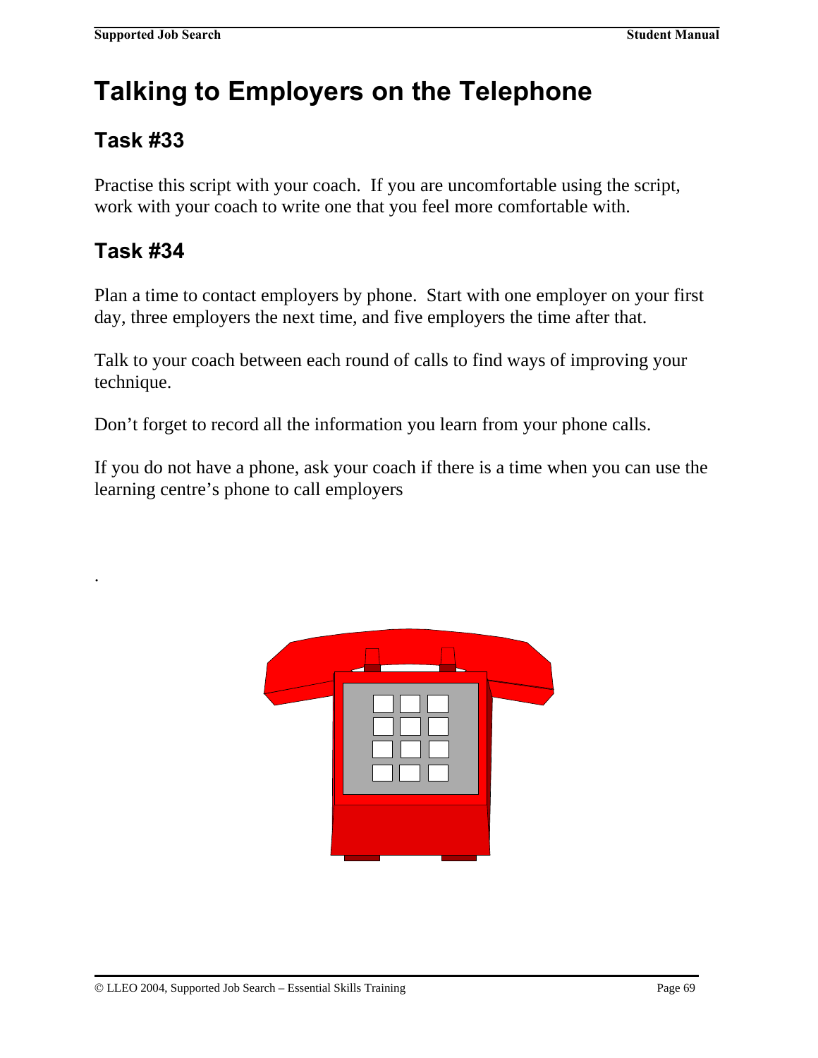# Talking to Employers on the Telephone

## Task #33

Practise this script with your coach. If you are uncomfortable using the script, work with your coach to write one that you feel more comfortable with.

## Task #34

Plan a time to contact employers by phone. Start with one employer on your first day, three employers the next time, and five employers the time after that.

Talk to your coach between each round of calls to find ways of improving your technique.

Don't forget to record all the information you learn from your phone calls.

If you do not have a phone, ask your coach if there is a time when you can use the learning centre's phone to call employers

.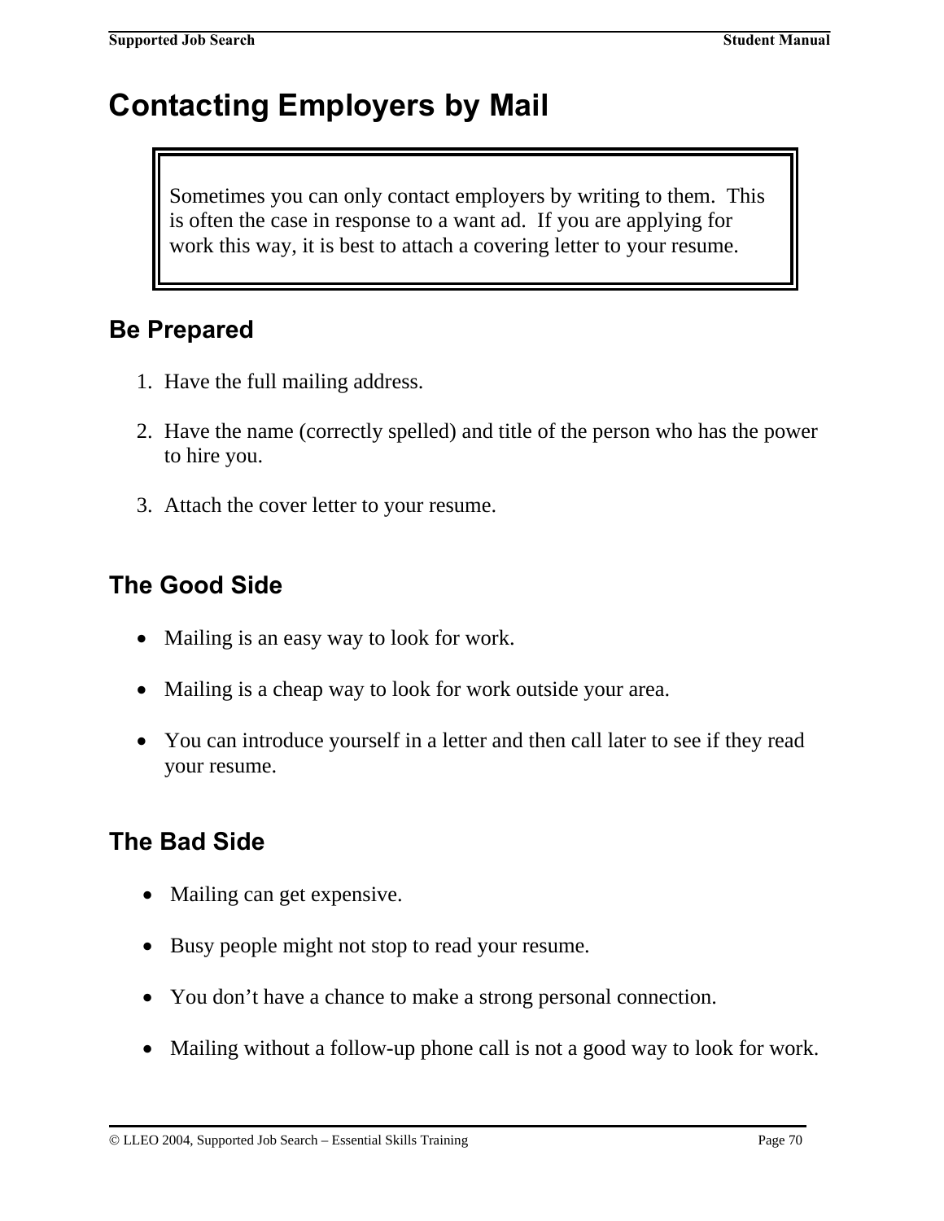# Contacting Employers by Mail

Sometimes you can only contact employers by writing to them. This is often the case in response to a want ad. If you are applying for work this way, it is best to attach a covering letter to your resume.

## Be Prepared

1. Have the full mailing address.
2. Have the name (correctly spelled) and title of the person who has the power to hire you.
3. Attach the cover letter to your resume.

## The Good Side

- Mailing is an easy way to look for work.
- Mailing is a cheap way to look for work outside your area.
- You can introduce yourself in a letter and then call later to see if they read your resume.

## The Bad Side

- Mailing can get expensive.
- Busy people might not stop to read your resume.
- You don't have a chance to make a strong personal connection.
- Mailing without a follow-up phone call is not a good way to look for work.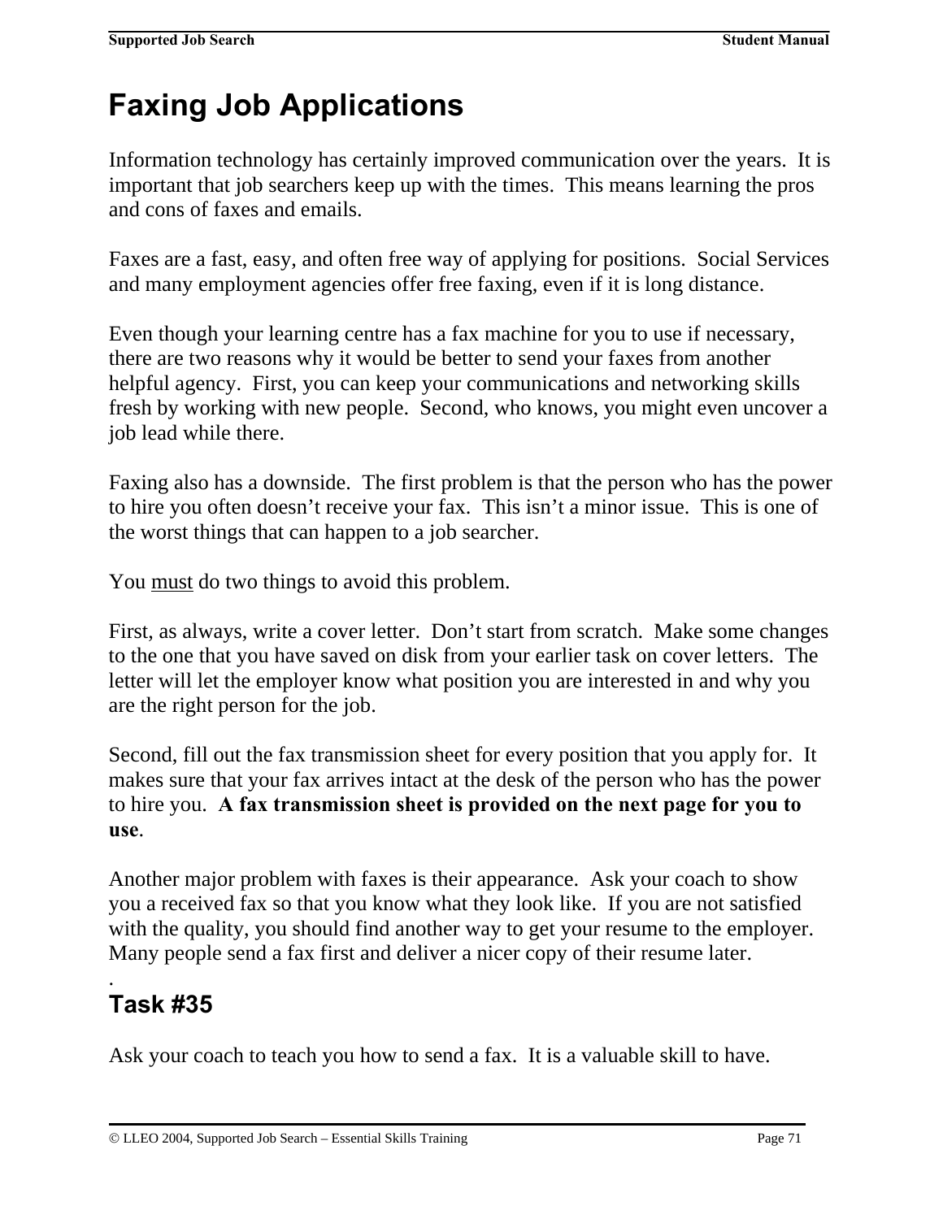# Faxing Job Applications

Information technology has certainly improved communication over the years. It is important that job searchers keep up with the times. This means learning the pros and cons of faxes and emails.

Faxes are a fast, easy, and often free way of applying for positions. Social Services and many employment agencies offer free faxing, even if it is long distance.

Even though your learning centre has a fax machine for you to use if necessary, there are two reasons why it would be better to send your faxes from another helpful agency. First, you can keep your communications and networking skills fresh by working with new people. Second, who knows, you might even uncover a job lead while there.

Faxing also has a downside. The first problem is that the person who has the power to hire you often doesn't receive your fax. This isn't a minor issue. This is one of the worst things that can happen to a job searcher.

You <u>must</u> do two things to avoid this problem.

First, as always, write a cover letter. Don't start from scratch. Make some changes to the one that you have saved on disk from your earlier task on cover letters. The letter will let the employer know what position you are interested in and why you are the right person for the job.

Second, fill out the fax transmission sheet for every position that you apply for. It makes sure that your fax arrives intact at the desk of the person who has the power to hire you. **A fax transmission sheet is provided on the next page for you to use**.

Another major problem with faxes is their appearance. Ask your coach to show you a received fax so that you know what they look like. If you are not satisfied with the quality, you should find another way to get your resume to the employer. Many people send a fax first and deliver a nicer copy of their resume later.

.

## Task #35

Ask your coach to teach you how to send a fax. It is a valuable skill to have.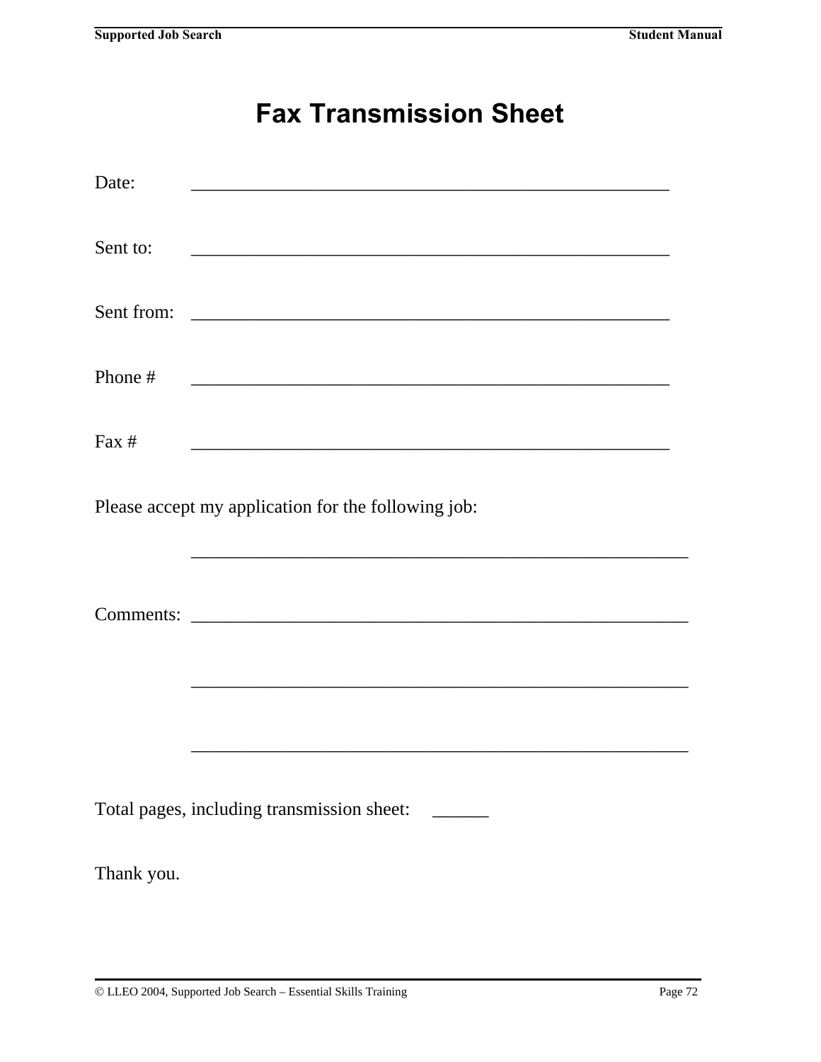# Fax Transmission Sheet

Date: _____________________________________________________

Sent to: _____________________________________________________

Sent from: _____________________________________________________

Phone # _____________________________________________________

Fax # _____________________________________________________

Please accept my application for the following job:

_______________________________________________________

Comments: _______________________________________________________

_______________________________________________________

_______________________________________________________

Total pages, including transmission sheet: ______

Thank you.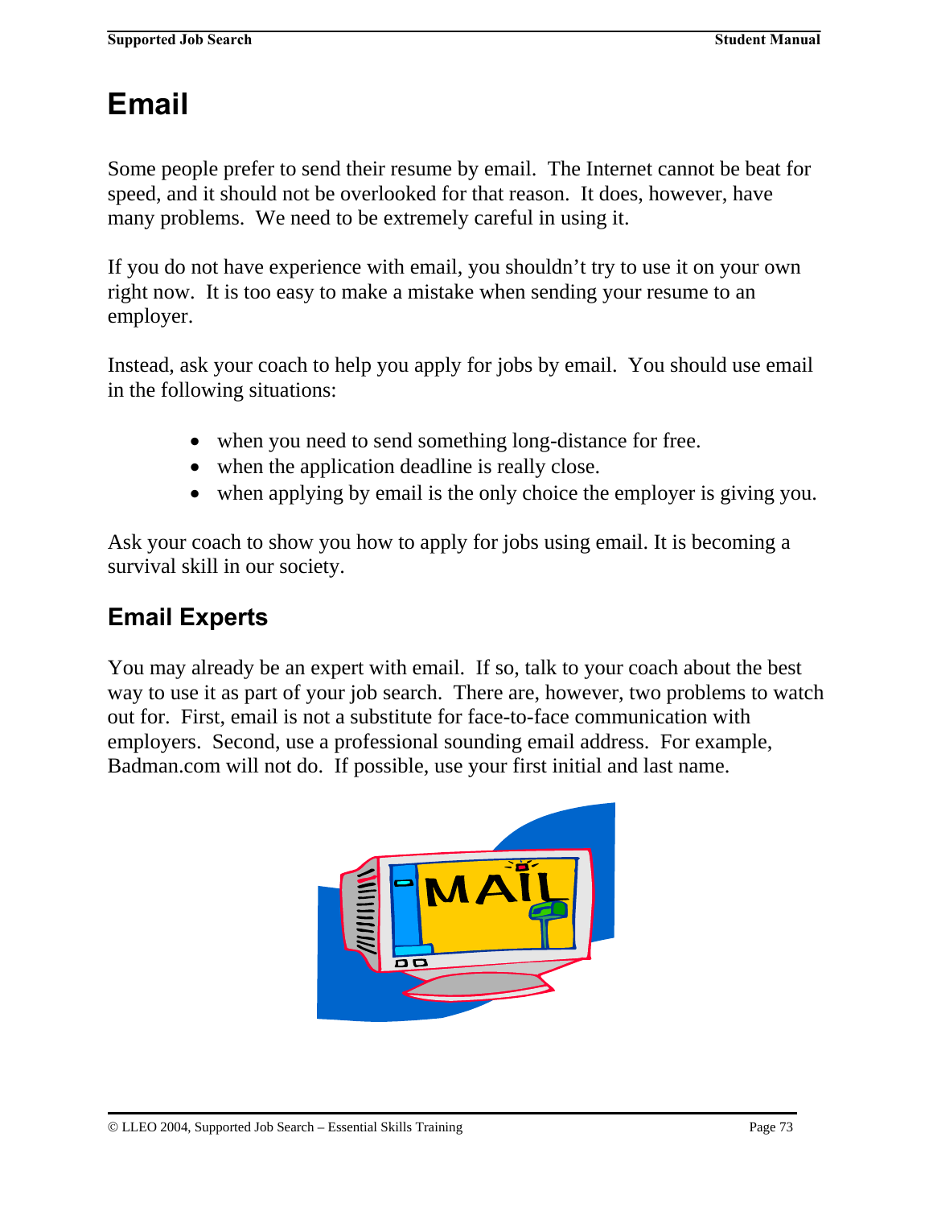# Email

Some people prefer to send their resume by email. The Internet cannot be beat for speed, and it should not be overlooked for that reason. It does, however, have many problems. We need to be extremely careful in using it.

If you do not have experience with email, you shouldn't try to use it on your own right now. It is too easy to make a mistake when sending your resume to an employer.

Instead, ask your coach to help you apply for jobs by email. You should use email in the following situations:

- when you need to send something long-distance for free.
- when the application deadline is really close.
- when applying by email is the only choice the employer is giving you.

Ask your coach to show you how to apply for jobs using email. It is becoming a survival skill in our society.

## Email Experts

You may already be an expert with email. If so, talk to your coach about the best way to use it as part of your job search. There are, however, two problems to watch out for. First, email is not a substitute for face-to-face communication with employers. Second, use a professional sounding email address. For example, Badman.com will not do. If possible, use your first initial and last name.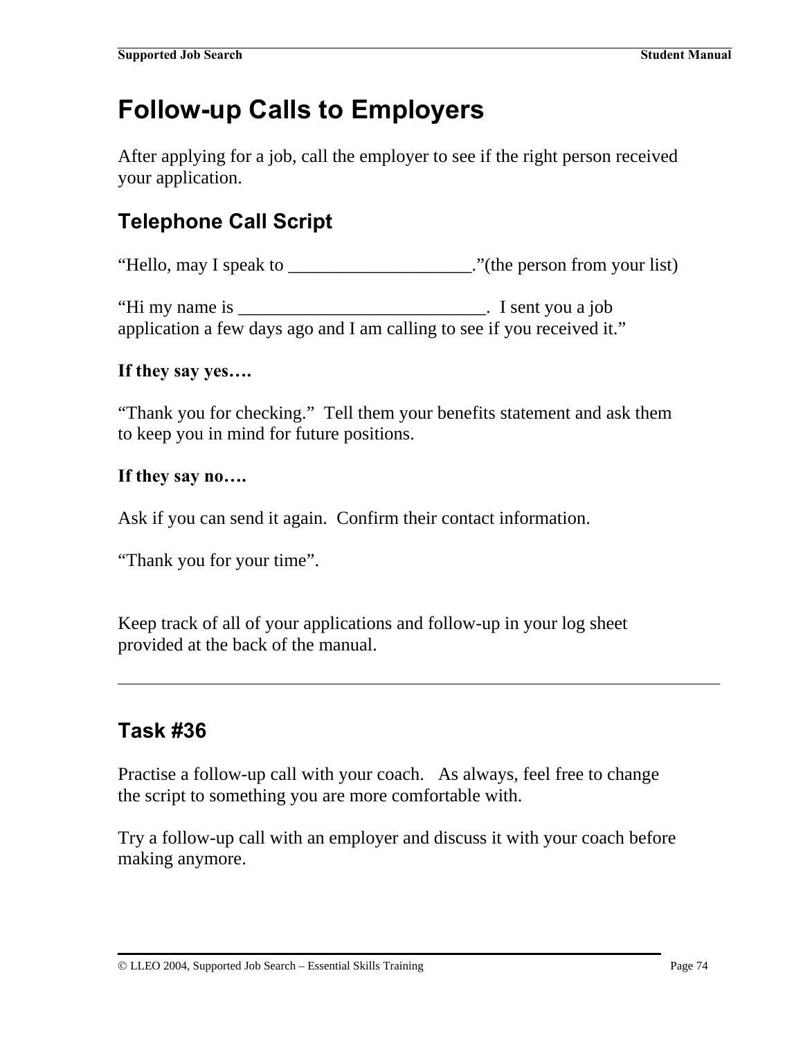# Follow-up Calls to Employers

After applying for a job, call the employer to see if the right person received your application.

## Telephone Call Script

"Hello, may I speak to ____________________."(the person from your list)

"Hi my name is ___________________________. I sent you a job application a few days ago and I am calling to see if you received it."

**If they say yes….**

"Thank you for checking." Tell them your benefits statement and ask them to keep you in mind for future positions.

**If they say no….**

Ask if you can send it again. Confirm their contact information.

"Thank you for your time".

Keep track of all of your applications and follow-up in your log sheet provided at the back of the manual.

---

## Task #36

Practise a follow-up call with your coach. As always, feel free to change the script to something you are more comfortable with.

Try a follow-up call with an employer and discuss it with your coach before making anymore.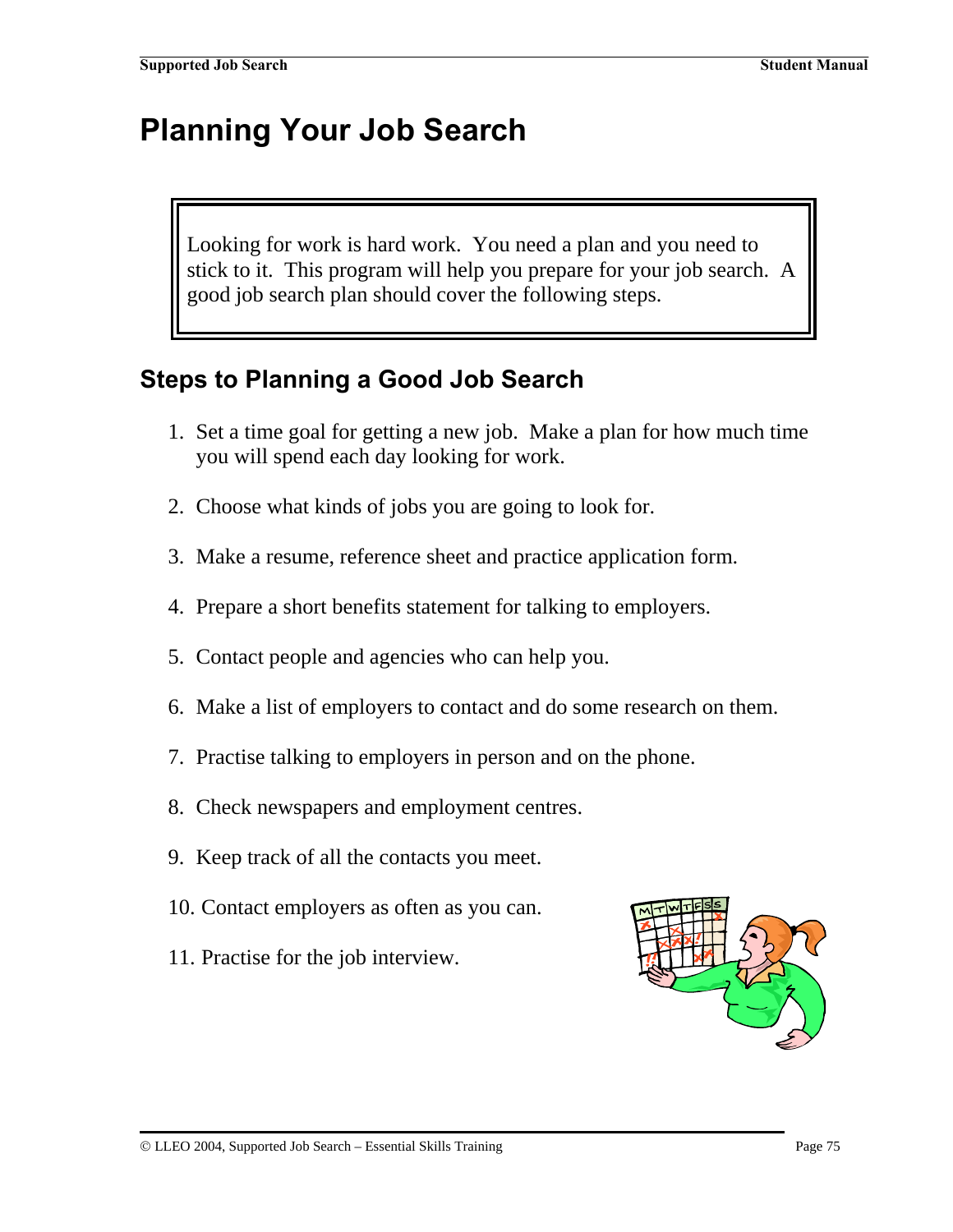# Planning Your Job Search

Looking for work is hard work. You need a plan and you need to stick to it. This program will help you prepare for your job search. A good job search plan should cover the following steps.

## Steps to Planning a Good Job Search

1. Set a time goal for getting a new job. Make a plan for how much time you will spend each day looking for work.
2. Choose what kinds of jobs you are going to look for.
3. Make a resume, reference sheet and practice application form.
4. Prepare a short benefits statement for talking to employers.
5. Contact people and agencies who can help you.
6. Make a list of employers to contact and do some research on them.
7. Practise talking to employers in person and on the phone.
8. Check newspapers and employment centres.
9. Keep track of all the contacts you meet.
10. Contact employers as often as you can.
11. Practise for the job interview.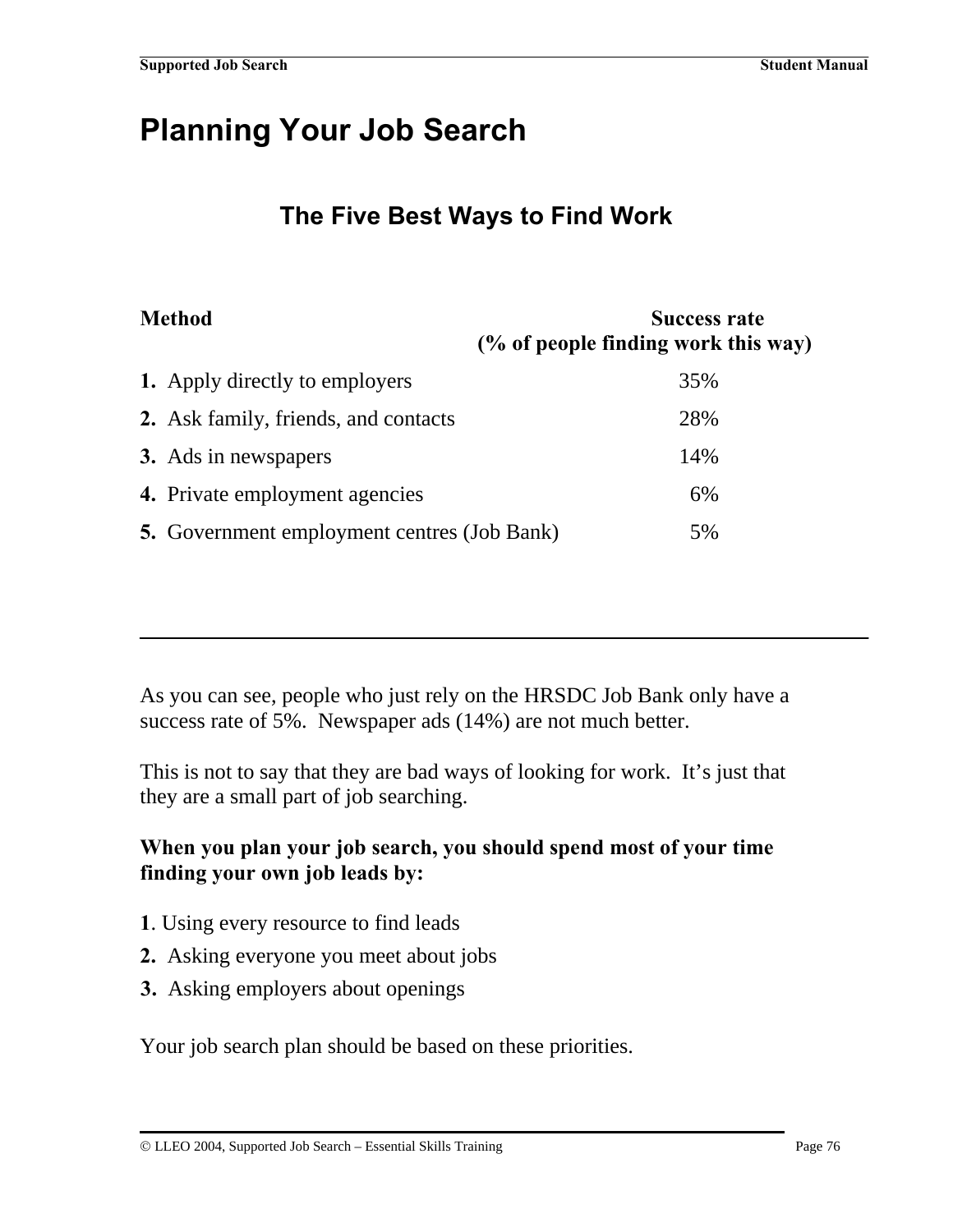# Planning Your Job Search

## The Five Best Ways to Find Work

| Method | Success rate (% of people finding work this way) |
|---|---|
| **1.** Apply directly to employers | 35% |
| **2.** Ask family, friends, and contacts | 28% |
| **3.** Ads in newspapers | 14% |
| **4.** Private employment agencies | 6% |
| **5.** Government employment centres (Job Bank) | 5% |

---

As you can see, people who just rely on the HRSDC Job Bank only have a success rate of 5%. Newspaper ads (14%) are not much better.

This is not to say that they are bad ways of looking for work. It's just that they are a small part of job searching.

**When you plan your job search, you should spend most of your time finding your own job leads by:**

**1**. Using every resource to find leads
**2.** Asking everyone you meet about jobs
**3.** Asking employers about openings

Your job search plan should be based on these priorities.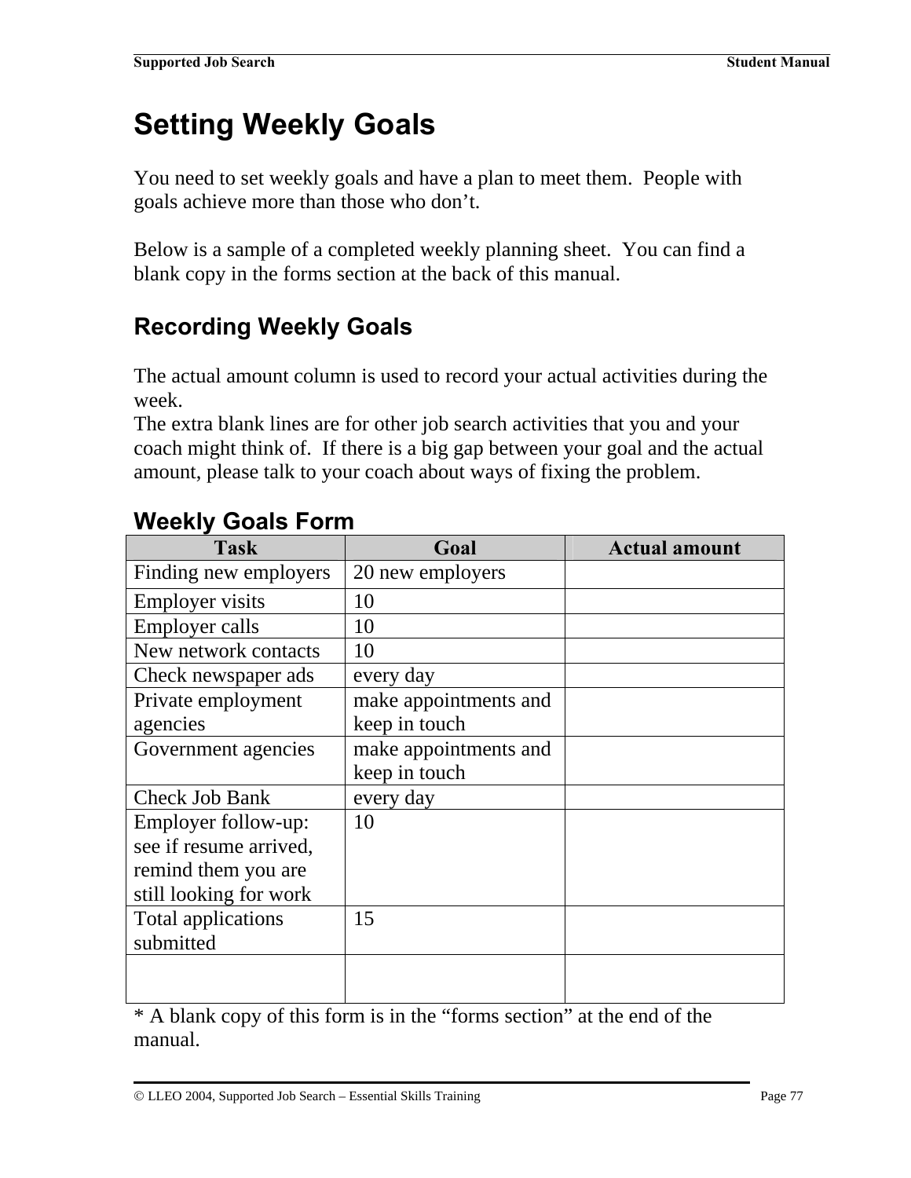# Setting Weekly Goals

You need to set weekly goals and have a plan to meet them. People with goals achieve more than those who don't.

Below is a sample of a completed weekly planning sheet. You can find a blank copy in the forms section at the back of this manual.

## Recording Weekly Goals

The actual amount column is used to record your actual activities during the week.
The extra blank lines are for other job search activities that you and your coach might think of. If there is a big gap between your goal and the actual amount, please talk to your coach about ways of fixing the problem.

## Weekly Goals Form

| Task | Goal | Actual amount |
|---|---|---|
| Finding new employers | 20 new employers | |
| Employer visits | 10 | |
| Employer calls | 10 | |
| New network contacts | 10 | |
| Check newspaper ads | every day | |
| Private employment agencies | make appointments and keep in touch | |
| Government agencies | make appointments and keep in touch | |
| Check Job Bank | every day | |
| Employer follow-up: see if resume arrived, remind them you are still looking for work | 10 | |
| Total applications submitted | 15 | |
| | | |

* A blank copy of this form is in the "forms section" at the end of the manual.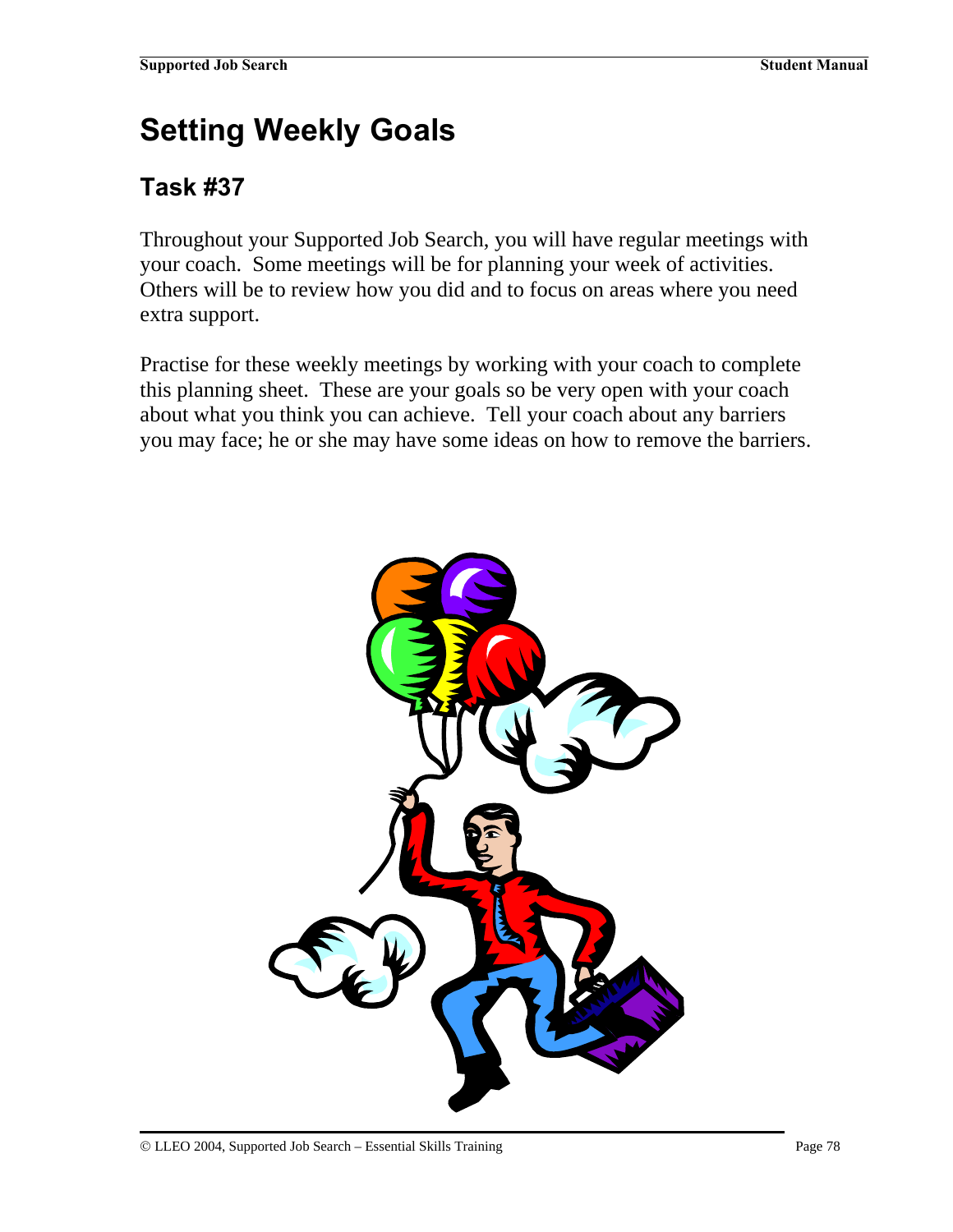# Setting Weekly Goals

## Task #37

Throughout your Supported Job Search, you will have regular meetings with your coach. Some meetings will be for planning your week of activities. Others will be to review how you did and to focus on areas where you need extra support.

Practise for these weekly meetings by working with your coach to complete this planning sheet. These are your goals so be very open with your coach about what you think you can achieve. Tell your coach about any barriers you may face; he or she may have some ideas on how to remove the barriers.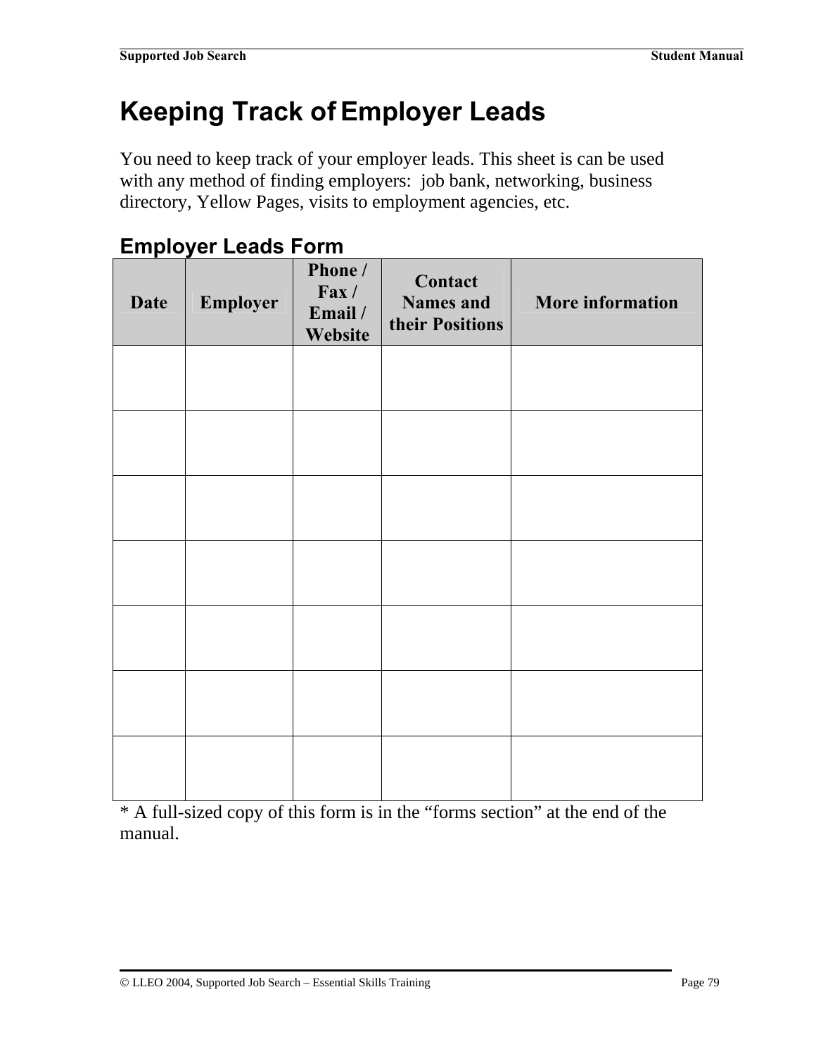# Keeping Track of Employer Leads

You need to keep track of your employer leads. This sheet is can be used with any method of finding employers: job bank, networking, business directory, Yellow Pages, visits to employment agencies, etc.

## Employer Leads Form

| Date | Employer | Phone / Fax / Email / Website | Contact Names and their Positions | More information |
|---|---|---|---|---|
| | | | | |
| | | | | |
| | | | | |
| | | | | |
| | | | | |
| | | | | |
| | | | | |

* A full-sized copy of this form is in the “forms section” at the end of the manual.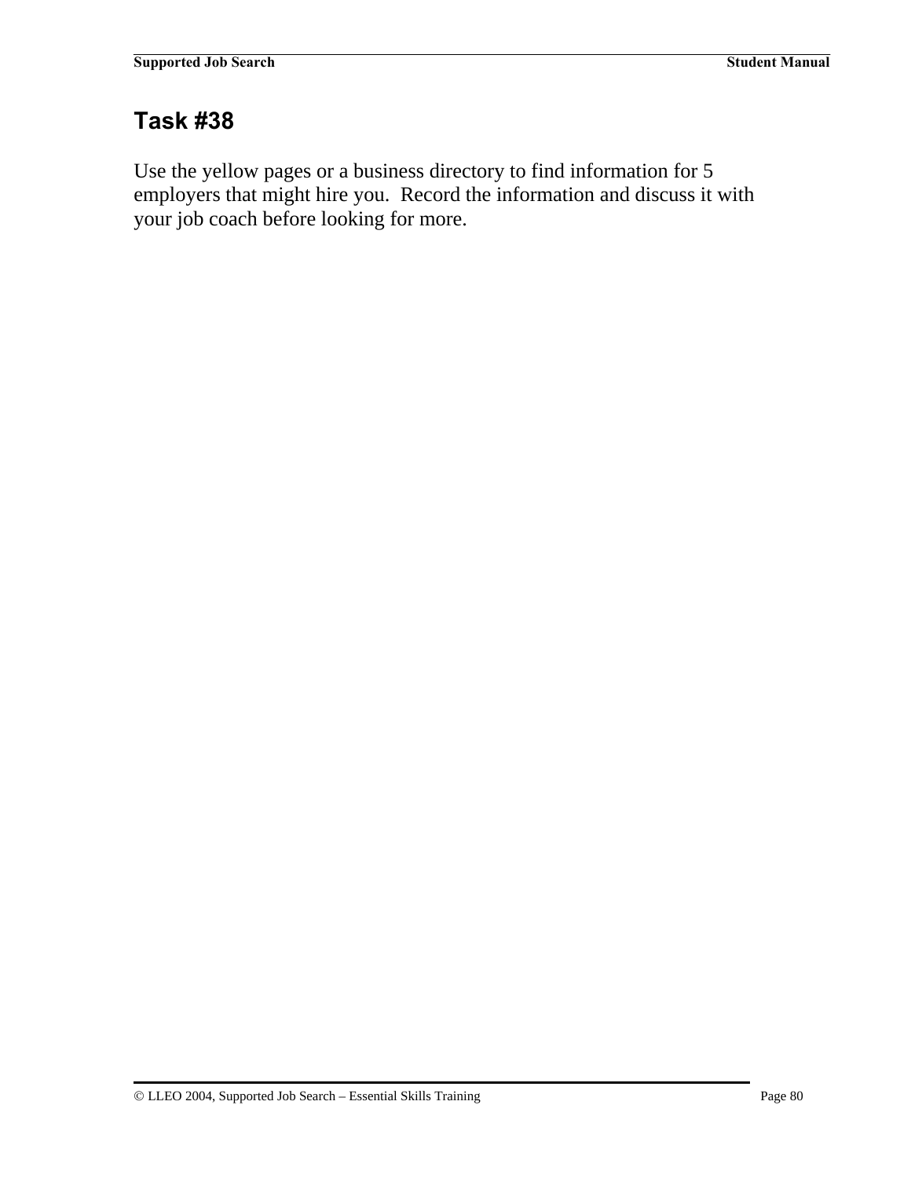## Task #38

Use the yellow pages or a business directory to find information for 5 employers that might hire you. Record the information and discuss it with your job coach before looking for more.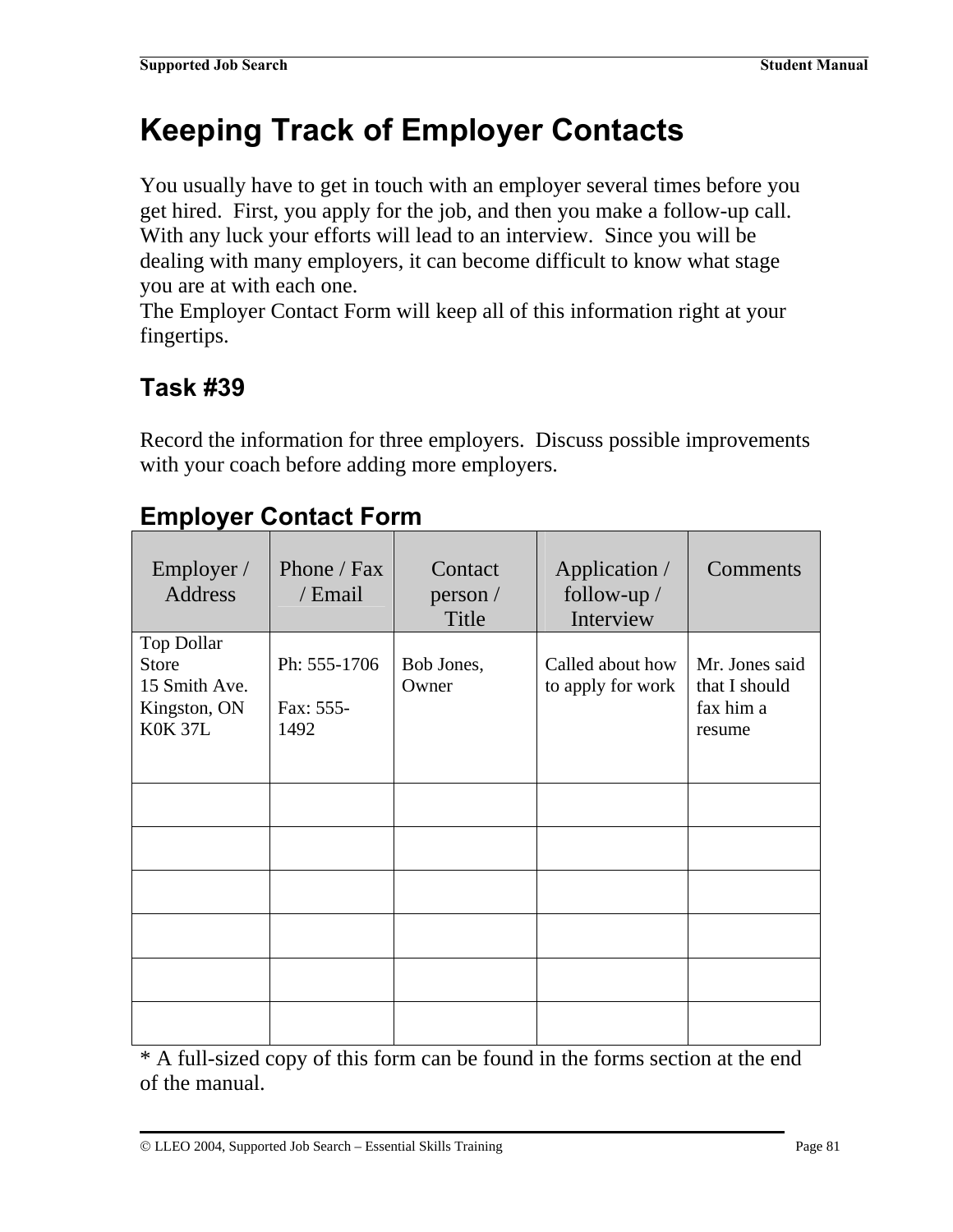# Keeping Track of Employer Contacts

You usually have to get in touch with an employer several times before you get hired. First, you apply for the job, and then you make a follow-up call. With any luck your efforts will lead to an interview. Since you will be dealing with many employers, it can become difficult to know what stage you are at with each one.
The Employer Contact Form will keep all of this information right at your fingertips.

## Task #39

Record the information for three employers. Discuss possible improvements with your coach before adding more employers.

## Employer Contact Form

| Employer / Address | Phone / Fax / Email | Contact person / Title | Application / follow-up / Interview | Comments |
|---|---|---|---|---|
| Top Dollar Store<br>15 Smith Ave.<br>Kingston, ON<br>K0K 37L | Ph: 555-1706<br><br>Fax: 555-1492 | Bob Jones, Owner | Called about how to apply for work | Mr. Jones said that I should fax him a resume |
| | | | | |
| | | | | |
| | | | | |
| | | | | |
| | | | | |
| | | | | |

* A full-sized copy of this form can be found in the forms section at the end of the manual.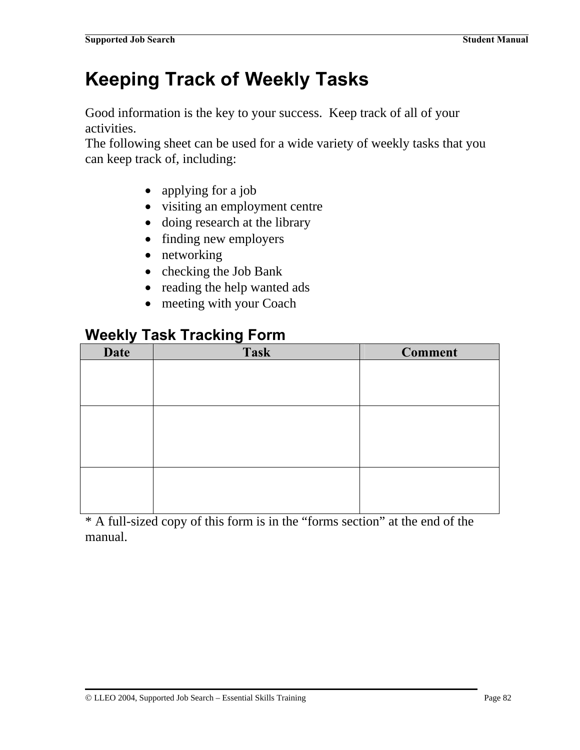# Keeping Track of Weekly Tasks

Good information is the key to your success. Keep track of all of your activities.
The following sheet can be used for a wide variety of weekly tasks that you can keep track of, including:

- applying for a job
- visiting an employment centre
- doing research at the library
- finding new employers
- networking
- checking the Job Bank
- reading the help wanted ads
- meeting with your Coach

## Weekly Task Tracking Form

| Date | Task | Comment |
|---|---|---|
| | | |
| | | |
| | | |

* A full-sized copy of this form is in the "forms section" at the end of the manual.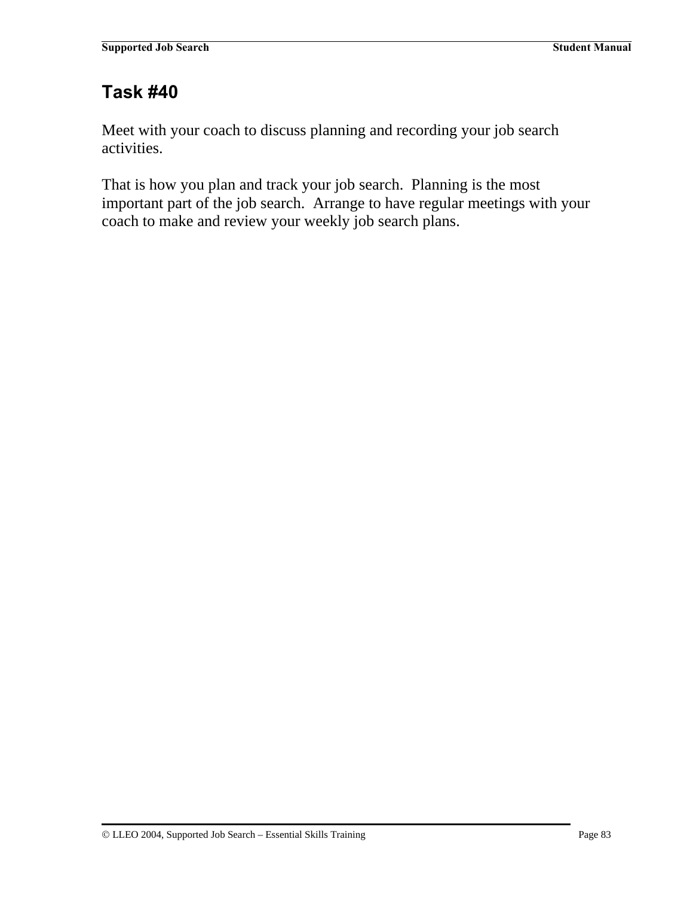## Task #40

Meet with your coach to discuss planning and recording your job search activities.

That is how you plan and track your job search. Planning is the most important part of the job search. Arrange to have regular meetings with your coach to make and review your weekly job search plans.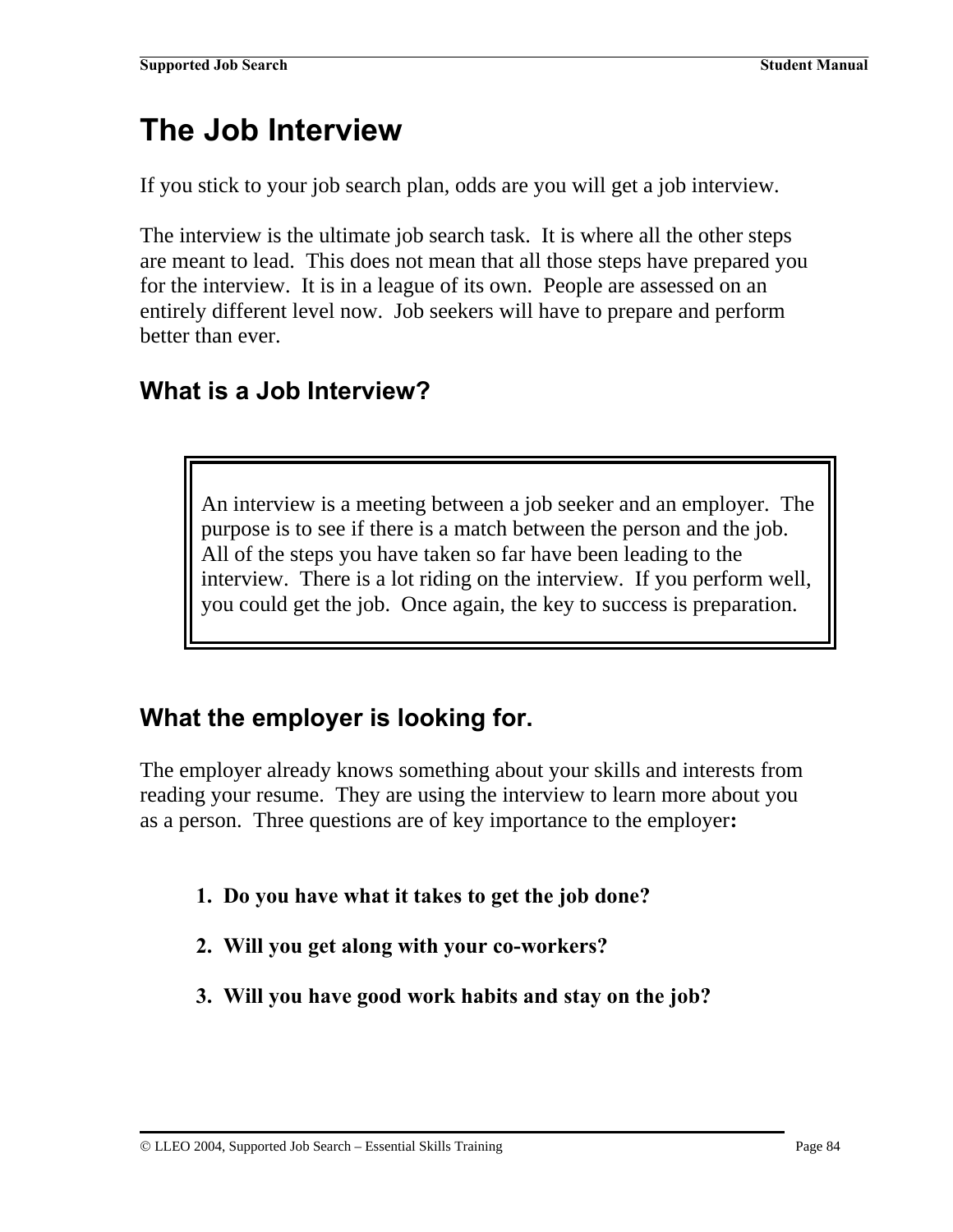# The Job Interview

If you stick to your job search plan, odds are you will get a job interview.

The interview is the ultimate job search task. It is where all the other steps are meant to lead. This does not mean that all those steps have prepared you for the interview. It is in a league of its own. People are assessed on an entirely different level now. Job seekers will have to prepare and perform better than ever.

## What is a Job Interview?

> An interview is a meeting between a job seeker and an employer. The purpose is to see if there is a match between the person and the job. All of the steps you have taken so far have been leading to the interview. There is a lot riding on the interview. If you perform well, you could get the job. Once again, the key to success is preparation.

## What the employer is looking for.

The employer already knows something about your skills and interests from reading your resume. They are using the interview to learn more about you as a person. Three questions are of key importance to the employer**:**

1. **Do you have what it takes to get the job done?**
2. **Will you get along with your co-workers?**
3. **Will you have good work habits and stay on the job?**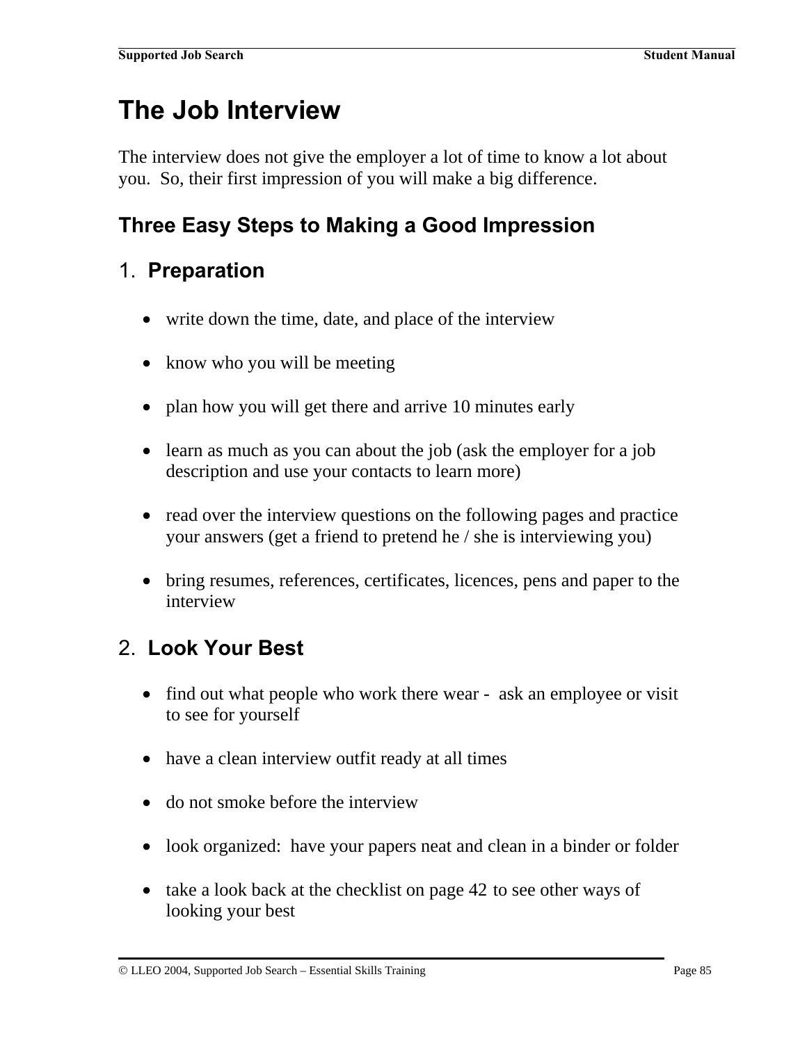# The Job Interview

The interview does not give the employer a lot of time to know a lot about you. So, their first impression of you will make a big difference.

## Three Easy Steps to Making a Good Impression

### 1. **Preparation**

- write down the time, date, and place of the interview
- know who you will be meeting
- plan how you will get there and arrive 10 minutes early
- learn as much as you can about the job (ask the employer for a job description and use your contacts to learn more)
- read over the interview questions on the following pages and practice your answers (get a friend to pretend he / she is interviewing you)
- bring resumes, references, certificates, licences, pens and paper to the interview

### 2. **Look Your Best**

- find out what people who work there wear - ask an employee or visit to see for yourself
- have a clean interview outfit ready at all times
- do not smoke before the interview
- look organized: have your papers neat and clean in a binder or folder
- take a look back at the checklist on page 42 to see other ways of looking your best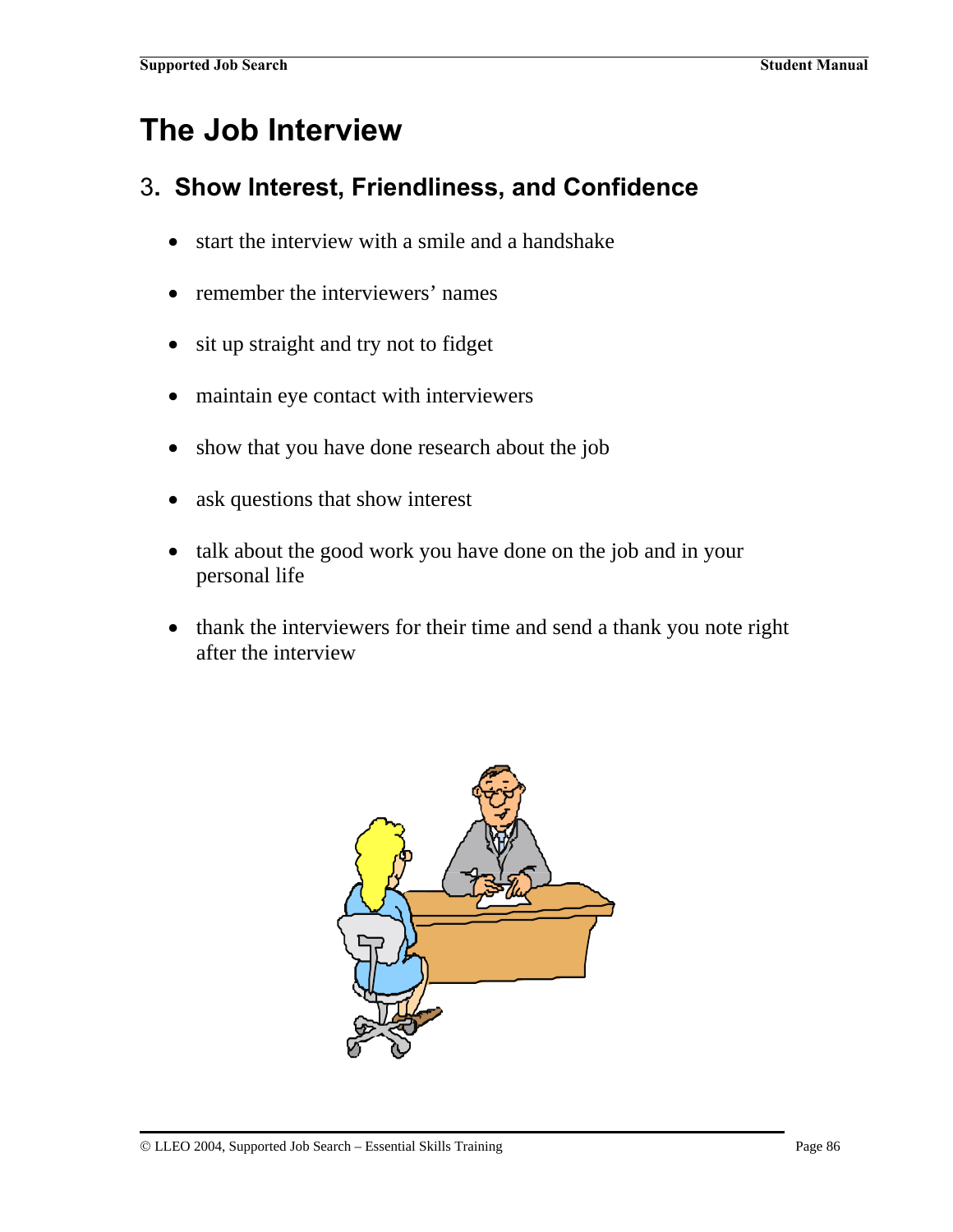# The Job Interview

## 3. Show Interest, Friendliness, and Confidence

- start the interview with a smile and a handshake
- remember the interviewers' names
- sit up straight and try not to fidget
- maintain eye contact with interviewers
- show that you have done research about the job
- ask questions that show interest
- talk about the good work you have done on the job and in your personal life
- thank the interviewers for their time and send a thank you note right after the interview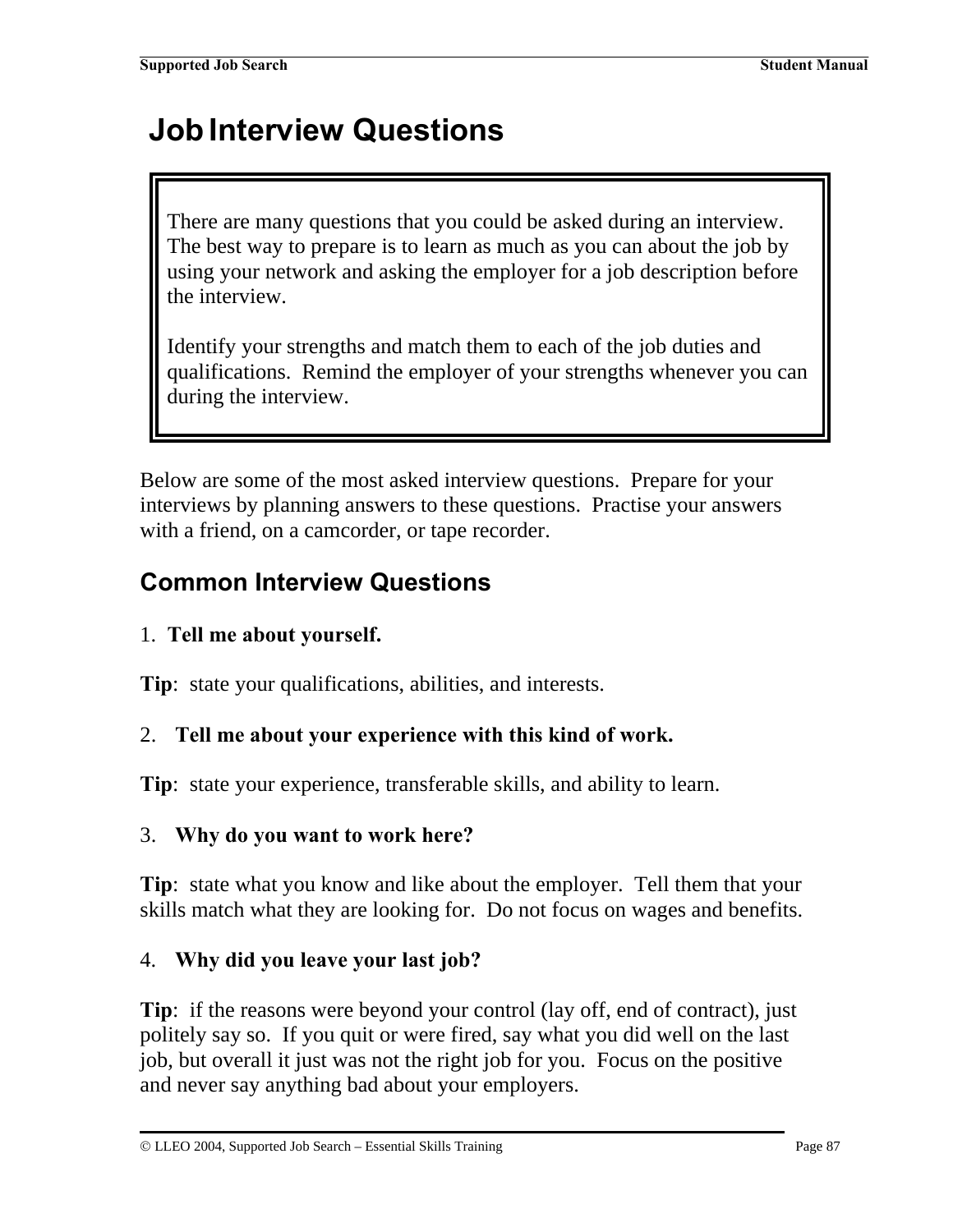# Job Interview Questions

> There are many questions that you could be asked during an interview. The best way to prepare is to learn as much as you can about the job by using your network and asking the employer for a job description before the interview.
>
> Identify your strengths and match them to each of the job duties and qualifications. Remind the employer of your strengths whenever you can during the interview.

Below are some of the most asked interview questions. Prepare for your interviews by planning answers to these questions. Practise your answers with a friend, on a camcorder, or tape recorder.

## Common Interview Questions

1. **Tell me about yourself.**

**Tip**: state your qualifications, abilities, and interests.

2. **Tell me about your experience with this kind of work.**

**Tip**: state your experience, transferable skills, and ability to learn.

3. **Why do you want to work here?**

**Tip**: state what you know and like about the employer. Tell them that your skills match what they are looking for. Do not focus on wages and benefits.

4. **Why did you leave your last job?**

**Tip**: if the reasons were beyond your control (lay off, end of contract), just politely say so. If you quit or were fired, say what you did well on the last job, but overall it just was not the right job for you. Focus on the positive and never say anything bad about your employers.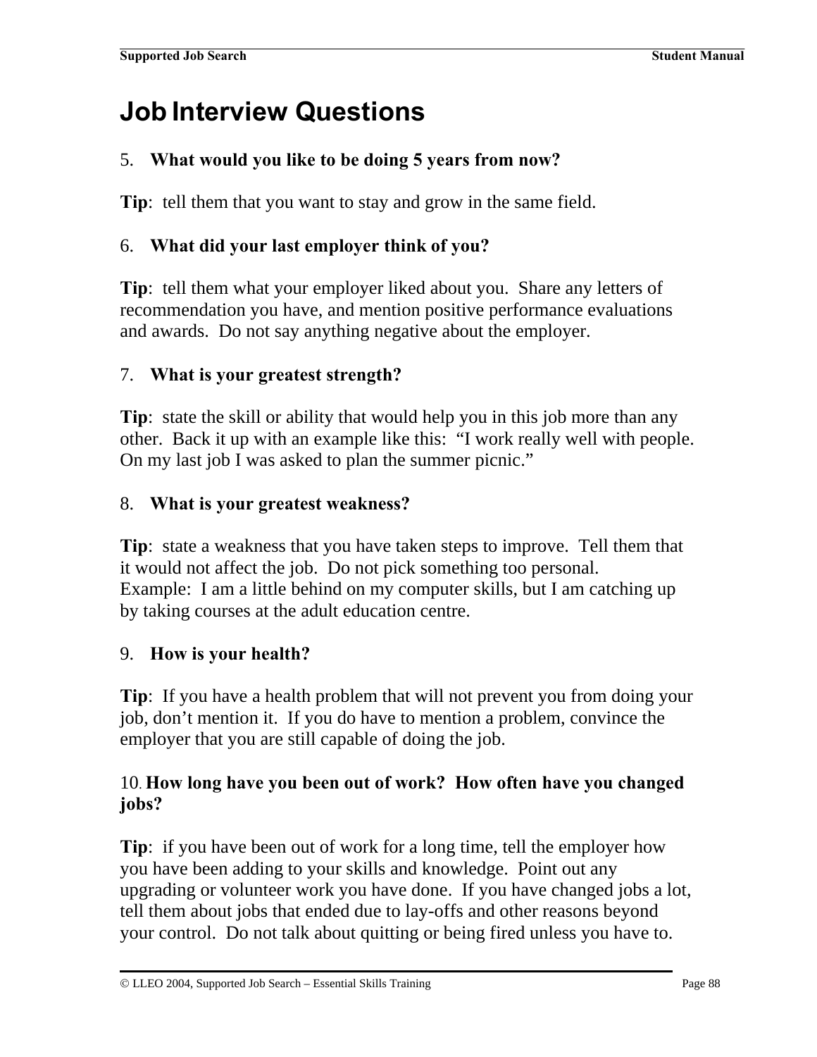# Job Interview Questions

5. **What would you like to be doing 5 years from now?**

**Tip**: tell them that you want to stay and grow in the same field.

6. **What did your last employer think of you?**

**Tip**: tell them what your employer liked about you. Share any letters of recommendation you have, and mention positive performance evaluations and awards. Do not say anything negative about the employer.

7. **What is your greatest strength?**

**Tip**: state the skill or ability that would help you in this job more than any other. Back it up with an example like this: "I work really well with people. On my last job I was asked to plan the summer picnic."

8. **What is your greatest weakness?**

**Tip**: state a weakness that you have taken steps to improve. Tell them that it would not affect the job. Do not pick something too personal. Example: I am a little behind on my computer skills, but I am catching up by taking courses at the adult education centre.

9. **How is your health?**

**Tip**: If you have a health problem that will not prevent you from doing your job, don't mention it. If you do have to mention a problem, convince the employer that you are still capable of doing the job.

10. **How long have you been out of work? How often have you changed jobs?**

**Tip**: if you have been out of work for a long time, tell the employer how you have been adding to your skills and knowledge. Point out any upgrading or volunteer work you have done. If you have changed jobs a lot, tell them about jobs that ended due to lay-offs and other reasons beyond your control. Do not talk about quitting or being fired unless you have to.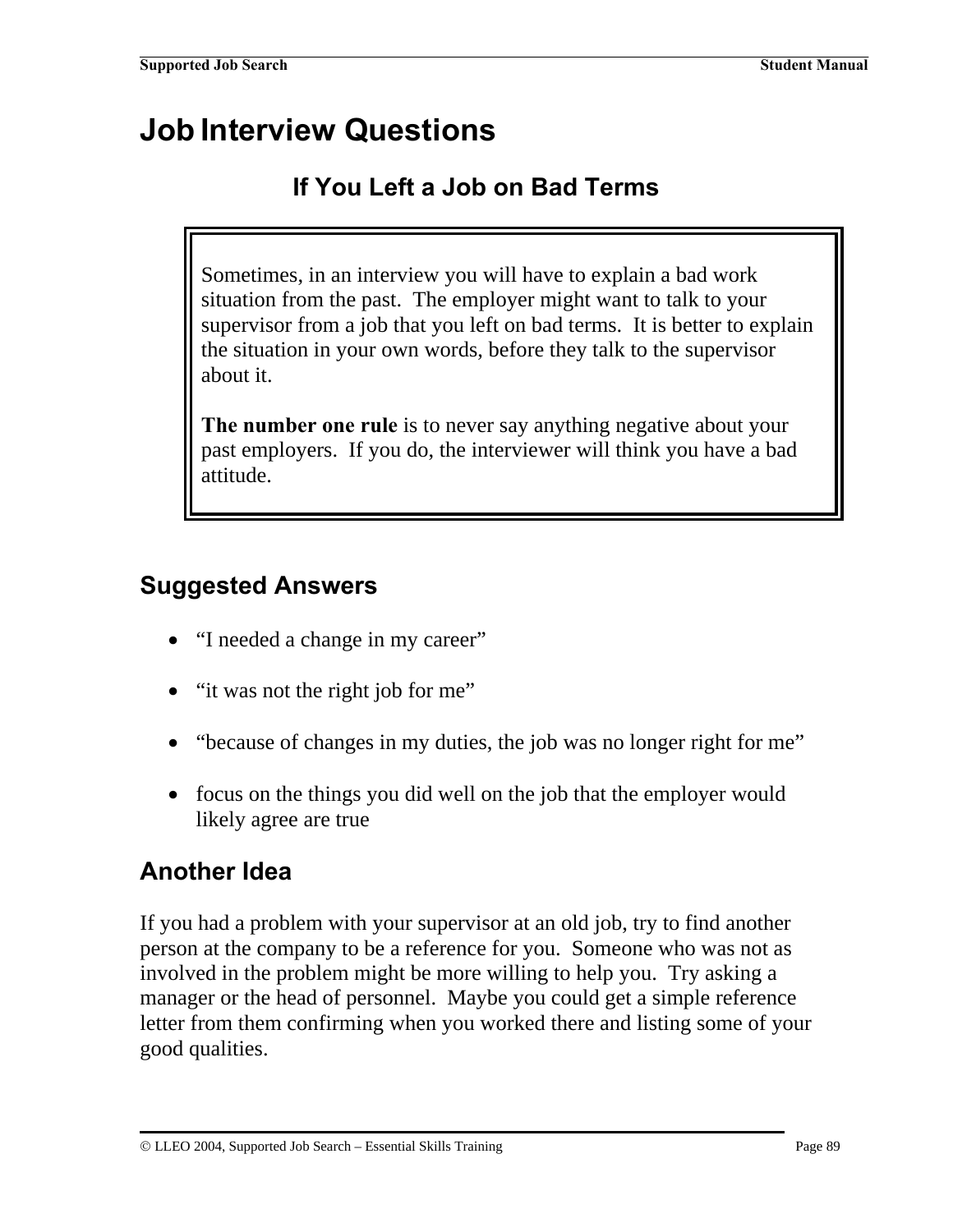# Job Interview Questions

## If You Left a Job on Bad Terms

Sometimes, in an interview you will have to explain a bad work situation from the past. The employer might want to talk to your supervisor from a job that you left on bad terms. It is better to explain the situation in your own words, before they talk to the supervisor about it.

**The number one rule** is to never say anything negative about your past employers. If you do, the interviewer will think you have a bad attitude.

## Suggested Answers

- "I needed a change in my career"
- "it was not the right job for me"
- "because of changes in my duties, the job was no longer right for me"
- focus on the things you did well on the job that the employer would likely agree are true

## Another Idea

If you had a problem with your supervisor at an old job, try to find another person at the company to be a reference for you. Someone who was not as involved in the problem might be more willing to help you. Try asking a manager or the head of personnel. Maybe you could get a simple reference letter from them confirming when you worked there and listing some of your good qualities.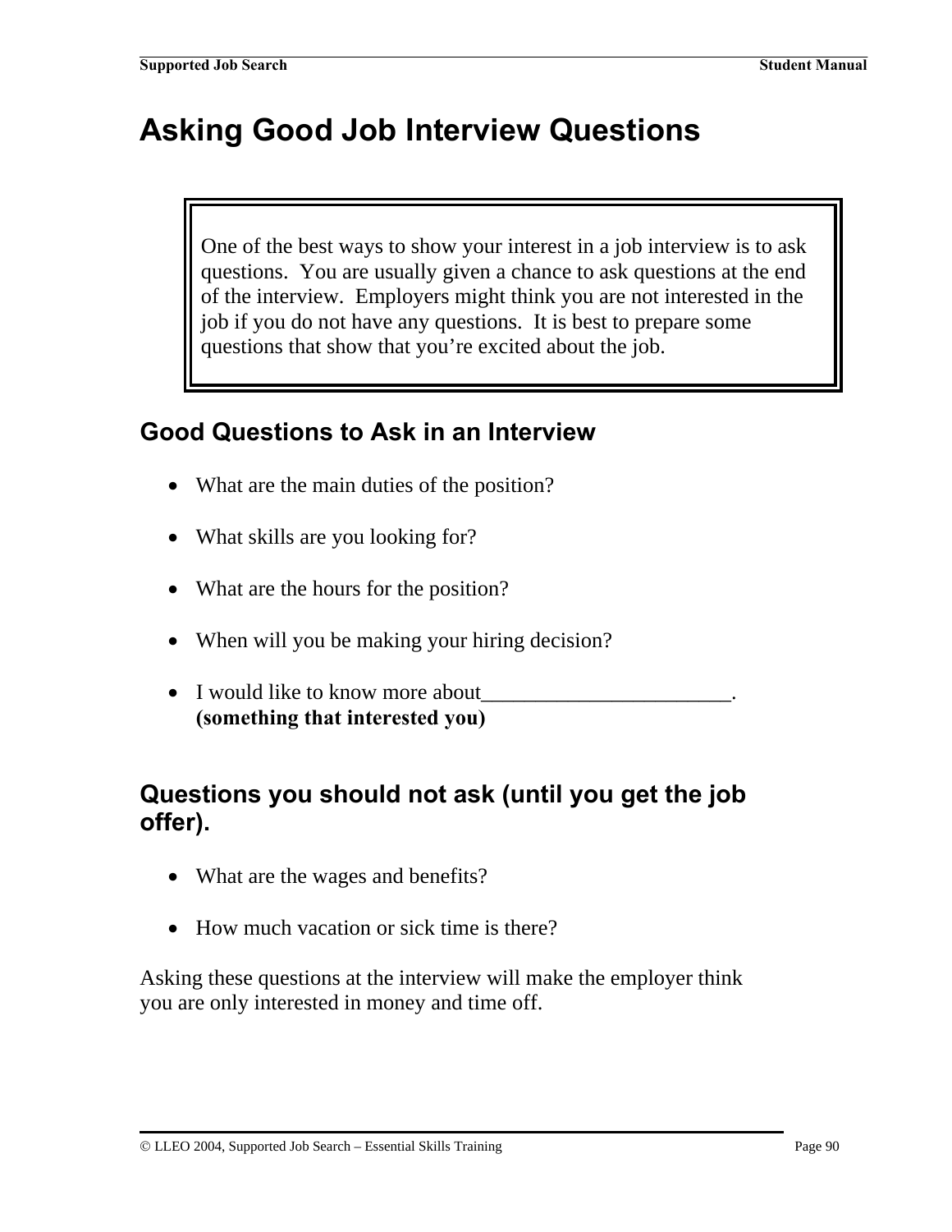# Asking Good Job Interview Questions

> One of the best ways to show your interest in a job interview is to ask questions. You are usually given a chance to ask questions at the end of the interview. Employers might think you are not interested in the job if you do not have any questions. It is best to prepare some questions that show that you're excited about the job.

## Good Questions to Ask in an Interview

- What are the main duties of the position?
- What skills are you looking for?
- What are the hours for the position?
- When will you be making your hiring decision?
- I would like to know more about________________________.
  **(something that interested you)**

## Questions you should not ask (until you get the job offer).

- What are the wages and benefits?
- How much vacation or sick time is there?

Asking these questions at the interview will make the employer think you are only interested in money and time off.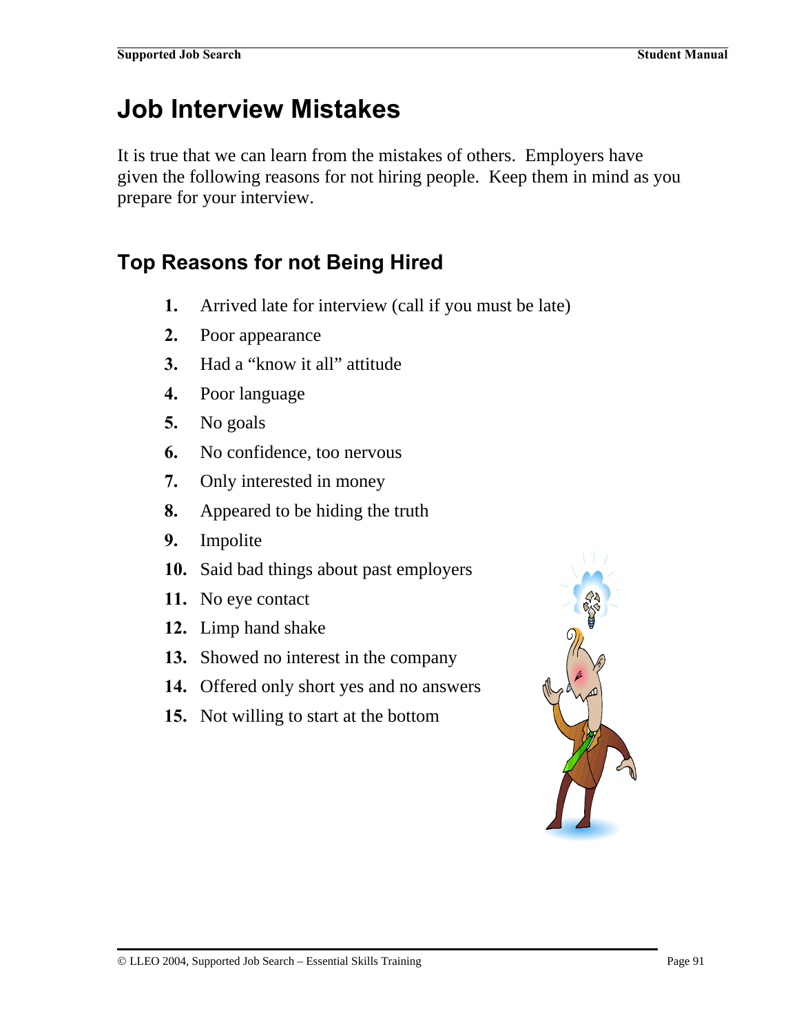# Job Interview Mistakes

It is true that we can learn from the mistakes of others. Employers have given the following reasons for not hiring people. Keep them in mind as you prepare for your interview.

## Top Reasons for not Being Hired

1. Arrived late for interview (call if you must be late)
2. Poor appearance
3. Had a "know it all" attitude
4. Poor language
5. No goals
6. No confidence, too nervous
7. Only interested in money
8. Appeared to be hiding the truth
9. Impolite
10. Said bad things about past employers
11. No eye contact
12. Limp hand shake
13. Showed no interest in the company
14. Offered only short yes and no answers
15. Not willing to start at the bottom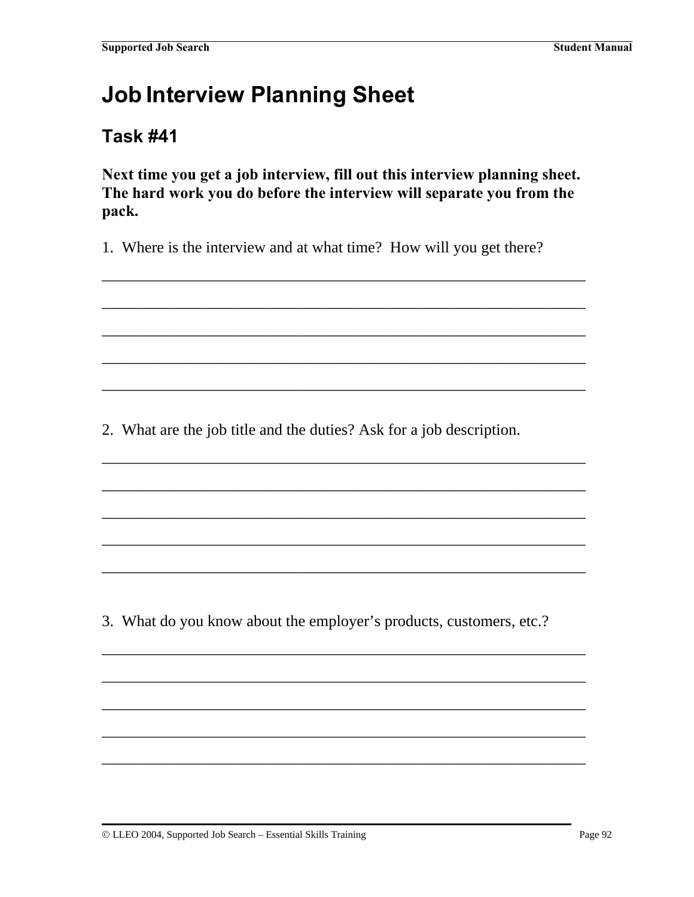# Job Interview Planning Sheet

## Task #41

**Next time you get a job interview, fill out this interview planning sheet. The hard work you do before the interview will separate you from the pack.**

1. Where is the interview and at what time? How will you get there?

_____________________________________________________________

_____________________________________________________________

_____________________________________________________________

_____________________________________________________________

_____________________________________________________________

2. What are the job title and the duties? Ask for a job description.

_____________________________________________________________

_____________________________________________________________

_____________________________________________________________

_____________________________________________________________

_____________________________________________________________

3. What do you know about the employer's products, customers, etc.?

_____________________________________________________________

_____________________________________________________________

_____________________________________________________________

_____________________________________________________________

_____________________________________________________________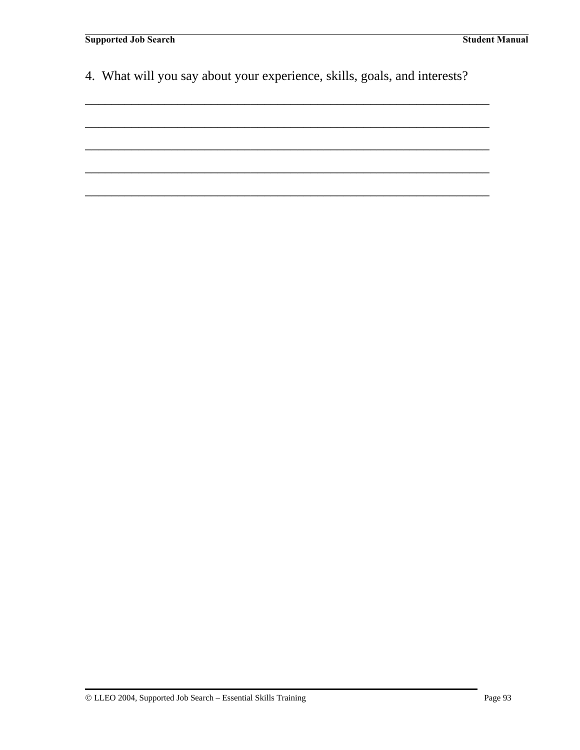4. What will you say about your experience, skills, goals, and interests?

_______________________________________________________________

_______________________________________________________________

_______________________________________________________________

_______________________________________________________________

_______________________________________________________________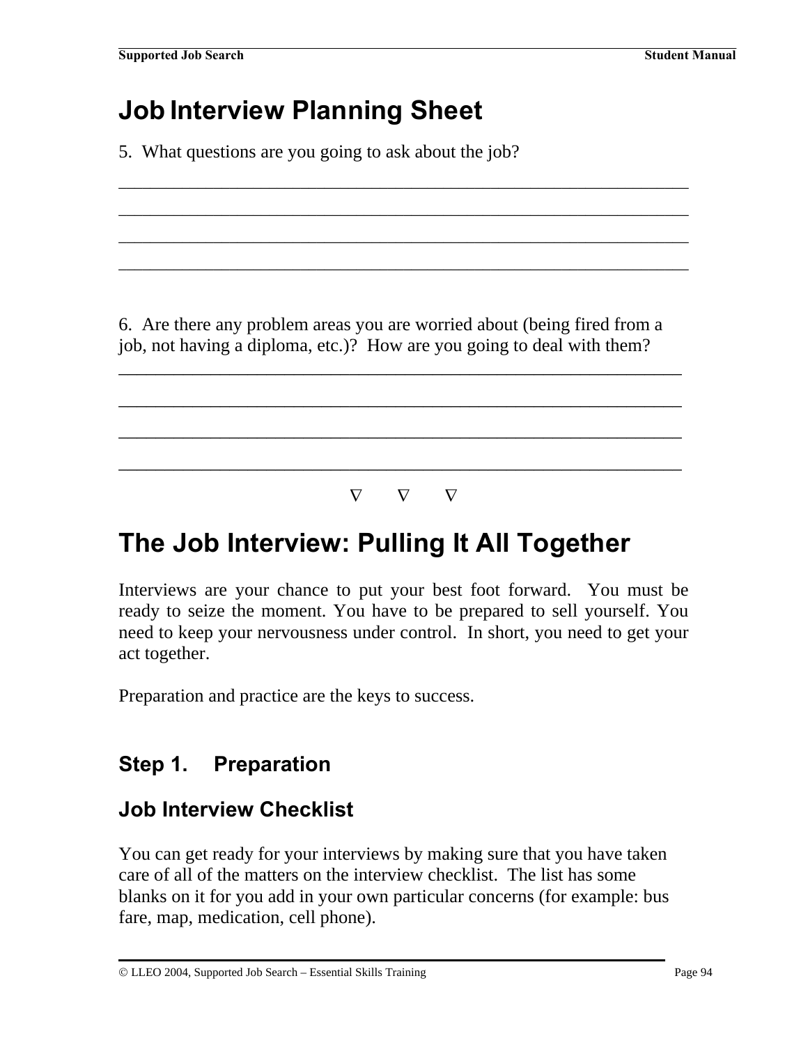# Job Interview Planning Sheet

5. What questions are you going to ask about the job?

_________________________________________________________________

_________________________________________________________________

_________________________________________________________________

_________________________________________________________________

6. Are there any problem areas you are worried about (being fired from a job, not having a diploma, etc.)? How are you going to deal with them?

_________________________________________________________________

_________________________________________________________________

_________________________________________________________________

_________________________________________________________________

∇ ∇ ∇

# The Job Interview: Pulling It All Together

Interviews are your chance to put your best foot forward. You must be ready to seize the moment. You have to be prepared to sell yourself. You need to keep your nervousness under control. In short, you need to get your act together.

Preparation and practice are the keys to success.

## Step 1. Preparation

### Job Interview Checklist

You can get ready for your interviews by making sure that you have taken care of all of the matters on the interview checklist. The list has some blanks on it for you add in your own particular concerns (for example: bus fare, map, medication, cell phone).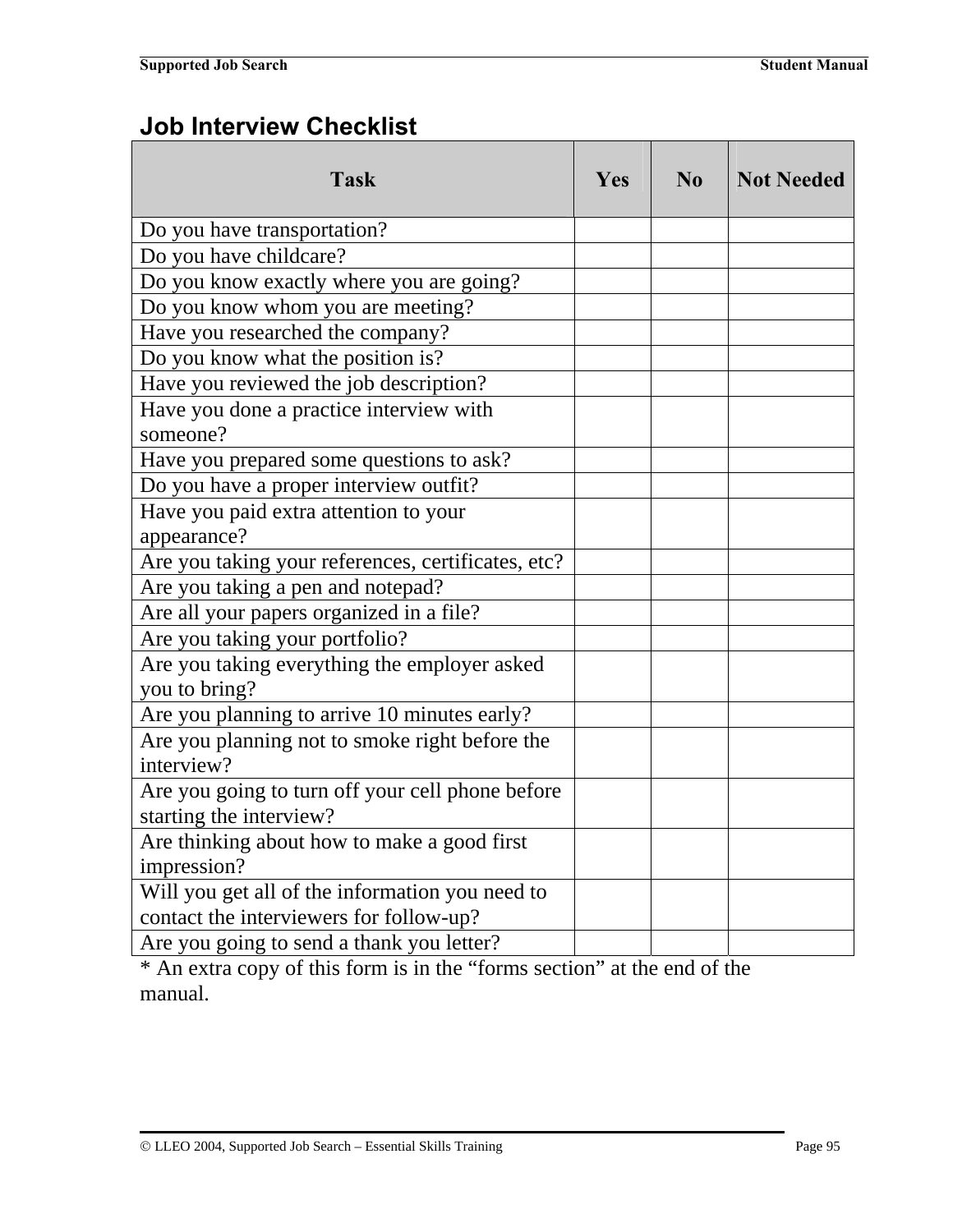## Job Interview Checklist

| Task | Yes | No | Not Needed |
|---|---|---|---|
| Do you have transportation? | | | |
| Do you have childcare? | | | |
| Do you know exactly where you are going? | | | |
| Do you know whom you are meeting? | | | |
| Have you researched the company? | | | |
| Do you know what the position is? | | | |
| Have you reviewed the job description? | | | |
| Have you done a practice interview with someone? | | | |
| Have you prepared some questions to ask? | | | |
| Do you have a proper interview outfit? | | | |
| Have you paid extra attention to your appearance? | | | |
| Are you taking your references, certificates, etc? | | | |
| Are you taking a pen and notepad? | | | |
| Are all your papers organized in a file? | | | |
| Are you taking your portfolio? | | | |
| Are you taking everything the employer asked you to bring? | | | |
| Are you planning to arrive 10 minutes early? | | | |
| Are you planning not to smoke right before the interview? | | | |
| Are you going to turn off your cell phone before starting the interview? | | | |
| Are thinking about how to make a good first impression? | | | |
| Will you get all of the information you need to contact the interviewers for follow-up? | | | |
| Are you going to send a thank you letter? | | | |

* An extra copy of this form is in the "forms section" at the end of the manual.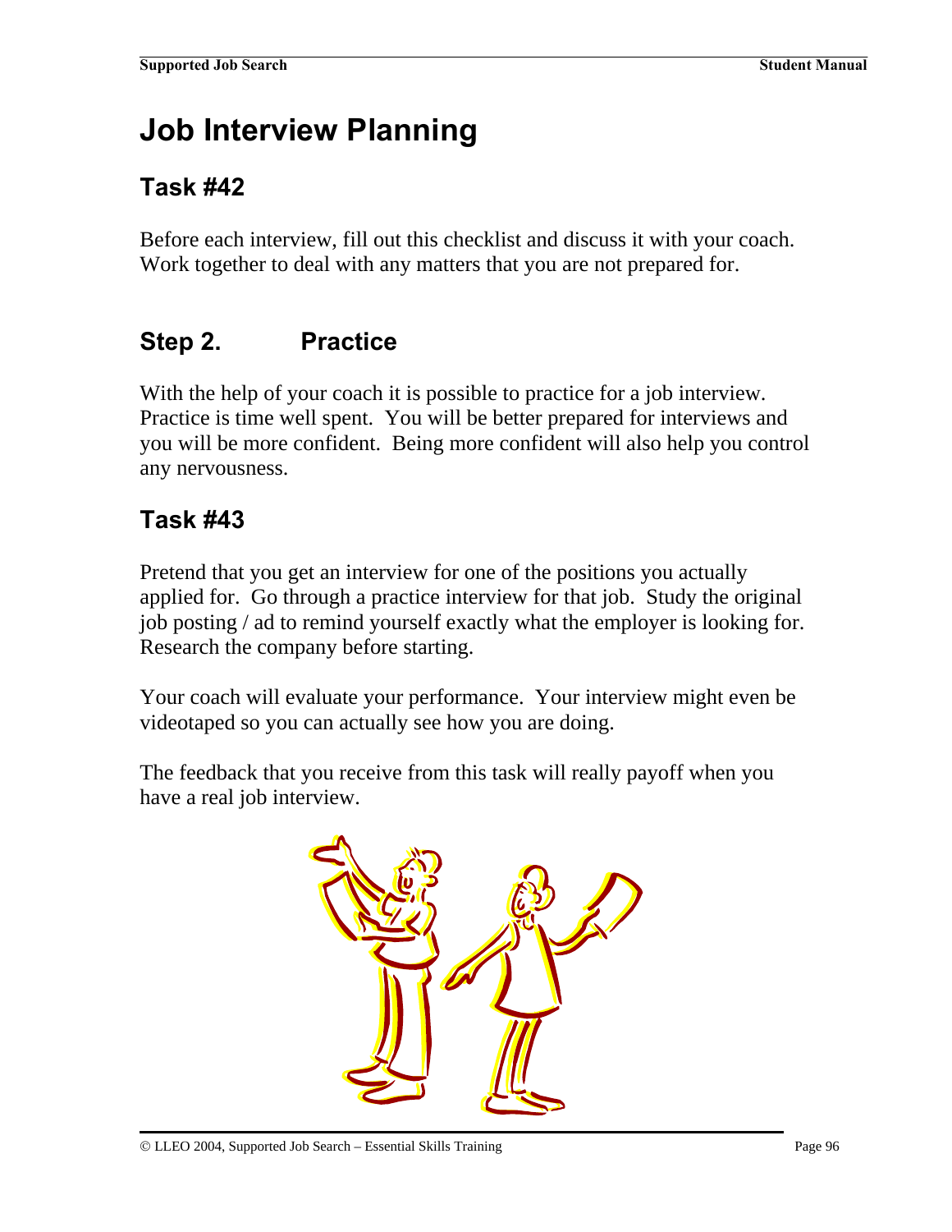# Job Interview Planning

## Task #42

Before each interview, fill out this checklist and discuss it with your coach. Work together to deal with any matters that you are not prepared for.

## Step 2. Practice

With the help of your coach it is possible to practice for a job interview. Practice is time well spent. You will be better prepared for interviews and you will be more confident. Being more confident will also help you control any nervousness.

## Task #43

Pretend that you get an interview for one of the positions you actually applied for. Go through a practice interview for that job. Study the original job posting / ad to remind yourself exactly what the employer is looking for. Research the company before starting.

Your coach will evaluate your performance. Your interview might even be videotaped so you can actually see how you are doing.

The feedback that you receive from this task will really payoff when you have a real job interview.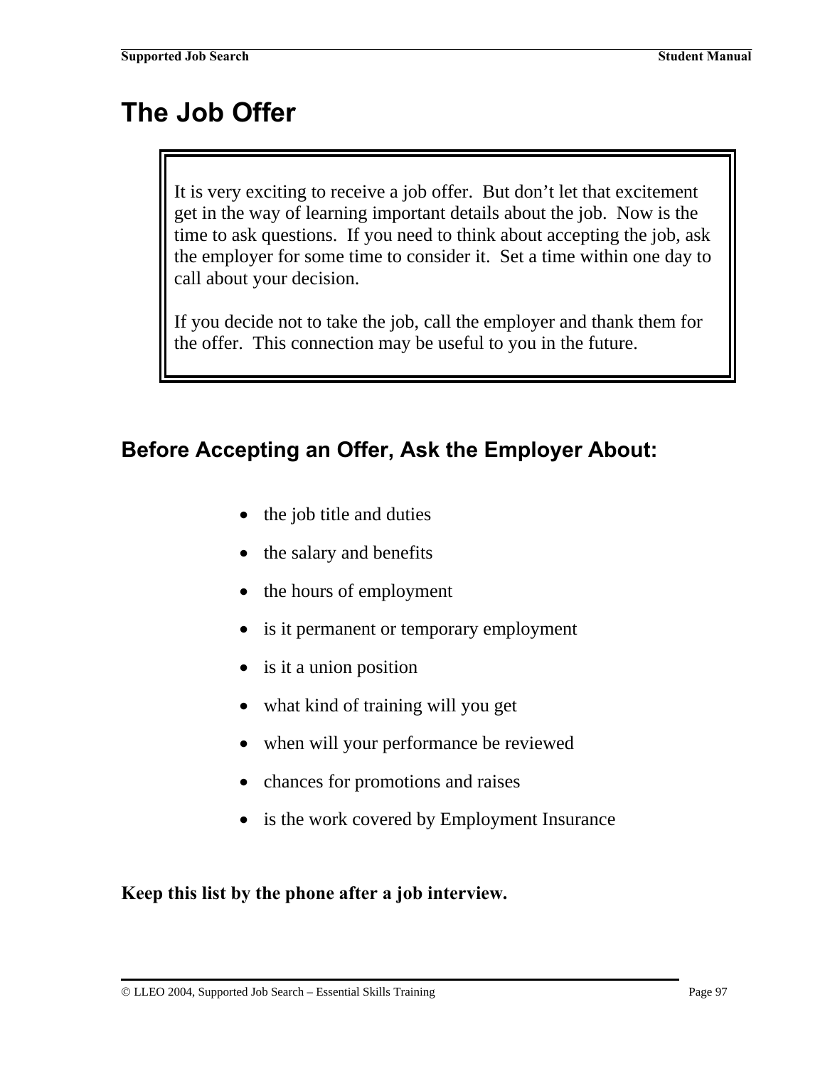# The Job Offer

It is very exciting to receive a job offer.  But don't let that excitement get in the way of learning important details about the job.  Now is the time to ask questions.  If you need to think about accepting the job, ask the employer for some time to consider it.  Set a time within one day to call about your decision.

If you decide not to take the job, call the employer and thank them for the offer.  This connection may be useful to you in the future.

## Before Accepting an Offer, Ask the Employer About:

- the job title and duties
- the salary and benefits
- the hours of employment
- is it permanent or temporary employment
- is it a union position
- what kind of training will you get
- when will your performance be reviewed
- chances for promotions and raises
- is the work covered by Employment Insurance

**Keep this list by the phone after a job interview.**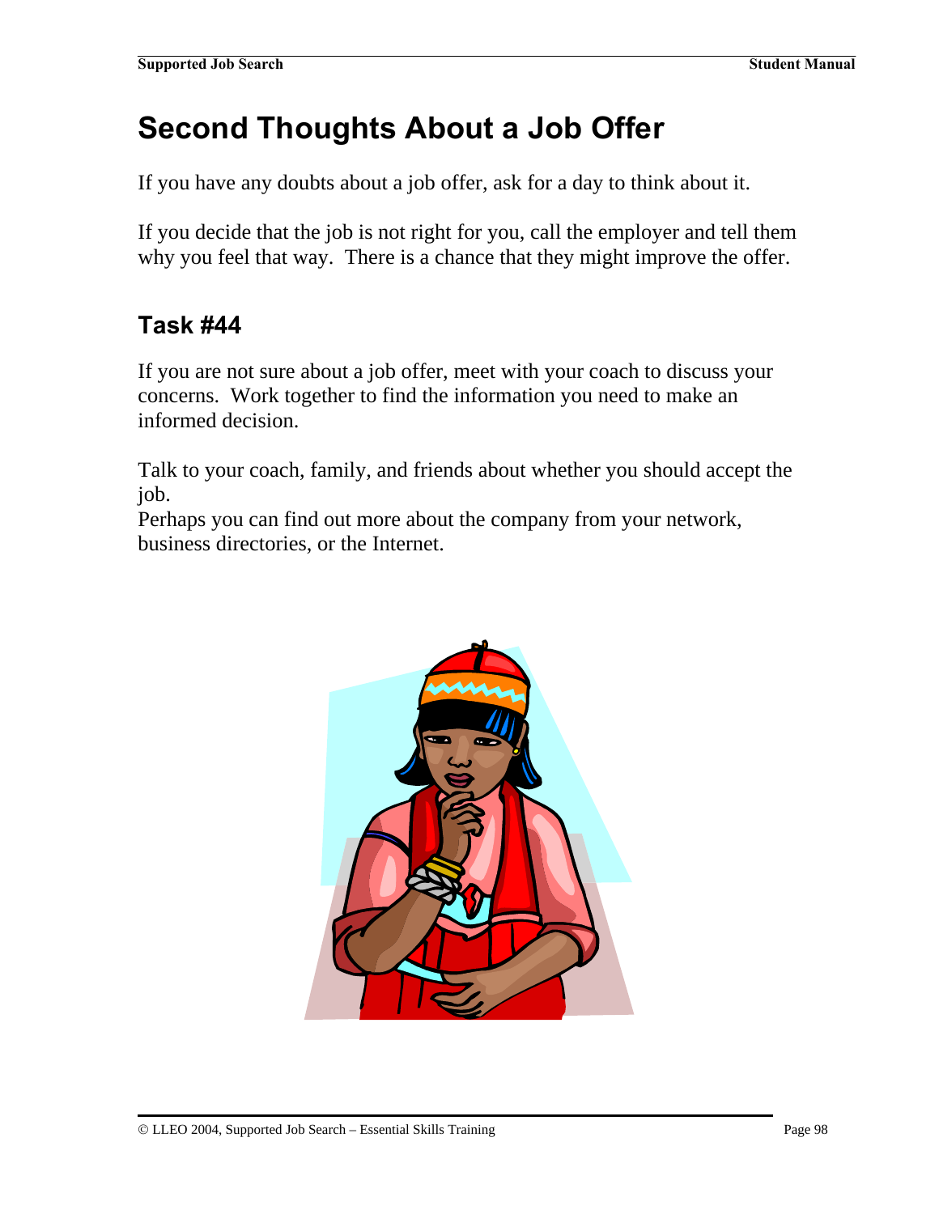# Second Thoughts About a Job Offer

If you have any doubts about a job offer, ask for a day to think about it.

If you decide that the job is not right for you, call the employer and tell them why you feel that way. There is a chance that they might improve the offer.

## Task #44

If you are not sure about a job offer, meet with your coach to discuss your concerns. Work together to find the information you need to make an informed decision.

Talk to your coach, family, and friends about whether you should accept the job.
Perhaps you can find out more about the company from your network, business directories, or the Internet.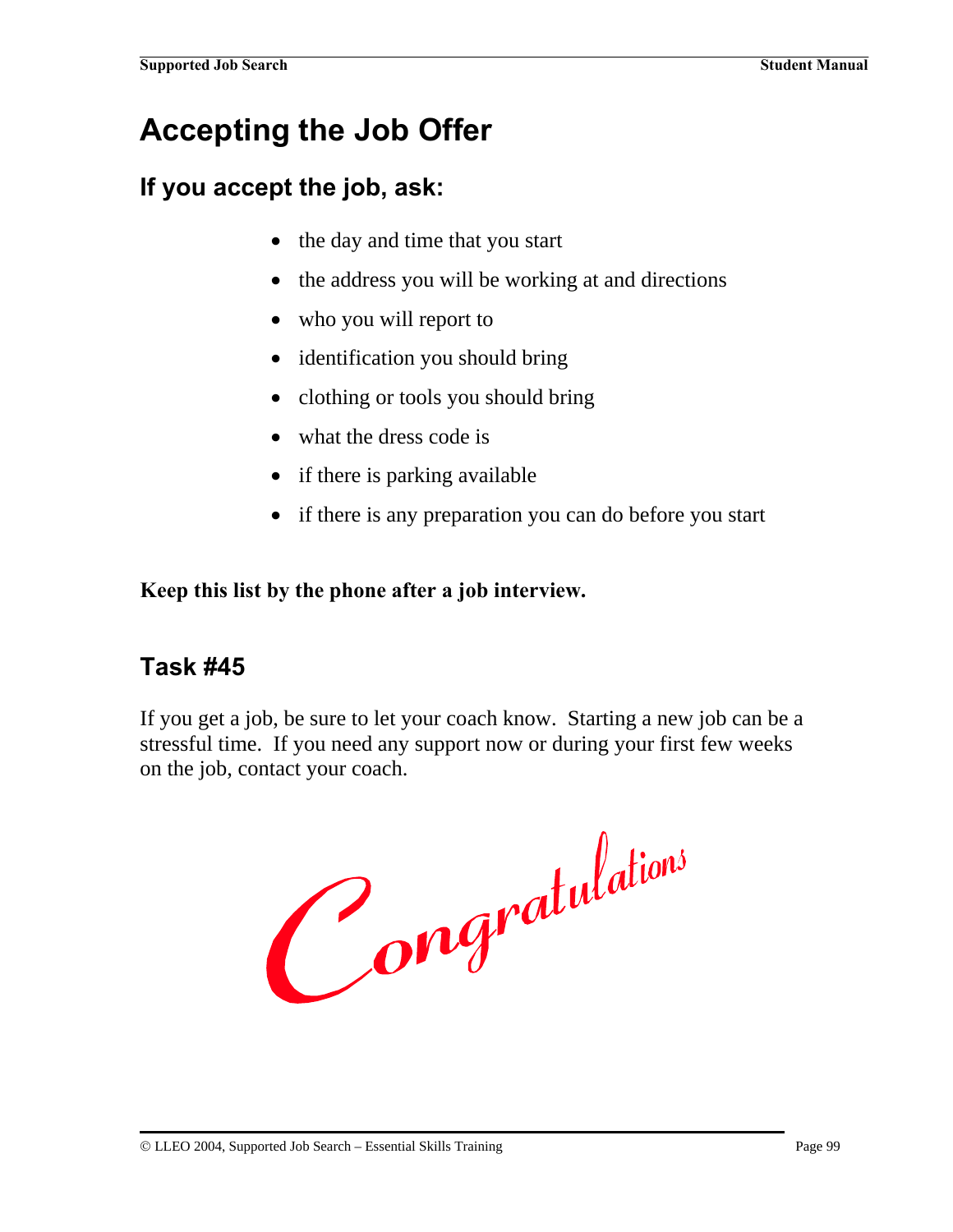# Accepting the Job Offer

## If you accept the job, ask:

- the day and time that you start
- the address you will be working at and directions
- who you will report to
- identification you should bring
- clothing or tools you should bring
- what the dress code is
- if there is parking available
- if there is any preparation you can do before you start

**Keep this list by the phone after a job interview.**

## Task #45

If you get a job, be sure to let your coach know. Starting a new job can be a stressful time. If you need any support now or during your first few weeks on the job, contact your coach.

*Congratulations*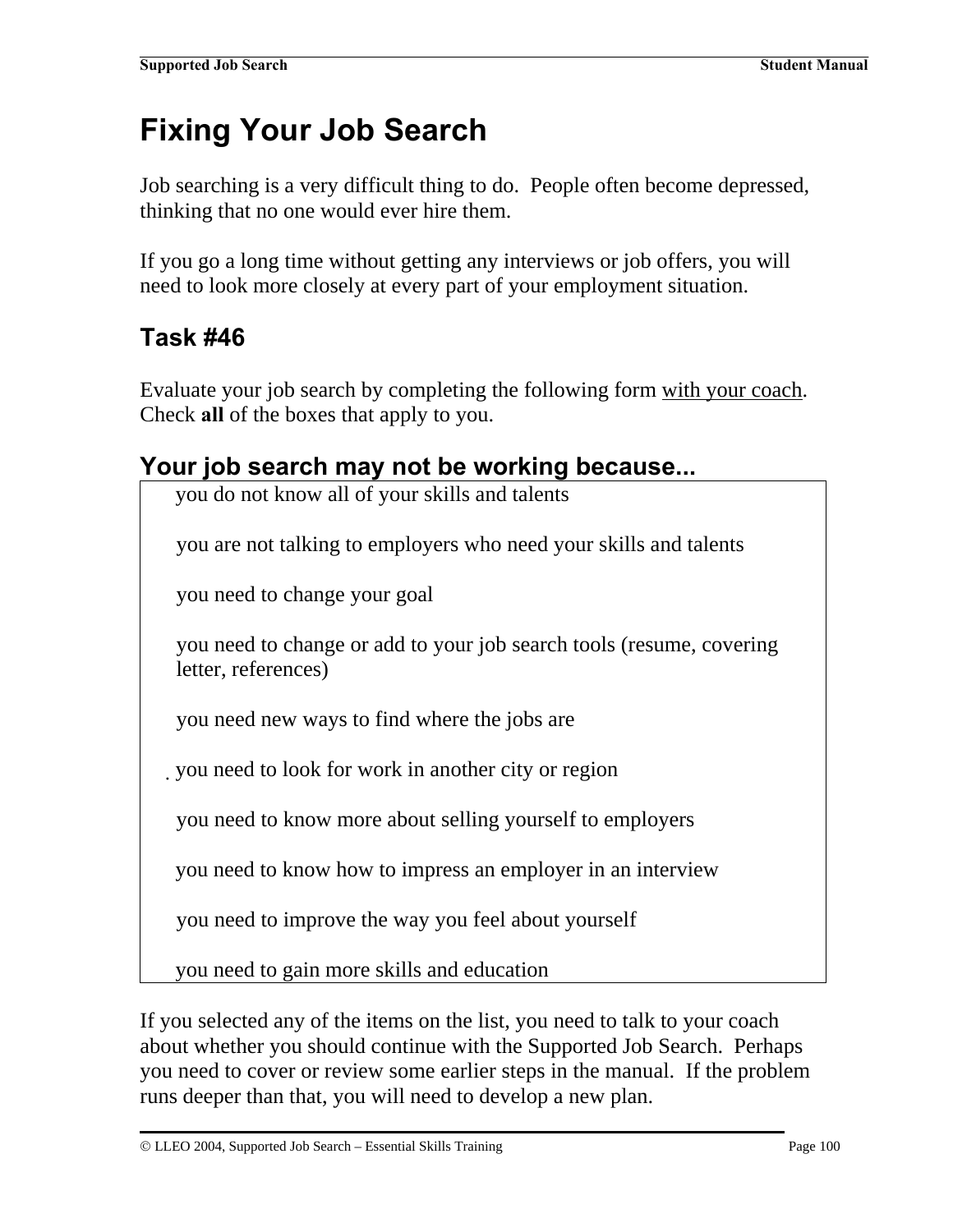# Fixing Your Job Search

Job searching is a very difficult thing to do. People often become depressed, thinking that no one would ever hire them.

If you go a long time without getting any interviews or job offers, you will need to look more closely at every part of your employment situation.

## Task #46

Evaluate your job search by completing the following form with your coach. Check **all** of the boxes that apply to you.

## Your job search may not be working because...

- you do not know all of your skills and talents
- you are not talking to employers who need your skills and talents
- you need to change your goal
- you need to change or add to your job search tools (resume, covering letter, references)
- you need new ways to find where the jobs are
- you need to look for work in another city or region
- you need to know more about selling yourself to employers
- you need to know how to impress an employer in an interview
- you need to improve the way you feel about yourself
- you need to gain more skills and education

If you selected any of the items on the list, you need to talk to your coach about whether you should continue with the Supported Job Search. Perhaps you need to cover or review some earlier steps in the manual. If the problem runs deeper than that, you will need to develop a new plan.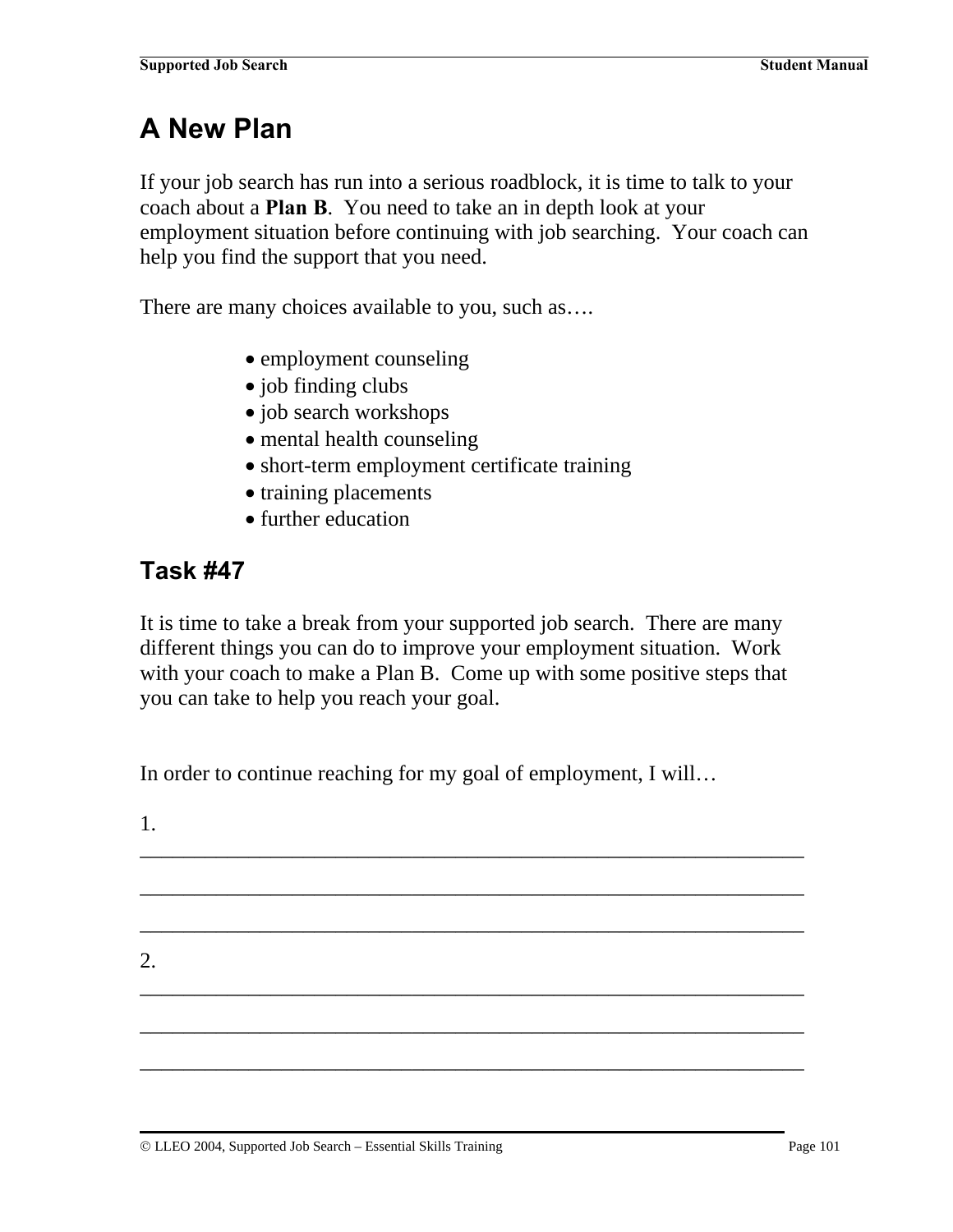# A New Plan

If your job search has run into a serious roadblock, it is time to talk to your coach about a **Plan B**. You need to take an in depth look at your employment situation before continuing with job searching. Your coach can help you find the support that you need.

There are many choices available to you, such as….

- employment counseling
- job finding clubs
- job search workshops
- mental health counseling
- short-term employment certificate training
- training placements
- further education

## Task #47

It is time to take a break from your supported job search. There are many different things you can do to improve your employment situation. Work with your coach to make a Plan B. Come up with some positive steps that you can take to help you reach your goal.

In order to continue reaching for my goal of employment, I will…

1. ____________________________________________________________

____________________________________________________________

____________________________________________________________

2. ____________________________________________________________

____________________________________________________________

____________________________________________________________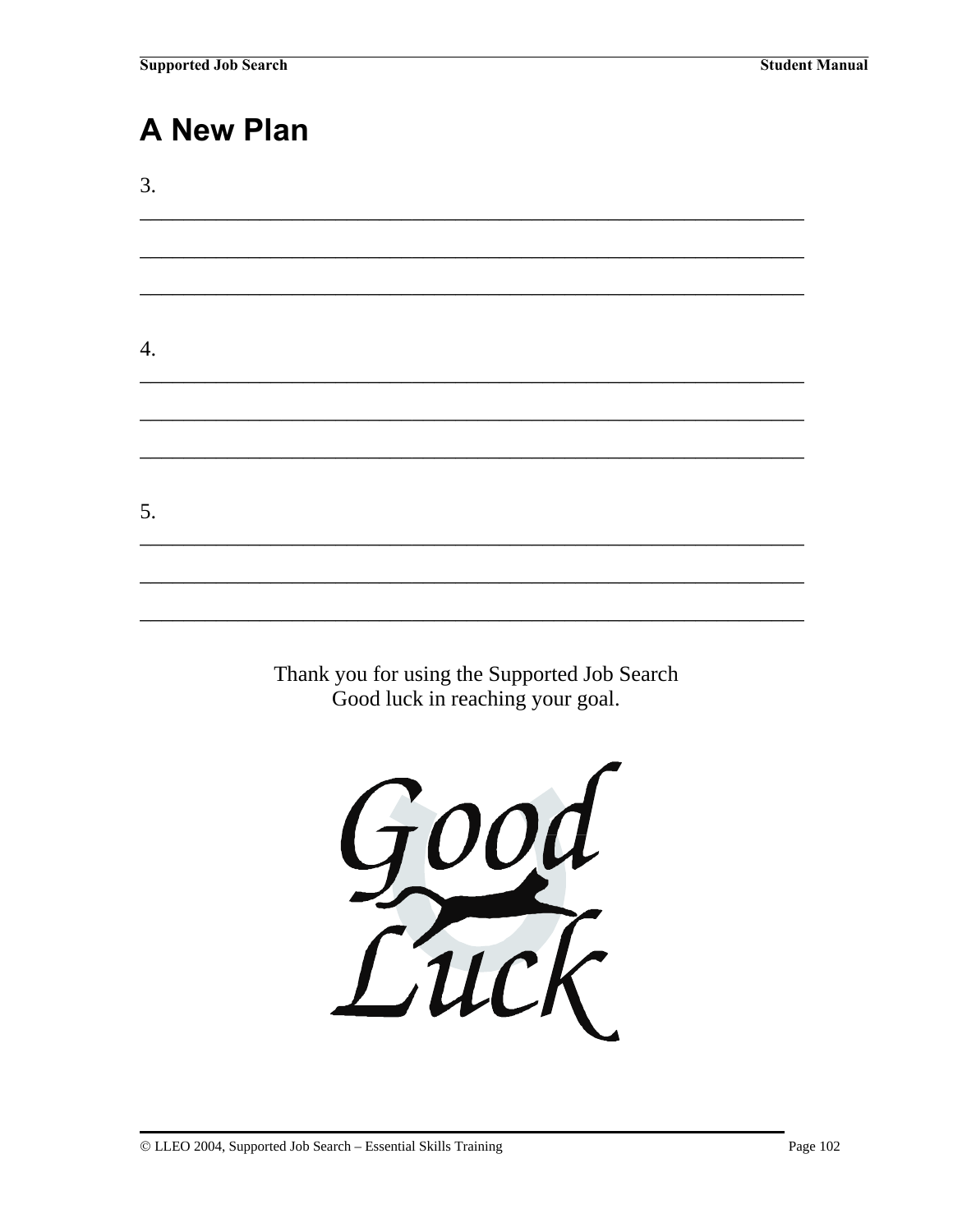# A New Plan

3. ____________________________________________________________

____________________________________________________________

____________________________________________________________

4. ____________________________________________________________

____________________________________________________________

____________________________________________________________

5. ____________________________________________________________

____________________________________________________________

____________________________________________________________

Thank you for using the Supported Job Search
Good luck in reaching your goal.

Good
Luck